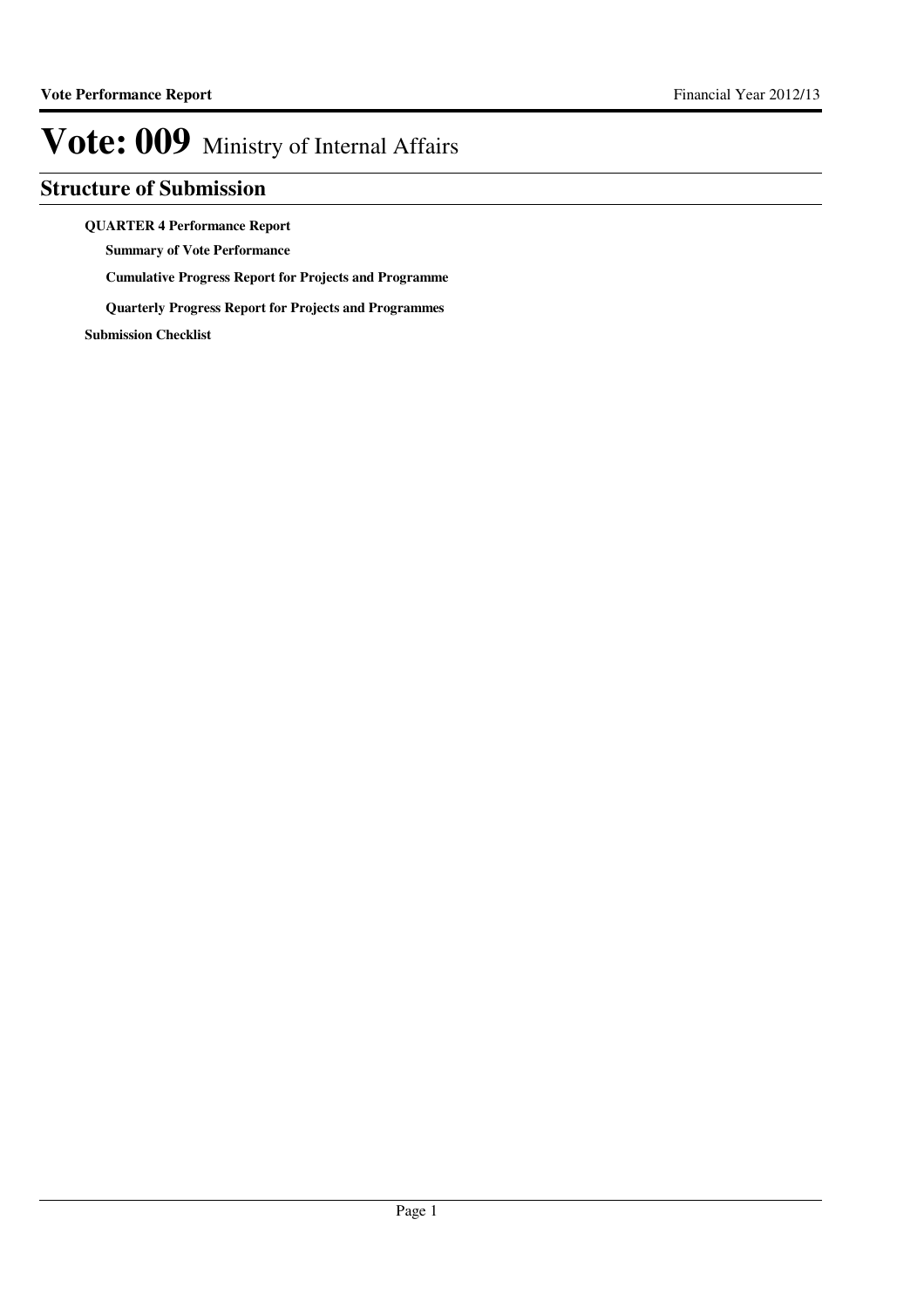# Vote: 009 Ministry of Internal Affairs

## Structure of Submission

**QUARTER 4 Performance Report**

- **Summary of Vote Performance**
- **Cumulative Progress Report for Projects and Programme**
- **Quarterly Progress Report for Projects and Programmes**

**Submission Checklist**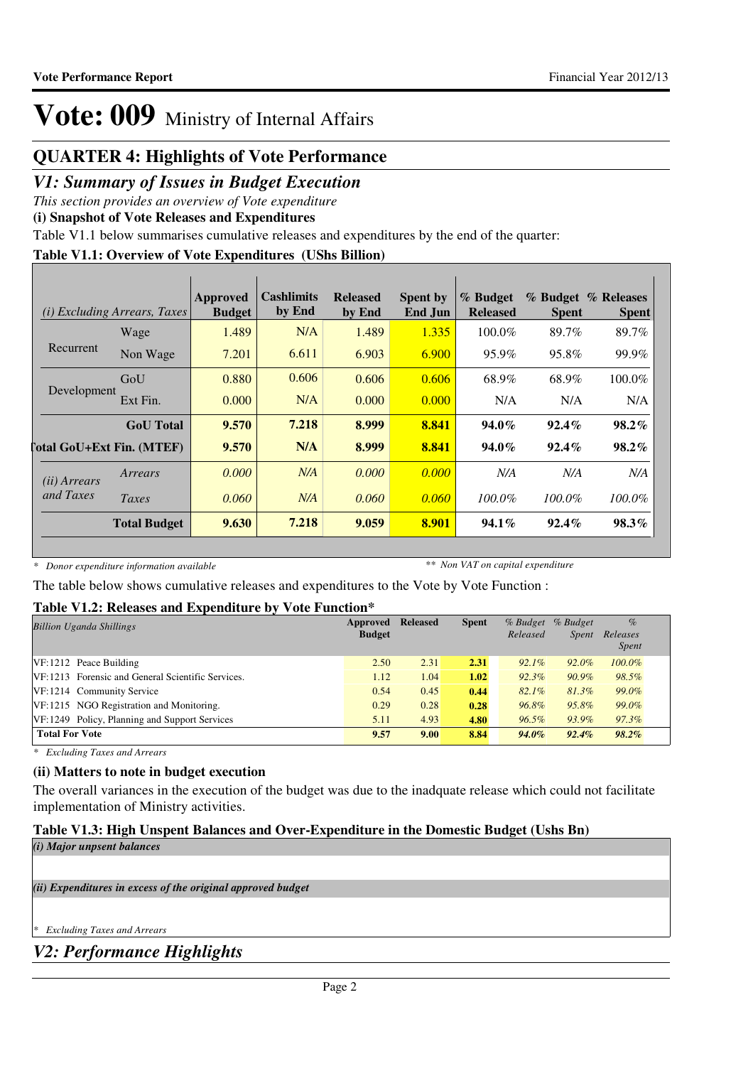# Vote: 009 Ministry of Internal Affairs

## QUARTER 4: Highlights of Vote Performance

## *V1: Summary of Issues in Budget Execution*

*This section provides an overview of Vote expenditure*

**(i) Snapshot of Vote Releases and Expenditures**

Table V1.1 below summarises cumulative releases and expenditures by the end of the quarter:

**Table V1.1: Overview of Vote Expenditures (UShs Billion)**

| *(i) Excluding Arrears, Taxes* | | Approved Budget | Cashlimits by End | Released by End | Spent by End Jun | % Budget Released | % Budget Spent | % Releases Spent |
|---|---|---|---|---|---|---|---|---|
| Recurrent | Wage | 1.489 | N/A | 1.489 | 1.335 | 100.0% | 89.7% | 89.7% |
| | Non Wage | 7.201 | 6.611 | 6.903 | 6.900 | 95.9% | 95.8% | 99.9% |
| Development | GoU | 0.880 | 0.606 | 0.606 | 0.606 | 68.9% | 68.9% | 100.0% |
| | Ext Fin. | 0.000 | N/A | 0.000 | 0.000 | N/A | N/A | N/A |
| | **GoU Total** | **9.570** | **7.218** | **8.999** | **8.841** | **94.0%** | **92.4%** | **98.2%** |
| **Total GoU+Ext Fin. (MTEF)** | | **9.570** | **N/A** | **8.999** | **8.841** | **94.0%** | **92.4%** | **98.2%** |
| *(ii) Arrears and Taxes* | *Arrears* | *0.000* | *N/A* | *0.000* | *0.000* | *N/A* | *N/A* | *N/A* |
| | *Taxes* | *0.060* | *N/A* | *0.060* | *0.060* | *100.0%* | *100.0%* | *100.0%* |
| | **Total Budget** | **9.630** | **7.218** | **9.059** | **8.901** | **94.1%** | **92.4%** | **98.3%** |

*\* Donor expenditure information available* *\*\* Non VAT on capital expenditure*

The table below shows cumulative releases and expenditures to the Vote by Vote Function :

**Table V1.2: Releases and Expenditure by Vote Function\***

| *Billion Uganda Shillings* | Approved Budget | Released | Spent | *% Budget Released* | *% Budget Spent* | *% Releases Spent* |
|---|---|---|---|---|---|---|
| VF:1212 Peace Building | 2.50 | 2.31 | **2.31** | *92.1%* | *92.0%* | *100.0%* |
| VF:1213 Forensic and General Scientific Services. | 1.12 | 1.04 | **1.02** | *92.3%* | *90.9%* | *98.5%* |
| VF:1214 Community Service | 0.54 | 0.45 | **0.44** | *82.1%* | *81.3%* | *99.0%* |
| VF:1215 NGO Registration and Monitoring. | 0.29 | 0.28 | **0.28** | *96.8%* | *95.8%* | *99.0%* |
| VF:1249 Policy, Planning and Support Services | 5.11 | 4.93 | **4.80** | *96.5%* | *93.9%* | *97.3%* |
| **Total For Vote** | **9.57** | **9.00** | **8.84** | ***94.0%*** | ***92.4%*** | ***98.2%*** |

*\* Excluding Taxes and Arrears*

**(ii) Matters to note in budget execution**

The overall variances in the execution of the budget was due to the inadquate release which could not facilitate implementation of Ministry activities.

**Table V1.3: High Unspent Balances and Over-Expenditure in the Domestic Budget (Ushs Bn)**

***(i) Major unpsent balances***

***(ii) Expenditures in excess of the original approved budget***

*\* Excluding Taxes and Arrears*

## *V2: Performance Highlights*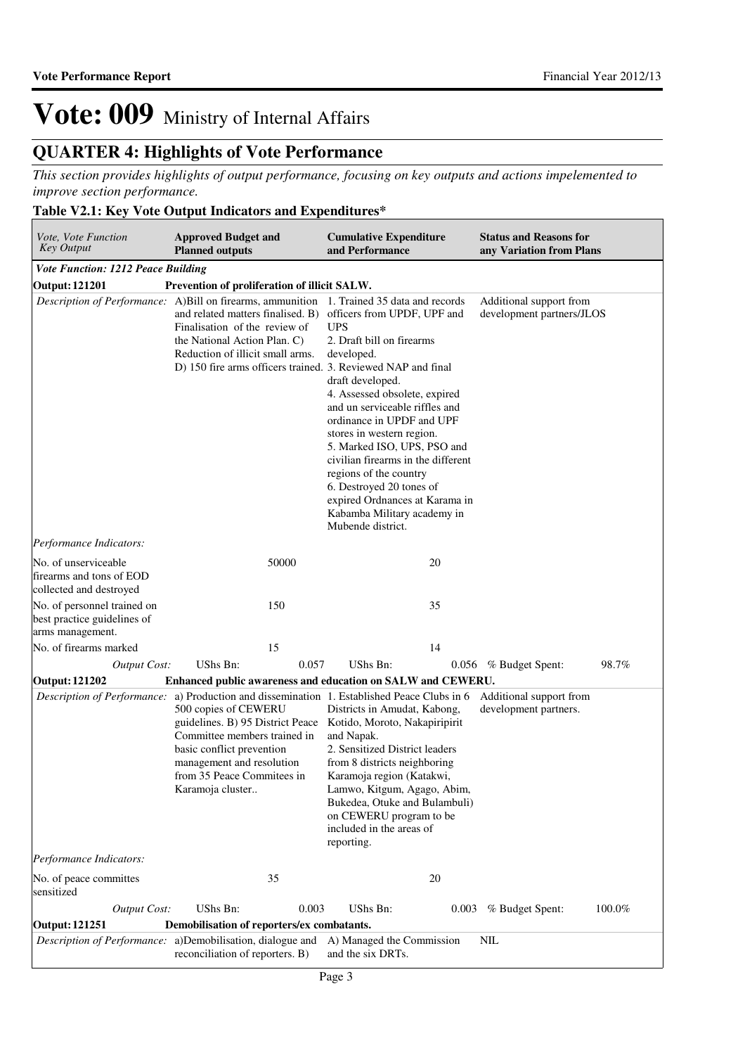# Vote: 009 Ministry of Internal Affairs

## QUARTER 4: Highlights of Vote Performance

*This section provides highlights of output performance, focusing on key outputs and actions impelemented to improve section performance.*

### Table V2.1: Key Vote Output Indicators and Expenditures*

| *Vote, Vote Function Key Output* | **Approved Budget and Planned outputs** | **Cumulative Expenditure and Performance** | **Status and Reasons for any Variation from Plans** |
|---|---|---|---|
| ***Vote Function: 1212 Peace Building*** | | | |
| **Output: 121201** | **Prevention of proliferation of illicit SALW.** | | |
| *Description of Performance:* | A)Bill on firearms, ammunition and related matters finalised. B) Finalisation of the review of the National Action Plan. C) Reduction of illicit small arms. D) 150 fire arms officers trained. | 1. Trained 35 data and records officers from UPDF, UPF and UPS<br>2. Draft bill on firearms developed.<br>3. Reviewed NAP and final draft developed.<br>4. Assessed obsolete, expired and un serviceable riffles and ordinance in UPDF and UPF stores in western region.<br>5. Marked ISO, UPS, PSO and civilian firearms in the different regions of the country<br>6. Destroyed 20 tones of expired Ordnances at Karama in Kabamba Military academy in Mubende district. | Additional support from development partners/JLOS |
| *Performance Indicators:* | | | |
| No. of unserviceable firearms and tons of EOD collected and destroyed | 50000 | 20 | |
| No. of personnel trained on best practice guidelines of arms management. | 150 | 35 | |
| No. of firearms marked | 15 | 14 | |
| *Output Cost:* | UShs Bn: 0.057 | UShs Bn: 0.056 | % Budget Spent: 98.7% |
| **Output: 121202** | **Enhanced public awareness and education on SALW and CEWERU.** | | |
| *Description of Performance:* | a) Production and dissemination 500 copies of CEWERU guidelines. B) 95 District Peace Committee members trained in basic conflict prevention management and resolution from 35 Peace Commitees in Karamoja cluster.. | 1. Established Peace Clubs in 6 Districts in Amudat, Kabong, Kotido, Moroto, Nakapiripirit and Napak.<br>2. Sensitized District leaders from 8 districts neighboring Karamoja region (Katakwi, Lamwo, Kitgum, Agago, Abim, Bukedea, Otuke and Bulambuli) on CEWERU program to be included in the areas of reporting. | Additional support from development partners. |
| *Performance Indicators:* | | | |
| No. of peace committes sensitized | 35 | 20 | |
| *Output Cost:* | UShs Bn: 0.003 | UShs Bn: 0.003 | % Budget Spent: 100.0% |
| **Output: 121251** | **Demobilisation of reporters/ex combatants.** | | |
| *Description of Performance:* | a)Demobilisation, dialogue and reconciliation of reporters. B) | A) Managed the Commission and the six DRTs. | NIL |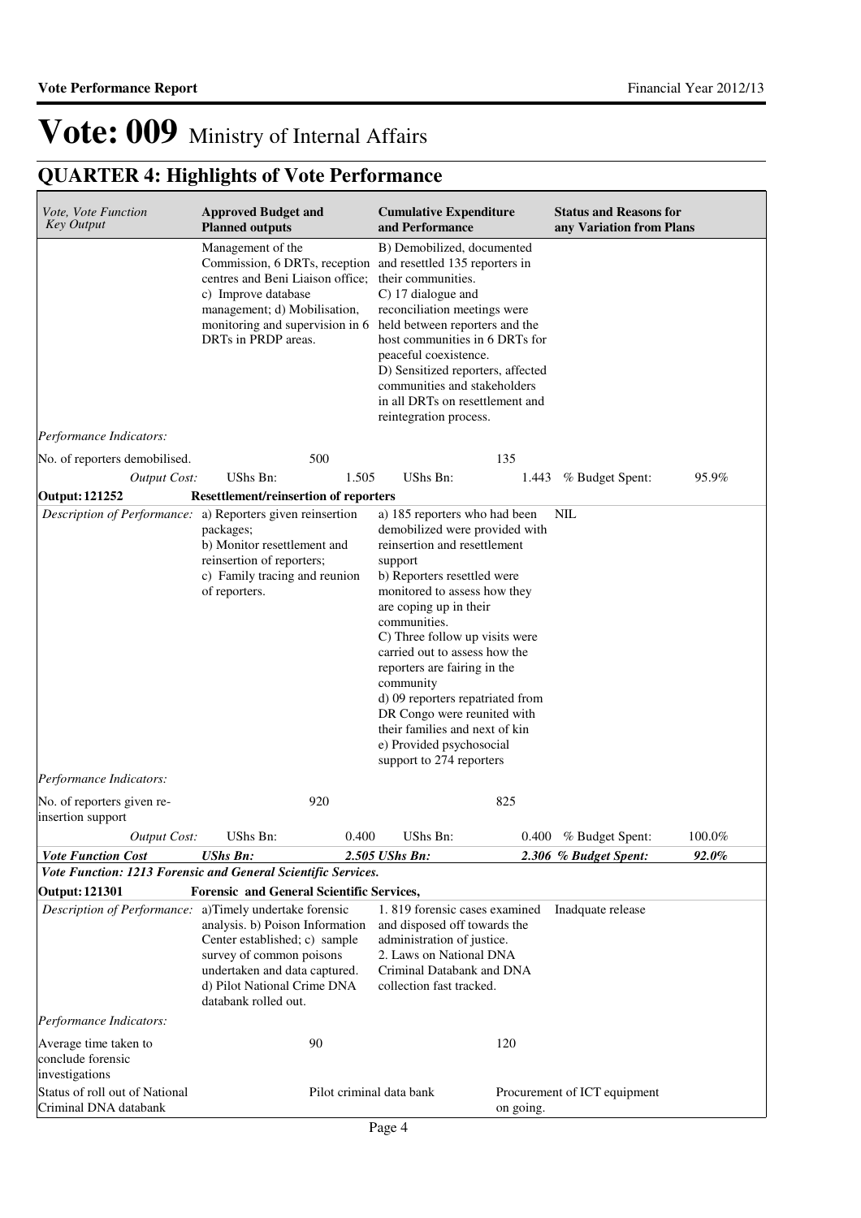# Vote: 009 Ministry of Internal Affairs

## QUARTER 4: Highlights of Vote Performance

| *Vote, Vote Function Key Output* | **Approved Budget and Planned outputs** | | **Cumulative Expenditure and Performance** | | **Status and Reasons for any Variation from Plans** | |
|---|---|---|---|---|---|---|
| | Management of the Commission, 6 DRTs, reception centres and Beni Liaison office; c) Improve database management; d) Mobilisation, monitoring and supervision in 6 DRTs in PRDP areas. | | B) Demobilized, documented and resettled 135 reporters in their communities. C) 17 dialogue and reconciliation meetings were held between reporters and the host communities in 6 DRTs for peaceful coexistence. D) Sensitized reporters, affected communities and stakeholders in all DRTs on resettlement and reintegration process. | | | |
| *Performance Indicators:* | | | | | | |
| No. of reporters demobilised. | 500 | | 135 | | | |
| *Output Cost:* | UShs Bn: | 1.505 | UShs Bn: | 1.443 | % Budget Spent: | 95.9% |
| **Output: 121252** | **Resettlement/reinsertion of reporters** | | | | | |
| *Description of Performance:* | a) Reporters given reinsertion packages; b) Monitor resettlement and reinsertion of reporters; c) Family tracing and reunion of reporters. | | a) 185 reporters who had been demobilized were provided with reinsertion and resettlement support b) Reporters resettled were monitored to assess how they are coping up in their communities. C) Three follow up visits were carried out to assess how the reporters are fairing in the community d) 09 reporters repatriated from DR Congo were reunited with their families and next of kin e) Provided psychosocial support to 274 reporters | | NIL | |
| *Performance Indicators:* | | | | | | |
| No. of reporters given re-insertion support | 920 | | 825 | | | |
| *Output Cost:* | UShs Bn: | 0.400 | UShs Bn: | 0.400 | % Budget Spent: | 100.0% |
| ***Vote Function Cost*** | ***UShs Bn:*** | ***2.505*** | ***UShs Bn:*** | ***2.306*** | ***% Budget Spent:*** | ***92.0%*** |
| ***Vote Function: 1213 Forensic and General Scientific Services.*** | | | | | | |
| **Output: 121301** | **Forensic and General Scientific Services,** | | | | | |
| *Description of Performance:* | a)Timely undertake forensic analysis. b) Poison Information Center established; c) sample survey of common poisons undertaken and data captured. d) Pilot National Crime DNA databank rolled out. | | 1. 819 forensic cases examined and disposed off towards the administration of justice. 2. Laws on National DNA Criminal Databank and DNA collection fast tracked. | | Inadquate release | |
| *Performance Indicators:* | | | | | | |
| Average time taken to conclude forensic investigations | 90 | | 120 | | | |
| Status of roll out of National Criminal DNA databank | Pilot criminal data bank | | Procurement of ICT equipment on going. | | | |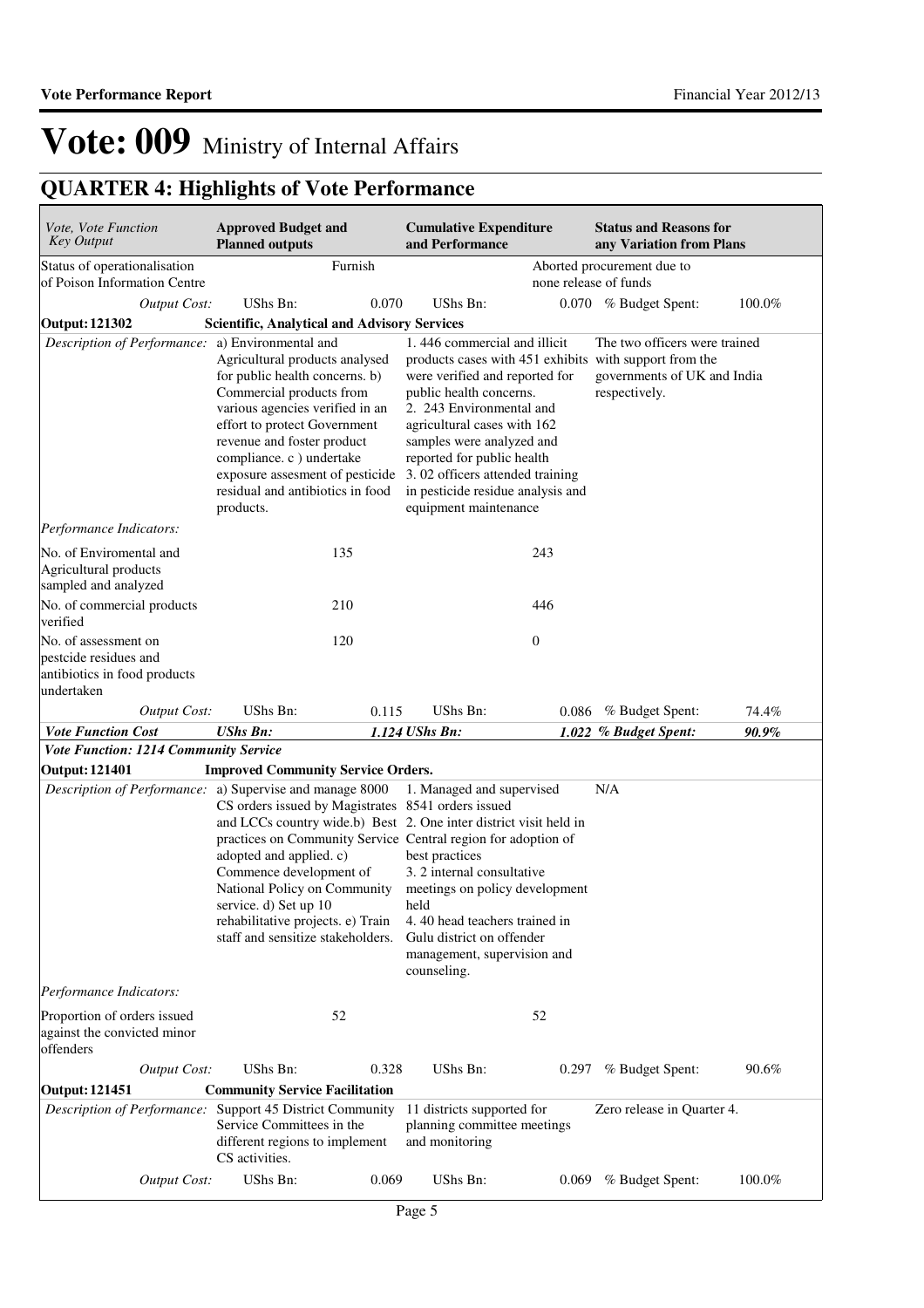# Vote: 009 Ministry of Internal Affairs

## QUARTER 4: Highlights of Vote Performance

| *Vote, Vote Function Key Output* | **Approved Budget and Planned outputs** | | **Cumulative Expenditure and Performance** | | **Status and Reasons for any Variation from Plans** | |
|---|---|---|---|---|---|---|
| Status of operationalisation of Poison Information Centre | | Furnish | | | Aborted procurement due to none release of funds | |
| *Output Cost:* | UShs Bn: | 0.070 | UShs Bn: | 0.070 | % Budget Spent: | 100.0% |
| **Output: 121302** | **Scientific, Analytical and Advisory Services** | | | | | |
| *Description of Performance:* | a) Environmental and Agricultural products analysed for public health concerns. b) Commercial products from various agencies verified in an effort to protect Government revenue and foster product compliance. c ) undertake exposure assesment of pesticide residual and antibiotics in food products. | | 1. 446 commercial and illicit products cases with 451 exhibits were verified and reported for public health concerns. 2. 243 Environmental and agricultural cases with 162 samples were analyzed and reported for public health 3. 02 officers attended training in pesticide residue analysis and equipment maintenance | | The two officers were trained with support from the governments of UK and India respectively. | |
| *Performance Indicators:* | | | | | | |
| No. of Enviromental and Agricultural products sampled and analyzed | | 135 | | 243 | | |
| No. of commercial products verified | | 210 | | 446 | | |
| No. of assessment on pestcide residues and antibiotics in food products undertaken | | 120 | | 0 | | |
| *Output Cost:* | UShs Bn: | 0.115 | UShs Bn: | 0.086 | % Budget Spent: | 74.4% |
| ***Vote Function Cost*** | ***UShs Bn:*** | ***1.124*** | ***UShs Bn:*** | ***1.022*** | ***% Budget Spent:*** | ***90.9%*** |
| ***Vote Function: 1214 Community Service*** | | | | | | |
| **Output: 121401** | **Improved Community Service Orders.** | | | | | |
| *Description of Performance:* | a) Supervise and manage 8000 CS orders issued by Magistrates and LCCs country wide.b) Best practices on Community Service adopted and applied. c) Commence development of National Policy on Community service. d) Set up 10 rehabilitative projects. e) Train staff and sensitize stakeholders. | | 1. Managed and supervised 8541 orders issued 2. One inter district visit held in Central region for adoption of best practices 3. 2 internal consultative meetings on policy development held 4. 40 head teachers trained in Gulu district on offender management, supervision and counseling. | | N/A | |
| *Performance Indicators:* | | | | | | |
| Proportion of orders issued against the convicted minor offenders | | 52 | | 52 | | |
| *Output Cost:* | UShs Bn: | 0.328 | UShs Bn: | 0.297 | % Budget Spent: | 90.6% |
| **Output: 121451** | **Community Service Facilitation** | | | | | |
| *Description of Performance:* | Support 45 District Community Service Committees in the different regions to implement CS activities. | | 11 districts supported for planning committee meetings and monitoring | | Zero release in Quarter 4. | |
| *Output Cost:* | UShs Bn: | 0.069 | UShs Bn: | 0.069 | % Budget Spent: | 100.0% |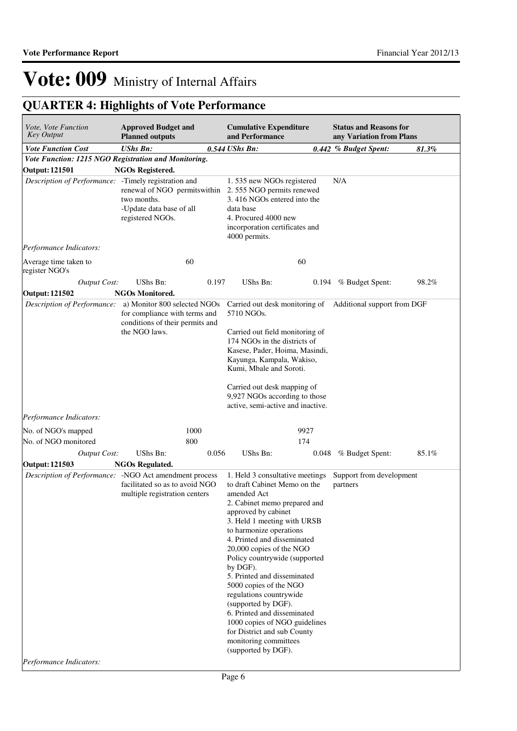# Vote: 009 Ministry of Internal Affairs

## QUARTER 4: Highlights of Vote Performance

| *Vote, Vote Function Key Output* | **Approved Budget and Planned outputs** | | **Cumulative Expenditure and Performance** | | **Status and Reasons for any Variation from Plans** | |
|---|---|---|---|---|---|---|
| ***Vote Function Cost*** | ***UShs Bn:*** | ***0.544*** | ***UShs Bn:*** | ***0.442*** | ***% Budget Spent:*** | ***81.3%*** |
| ***Vote Function: 1215 NGO Registration and Monitoring.*** | | | | | | |
| **Output: 121501** | **NGOs Registered.** | | | | | |
| *Description of Performance:* | -Timely registration and renewal of NGO permitswithin two months.<br>-Update data base of all registered NGOs. | | 1. 535 new NGOs registered<br>2. 555 NGO permits renewed<br>3. 416 NGOs entered into the data base<br>4. Procured 4000 new incorporation certificates and 4000 permits. | | N/A | |
| *Performance Indicators:* | | | | | | |
| Average time taken to register NGO's | | 60 | | 60 | | |
| *Output Cost:* | UShs Bn: | 0.197 | UShs Bn: | 0.194 | % Budget Spent: | 98.2% |
| **Output: 121502** | **NGOs Monitored.** | | | | | |
| *Description of Performance:* | a) Monitor 800 selected NGOs for compliance with terms and conditions of their permits and the NGO laws. | | Carried out desk monitoring of 5710 NGOs.<br><br>Carried out field monitoring of 174 NGOs in the districts of Kasese, Pader, Hoima, Masindi, Kayunga, Kampala, Wakiso, Kumi, Mbale and Soroti.<br><br>Carried out desk mapping of 9,927 NGOs according to those active, semi-active and inactive. | | Additional support from DGF | |
| *Performance Indicators:* | | | | | | |
| No. of NGO's mapped | | 1000 | | 9927 | | |
| No. of NGO monitored | | 800 | | 174 | | |
| *Output Cost:* | UShs Bn: | 0.056 | UShs Bn: | 0.048 | % Budget Spent: | 85.1% |
| **Output: 121503** | **NGOs Regulated.** | | | | | |
| *Description of Performance:* | -NGO Act amendment process facilitated so as to avoid NGO multiple registration centers | | 1. Held 3 consultative meetings to draft Cabinet Memo on the amended Act<br>2. Cabinet memo prepared and approved by cabinet<br>3. Held 1 meeting with URSB to harmonize operations<br>4. Printed and disseminated 20,000 copies of the NGO Policy countrywide (supported by DGF).<br>5. Printed and disseminated 5000 copies of the NGO regulations countrywide (supported by DGF).<br>6. Printed and disseminated 1000 copies of NGO guidelines for District and sub County monitoring committees (supported by DGF). | | Support from development partners | |
| *Performance Indicators:* | | | | | | |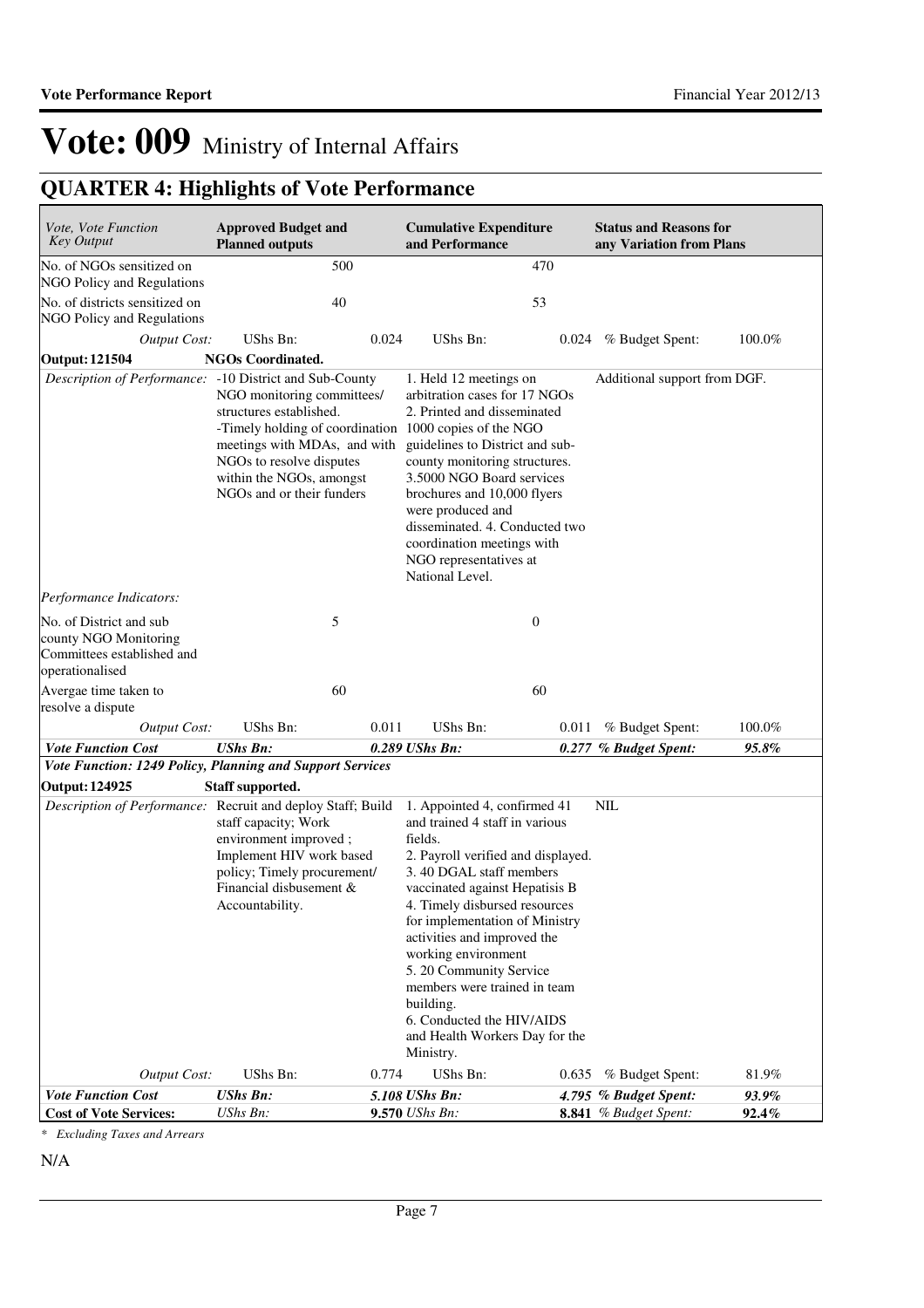# Vote: 009 Ministry of Internal Affairs

## QUARTER 4: Highlights of Vote Performance

| *Vote, Vote Function Key Output* | **Approved Budget and Planned outputs** | | **Cumulative Expenditure and Performance** | | **Status and Reasons for any Variation from Plans** | |
|---|---|---|---|---|---|---|
| No. of NGOs sensitized on NGO Policy and Regulations | | 500 | | 470 | | |
| No. of districts sensitized on NGO Policy and Regulations | | 40 | | 53 | | |
| *Output Cost:* | UShs Bn: | 0.024 | UShs Bn: | 0.024 | % Budget Spent: | 100.0% |
| **Output: 121504** | **NGOs Coordinated.** | | | | | |
| *Description of Performance:* | -10 District and Sub-County NGO monitoring committees/ structures established.<br>-Timely holding of coordination meetings with MDAs, and with NGOs to resolve disputes within the NGOs, amongst NGOs and or their funders | | 1. Held 12 meetings on arbitration cases for 17 NGOs<br>2. Printed and disseminated 1000 copies of the NGO guidelines to District and sub-county monitoring structures.<br>3.5000 NGO Board services brochures and 10,000 flyers were produced and disseminated. 4. Conducted two coordination meetings with NGO representatives at National Level. | | Additional support from DGF. | |
| *Performance Indicators:* | | | | | | |
| No. of District and sub county NGO Monitoring Committees established and operationalised | | 5 | | 0 | | |
| Avergae time taken to resolve a dispute | | 60 | | 60 | | |
| *Output Cost:* | UShs Bn: | 0.011 | UShs Bn: | 0.011 | % Budget Spent: | 100.0% |
| ***Vote Function Cost*** | ***UShs Bn:*** | ***0.289*** | ***UShs Bn:*** | ***0.277*** | ***% Budget Spent:*** | ***95.8%*** |
| ***Vote Function: 1249 Policy, Planning and Support Services*** | | | | | | |
| **Output: 124925** | **Staff supported.** | | | | | |
| *Description of Performance:* | Recruit and deploy Staff; Build staff capacity; Work environment improved ; Implement HIV work based policy; Timely procurement/ Financial disbusement & Accountability. | | 1. Appointed 4, confirmed 41 and trained 4 staff in various fields.<br>2. Payroll verified and displayed.<br>3. 40 DGAL staff members vaccinated against Hepatisis B<br>4. Timely disbursed resources for implementation of Ministry activities and improved the working environment<br>5. 20 Community Service members were trained in team building.<br>6. Conducted the HIV/AIDS and Health Workers Day for the Ministry. | | NIL | |
| *Output Cost:* | UShs Bn: | 0.774 | UShs Bn: | 0.635 | % Budget Spent: | 81.9% |
| ***Vote Function Cost*** | ***UShs Bn:*** | ***5.108*** | ***UShs Bn:*** | ***4.795*** | ***% Budget Spent:*** | ***93.9%*** |
| **Cost of Vote Services:** | *UShs Bn:* | **9.570** | *UShs Bn:* | **8.841** | *% Budget Spent:* | **92.4%** |

*\* Excluding Taxes and Arrears*

N/A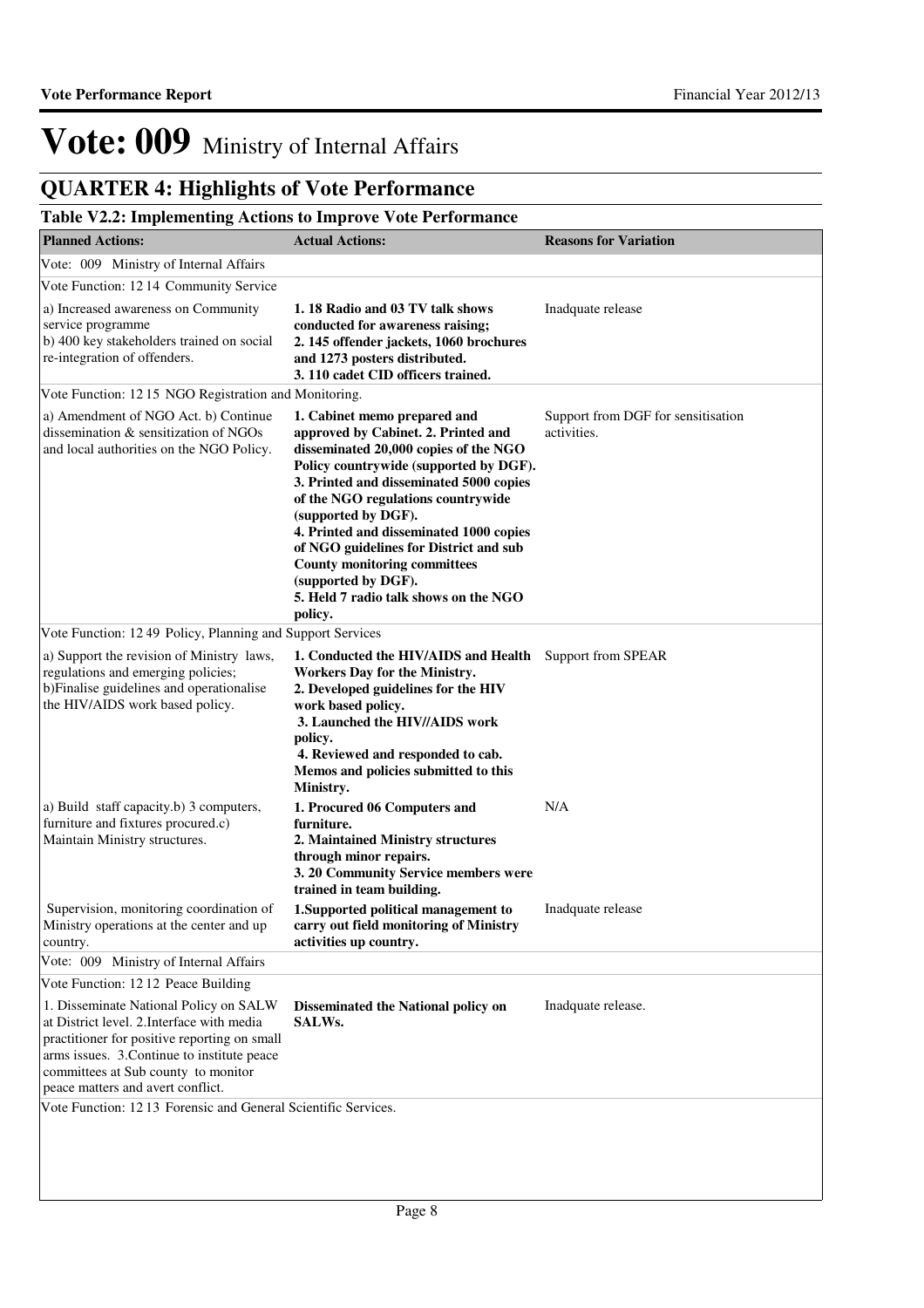# Vote: 009 Ministry of Internal Affairs

## QUARTER 4: Highlights of Vote Performance

### Table V2.2: Implementing Actions to Improve Vote Performance

| Planned Actions: | Actual Actions: | Reasons for Variation |
|---|---|---|
| Vote: 009 Ministry of Internal Affairs | | |
| Vote Function: 12 14 Community Service | | |
| a) Increased awareness on Community service programme<br>b) 400 key stakeholders trained on social re-integration of offenders. | **1. 18 Radio and 03 TV talk shows conducted for awareness raising;<br>2. 145 offender jackets, 1060 brochures and 1273 posters distributed.<br>3. 110 cadet CID officers trained.** | Inadquate release |
| Vote Function: 12 15 NGO Registration and Monitoring. | | |
| a) Amendment of NGO Act. b) Continue dissemination & sensitization of NGOs and local authorities on the NGO Policy. | **1. Cabinet memo prepared and approved by Cabinet. 2. Printed and disseminated 20,000 copies of the NGO Policy countrywide (supported by DGF).<br>3. Printed and disseminated 5000 copies of the NGO regulations countrywide (supported by DGF).<br>4. Printed and disseminated 1000 copies of NGO guidelines for District and sub County monitoring committees (supported by DGF).<br>5. Held 7 radio talk shows on the NGO policy.** | Support from DGF for sensitisation activities. |
| Vote Function: 12 49 Policy, Planning and Support Services | | |
| a) Support the revision of Ministry laws, regulations and emerging policies;<br>b)Finalise guidelines and operationalise the HIV/AIDS work based policy. | **1. Conducted the HIV/AIDS and Health Workers Day for the Ministry.<br>2. Developed guidelines for the HIV work based policy.<br>3. Launched the HIV//AIDS work policy.<br>4. Reviewed and responded to cab. Memos and policies submitted to this Ministry.** | Support from SPEAR |
| a) Build staff capacity.b) 3 computers, furniture and fixtures procured.c) Maintain Ministry structures. | **1. Procured 06 Computers and furniture.<br>2. Maintained Ministry structures through minor repairs.<br>3. 20 Community Service members were trained in team building.** | N/A |
| Supervision, monitoring coordination of Ministry operations at the center and up country. | **1.Supported political management to carry out field monitoring of Ministry activities up country.** | Inadquate release |
| Vote: 009 Ministry of Internal Affairs | | |
| Vote Function: 12 12 Peace Building | | |
| 1. Disseminate National Policy on SALW at District level. 2.Interface with media practitioner for positive reporting on small arms issues. 3.Continue to institute peace committees at Sub county to monitor peace matters and avert conflict. | **Disseminated the National policy on SALWs.** | Inadquate release. |
| Vote Function: 12 13 Forensic and General Scientific Services. | | |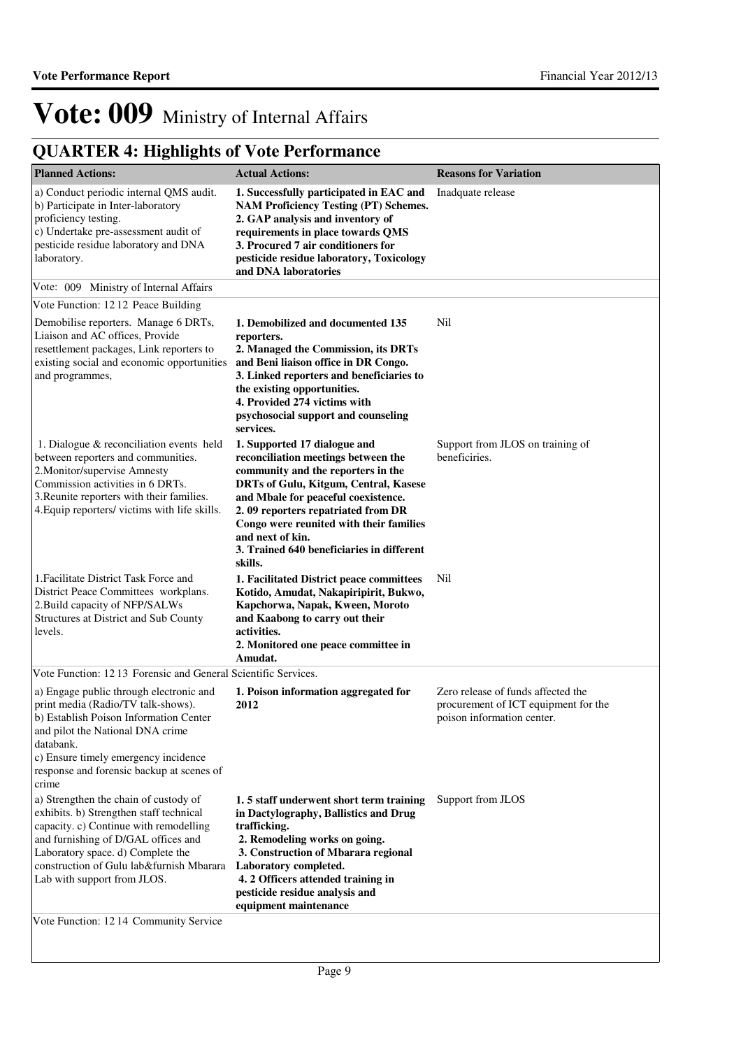# Vote: 009 Ministry of Internal Affairs

## QUARTER 4: Highlights of Vote Performance

| Planned Actions: | Actual Actions: | Reasons for Variation |
|---|---|---|
| a) Conduct periodic internal QMS audit.<br>b) Participate in Inter-laboratory proficiency testing.<br>c) Undertake pre-assessment audit of pesticide residue laboratory and DNA laboratory. | **1. Successfully participated in EAC and NAM Proficiency Testing (PT) Schemes.<br>2. GAP analysis and inventory of requirements in place towards QMS<br>3. Procured 7 air conditioners for pesticide residue laboratory, Toxicology and DNA laboratories** | Inadquate release |
| Vote: 009 Ministry of Internal Affairs | | |
| Vote Function: 12 12 Peace Building | | |
| Demobilise reporters. Manage 6 DRTs, Liaison and AC offices, Provide resettlement packages, Link reporters to existing social and economic opportunities and programmes, | **1. Demobilized and documented 135 reporters.<br>2. Managed the Commission, its DRTs and Beni liaison office in DR Congo.<br>3. Linked reporters and beneficiaries to the existing opportunities.<br>4. Provided 274 victims with psychosocial support and counseling services.** | Nil |
| 1. Dialogue & reconciliation events held between reporters and communities.<br>2.Monitor/supervise Amnesty Commission activities in 6 DRTs.<br>3.Reunite reporters with their families.<br>4.Equip reporters/ victims with life skills. | **1. Supported 17 dialogue and reconciliation meetings between the community and the reporters in the DRTs of Gulu, Kitgum, Central, Kasese and Mbale for peaceful coexistence.<br>2. 09 reporters repatriated from DR Congo were reunited with their families and next of kin.<br>3. Trained 640 beneficiaries in different skills.** | Support from JLOS on training of beneficiries. |
| 1.Facilitate District Task Force and District Peace Committees workplans.<br>2.Build capacity of NFP/SALWs Structures at District and Sub County levels. | **1. Facilitated District peace committees Kotido, Amudat, Nakapiripirit, Bukwo, Kapchorwa, Napak, Kween, Moroto and Kaabong to carry out their activities.<br>2. Monitored one peace committee in Amudat.** | Nil |
| Vote Function: 12 13 Forensic and General Scientific Services. | | |
| a) Engage public through electronic and print media (Radio/TV talk-shows).<br>b) Establish Poison Information Center and pilot the National DNA crime databank.<br>c) Ensure timely emergency incidence response and forensic backup at scenes of crime | **1. Poison information aggregated for 2012** | Zero release of funds affected the procurement of ICT equipment for the poison information center. |
| a) Strengthen the chain of custody of exhibits. b) Strengthen staff technical capacity. c) Continue with remodelling and furnishing of D/GAL offices and Laboratory space. d) Complete the construction of Gulu lab&furnish Mbarara Lab with support from JLOS. | **1. 5 staff underwent short term training in Dactylography, Ballistics and Drug trafficking.<br>2. Remodeling works on going.<br>3. Construction of Mbarara regional Laboratory completed.<br>4. 2 Officers attended training in pesticide residue analysis and equipment maintenance** | Support from JLOS |
| Vote Function: 12 14 Community Service | | |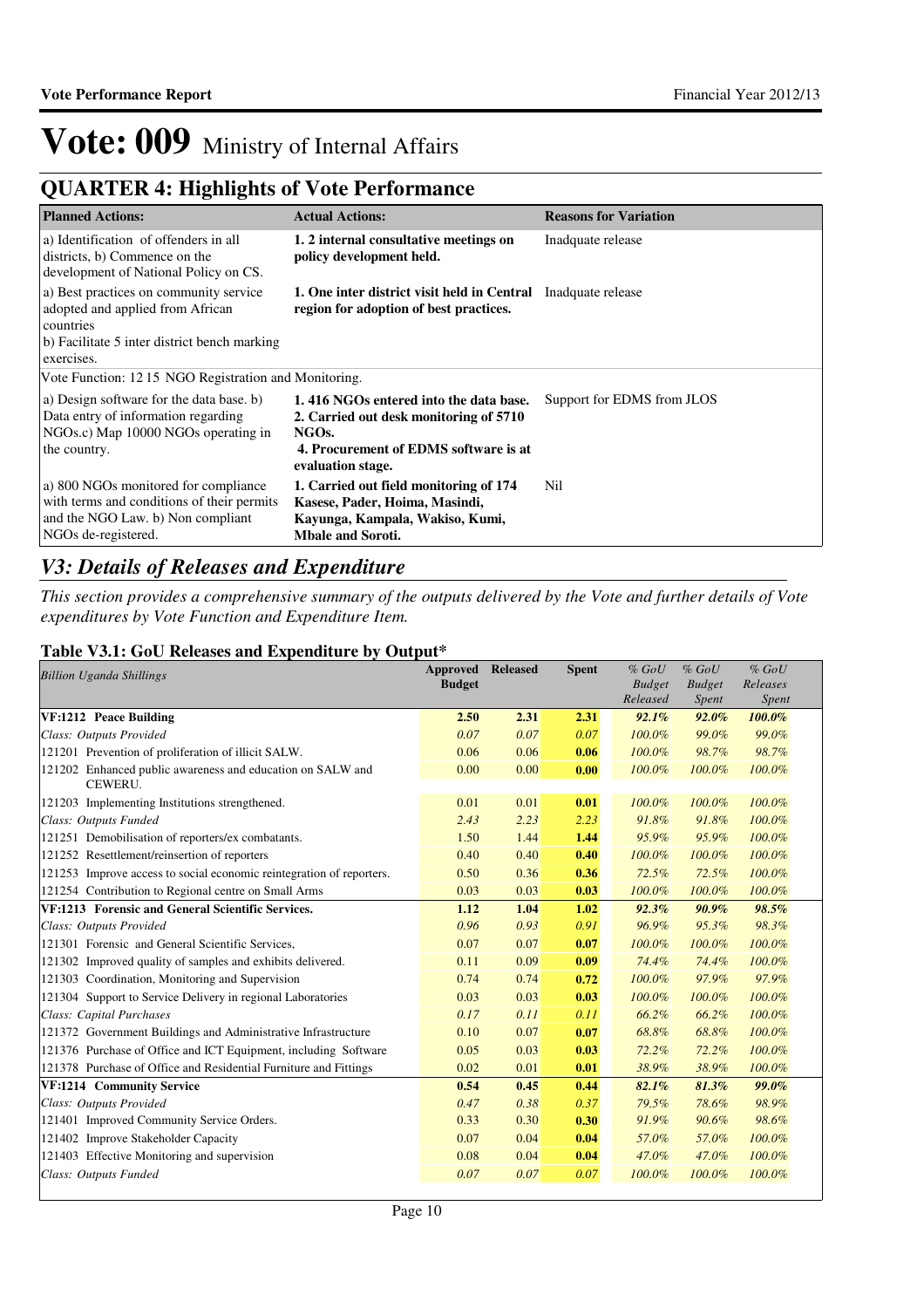# Vote: 009 Ministry of Internal Affairs

## QUARTER 4: Highlights of Vote Performance

| Planned Actions: | Actual Actions: | Reasons for Variation |
|---|---|---|
| a) Identification of offenders in all districts, b) Commence on the development of National Policy on CS. | **1. 2 internal consultative meetings on policy development held.** | Inadquate release |
| a) Best practices on community service adopted and applied from African countries<br>b) Facilitate 5 inter district bench marking exercises. | **1. One inter district visit held in Central region for adoption of best practices.** | Inadquate release |
| Vote Function: 12 15 NGO Registration and Monitoring. | | |
| a) Design software for the data base. b) Data entry of information regarding NGOs.c) Map 10000 NGOs operating in the country. | **1. 416 NGOs entered into the data base.<br>2. Carried out desk monitoring of 5710 NGOs.<br>4. Procurement of EDMS software is at evaluation stage.** | Support for EDMS from JLOS |
| a) 800 NGOs monitored for compliance with terms and conditions of their permits and the NGO Law. b) Non compliant NGOs de-registered. | **1. Carried out field monitoring of 174 Kasese, Pader, Hoima, Masindi, Kayunga, Kampala, Wakiso, Kumi, Mbale and Soroti.** | Nil |

## *V3: Details of Releases and Expenditure*

*This section provides a comprehensive summary of the outputs delivered by the Vote and further details of Vote expenditures by Vote Function and Expenditure Item.*

### Table V3.1: GoU Releases and Expenditure by Output*

| *Billion Uganda Shillings* | Approved Budget | Released | Spent | *% GoU Budget Released* | *% GoU Budget Spent* | *% GoU Releases Spent* |
|---|---|---|---|---|---|---|
| **VF:1212 Peace Building** | **2.50** | **2.31** | **2.31** | ***92.1%*** | ***92.0%*** | ***100.0%*** |
| *Class: Outputs Provided* | *0.07* | *0.07* | *0.07* | *100.0%* | *99.0%* | *99.0%* |
| 121201 Prevention of proliferation of illicit SALW. | 0.06 | 0.06 | **0.06** | *100.0%* | *98.7%* | *98.7%* |
| 121202 Enhanced public awareness and education on SALW and CEWERU. | 0.00 | 0.00 | **0.00** | *100.0%* | *100.0%* | *100.0%* |
| 121203 Implementing Institutions strengthened. | 0.01 | 0.01 | **0.01** | *100.0%* | *100.0%* | *100.0%* |
| *Class: Outputs Funded* | *2.43* | *2.23* | *2.23* | *91.8%* | *91.8%* | *100.0%* |
| 121251 Demobilisation of reporters/ex combatants. | 1.50 | 1.44 | **1.44** | *95.9%* | *95.9%* | *100.0%* |
| 121252 Resettlement/reinsertion of reporters | 0.40 | 0.40 | **0.40** | *100.0%* | *100.0%* | *100.0%* |
| 121253 Improve access to social economic reintegration of reporters. | 0.50 | 0.36 | **0.36** | *72.5%* | *72.5%* | *100.0%* |
| 121254 Contribution to Regional centre on Small Arms | 0.03 | 0.03 | **0.03** | *100.0%* | *100.0%* | *100.0%* |
| **VF:1213 Forensic and General Scientific Services.** | **1.12** | **1.04** | **1.02** | ***92.3%*** | ***90.9%*** | ***98.5%*** |
| *Class: Outputs Provided* | *0.96* | *0.93* | *0.91* | *96.9%* | *95.3%* | *98.3%* |
| 121301 Forensic and General Scientific Services, | 0.07 | 0.07 | **0.07** | *100.0%* | *100.0%* | *100.0%* |
| 121302 Improved quality of samples and exhibits delivered. | 0.11 | 0.09 | **0.09** | *74.4%* | *74.4%* | *100.0%* |
| 121303 Coordination, Monitoring and Supervision | 0.74 | 0.74 | **0.72** | *100.0%* | *97.9%* | *97.9%* |
| 121304 Support to Service Delivery in regional Laboratories | 0.03 | 0.03 | **0.03** | *100.0%* | *100.0%* | *100.0%* |
| *Class: Capital Purchases* | *0.17* | *0.11* | *0.11* | *66.2%* | *66.2%* | *100.0%* |
| 121372 Government Buildings and Administrative Infrastructure | 0.10 | 0.07 | **0.07** | *68.8%* | *68.8%* | *100.0%* |
| 121376 Purchase of Office and ICT Equipment, including Software | 0.05 | 0.03 | **0.03** | *72.2%* | *72.2%* | *100.0%* |
| 121378 Purchase of Office and Residential Furniture and Fittings | 0.02 | 0.01 | **0.01** | *38.9%* | *38.9%* | *100.0%* |
| **VF:1214 Community Service** | **0.54** | **0.45** | **0.44** | ***82.1%*** | ***81.3%*** | ***99.0%*** |
| *Class: Outputs Provided* | *0.47* | *0.38* | *0.37* | *79.5%* | *78.6%* | *98.9%* |
| 121401 Improved Community Service Orders. | 0.33 | 0.30 | **0.30** | *91.9%* | *90.6%* | *98.6%* |
| 121402 Improve Stakeholder Capacity | 0.07 | 0.04 | **0.04** | *57.0%* | *57.0%* | *100.0%* |
| 121403 Effective Monitoring and supervision | 0.08 | 0.04 | **0.04** | *47.0%* | *47.0%* | *100.0%* |
| *Class: Outputs Funded* | *0.07* | *0.07* | *0.07* | *100.0%* | *100.0%* | *100.0%* |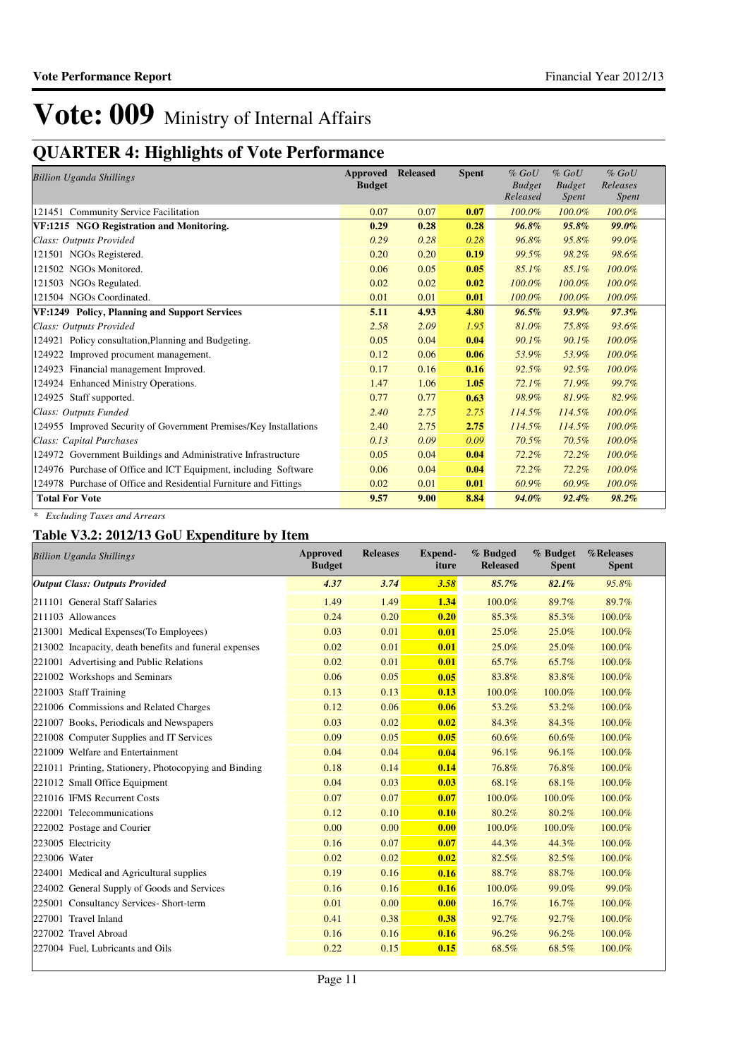# Vote: 009 Ministry of Internal Affairs

## QUARTER 4: Highlights of Vote Performance

| *Billion Uganda Shillings* | Approved Budget | Released | Spent | *% GoU Budget Released* | *% GoU Budget Spent* | *% GoU Releases Spent* |
|---|---|---|---|---|---|---|
| 121451 Community Service Facilitation | 0.07 | 0.07 | **0.07** | *100.0%* | *100.0%* | *100.0%* |
| **VF:1215 NGO Registration and Monitoring.** | **0.29** | **0.28** | **0.28** | ***96.8%*** | ***95.8%*** | ***99.0%*** |
| *Class: Outputs Provided* | *0.29* | *0.28* | *0.28* | *96.8%* | *95.8%* | *99.0%* |
| 121501 NGOs Registered. | 0.20 | 0.20 | **0.19** | *99.5%* | *98.2%* | *98.6%* |
| 121502 NGOs Monitored. | 0.06 | 0.05 | **0.05** | *85.1%* | *85.1%* | *100.0%* |
| 121503 NGOs Regulated. | 0.02 | 0.02 | **0.02** | *100.0%* | *100.0%* | *100.0%* |
| 121504 NGOs Coordinated. | 0.01 | 0.01 | **0.01** | *100.0%* | *100.0%* | *100.0%* |
| **VF:1249 Policy, Planning and Support Services** | **5.11** | **4.93** | **4.80** | ***96.5%*** | ***93.9%*** | ***97.3%*** |
| *Class: Outputs Provided* | *2.58* | *2.09* | *1.95* | *81.0%* | *75.8%* | *93.6%* |
| 124921 Policy consultation,Planning and Budgeting. | 0.05 | 0.04 | **0.04** | *90.1%* | *90.1%* | *100.0%* |
| 124922 Improved procument management. | 0.12 | 0.06 | **0.06** | *53.9%* | *53.9%* | *100.0%* |
| 124923 Financial management Improved. | 0.17 | 0.16 | **0.16** | *92.5%* | *92.5%* | *100.0%* |
| 124924 Enhanced Ministry Operations. | 1.47 | 1.06 | **1.05** | *72.1%* | *71.9%* | *99.7%* |
| 124925 Staff supported. | 0.77 | 0.77 | **0.63** | *98.9%* | *81.9%* | *82.9%* |
| *Class: Outputs Funded* | *2.40* | *2.75* | *2.75* | *114.5%* | *114.5%* | *100.0%* |
| 124955 Improved Security of Government Premises/Key Installations | 2.40 | 2.75 | **2.75** | *114.5%* | *114.5%* | *100.0%* |
| *Class: Capital Purchases* | *0.13* | *0.09* | *0.09* | *70.5%* | *70.5%* | *100.0%* |
| 124972 Government Buildings and Administrative Infrastructure | 0.05 | 0.04 | **0.04** | *72.2%* | *72.2%* | *100.0%* |
| 124976 Purchase of Office and ICT Equipment, including Software | 0.06 | 0.04 | **0.04** | *72.2%* | *72.2%* | *100.0%* |
| 124978 Purchase of Office and Residential Furniture and Fittings | 0.02 | 0.01 | **0.01** | *60.9%* | *60.9%* | *100.0%* |
| **Total For Vote** | **9.57** | **9.00** | **8.84** | ***94.0%*** | ***92.4%*** | ***98.2%*** |

*\* Excluding Taxes and Arrears*

### Table V3.2: 2012/13 GoU Expenditure by Item

| *Billion Uganda Shillings* | Approved Budget | Releases | Expend-iture | % Budgeted Released | % Budget Spent | %Releases Spent |
|---|---|---|---|---|---|---|
| ***Output Class: Outputs Provided*** | ***4.37*** | ***3.74*** | ***3.58*** | ***85.7%*** | ***82.1%*** | *95.8%* |
| 211101 General Staff Salaries | 1.49 | 1.49 | **1.34** | 100.0% | 89.7% | 89.7% |
| 211103 Allowances | 0.24 | 0.20 | **0.20** | 85.3% | 85.3% | 100.0% |
| 213001 Medical Expenses(To Employees) | 0.03 | 0.01 | **0.01** | 25.0% | 25.0% | 100.0% |
| 213002 Incapacity, death benefits and funeral expenses | 0.02 | 0.01 | **0.01** | 25.0% | 25.0% | 100.0% |
| 221001 Advertising and Public Relations | 0.02 | 0.01 | **0.01** | 65.7% | 65.7% | 100.0% |
| 221002 Workshops and Seminars | 0.06 | 0.05 | **0.05** | 83.8% | 83.8% | 100.0% |
| 221003 Staff Training | 0.13 | 0.13 | **0.13** | 100.0% | 100.0% | 100.0% |
| 221006 Commissions and Related Charges | 0.12 | 0.06 | **0.06** | 53.2% | 53.2% | 100.0% |
| 221007 Books, Periodicals and Newspapers | 0.03 | 0.02 | **0.02** | 84.3% | 84.3% | 100.0% |
| 221008 Computer Supplies and IT Services | 0.09 | 0.05 | **0.05** | 60.6% | 60.6% | 100.0% |
| 221009 Welfare and Entertainment | 0.04 | 0.04 | **0.04** | 96.1% | 96.1% | 100.0% |
| 221011 Printing, Stationery, Photocopying and Binding | 0.18 | 0.14 | **0.14** | 76.8% | 76.8% | 100.0% |
| 221012 Small Office Equipment | 0.04 | 0.03 | **0.03** | 68.1% | 68.1% | 100.0% |
| 221016 IFMS Recurrent Costs | 0.07 | 0.07 | **0.07** | 100.0% | 100.0% | 100.0% |
| 222001 Telecommunications | 0.12 | 0.10 | **0.10** | 80.2% | 80.2% | 100.0% |
| 222002 Postage and Courier | 0.00 | 0.00 | **0.00** | 100.0% | 100.0% | 100.0% |
| 223005 Electricity | 0.16 | 0.07 | **0.07** | 44.3% | 44.3% | 100.0% |
| 223006 Water | 0.02 | 0.02 | **0.02** | 82.5% | 82.5% | 100.0% |
| 224001 Medical and Agricultural supplies | 0.19 | 0.16 | **0.16** | 88.7% | 88.7% | 100.0% |
| 224002 General Supply of Goods and Services | 0.16 | 0.16 | **0.16** | 100.0% | 99.0% | 99.0% |
| 225001 Consultancy Services- Short-term | 0.01 | 0.00 | **0.00** | 16.7% | 16.7% | 100.0% |
| 227001 Travel Inland | 0.41 | 0.38 | **0.38** | 92.7% | 92.7% | 100.0% |
| 227002 Travel Abroad | 0.16 | 0.16 | **0.16** | 96.2% | 96.2% | 100.0% |
| 227004 Fuel, Lubricants and Oils | 0.22 | 0.15 | **0.15** | 68.5% | 68.5% | 100.0% |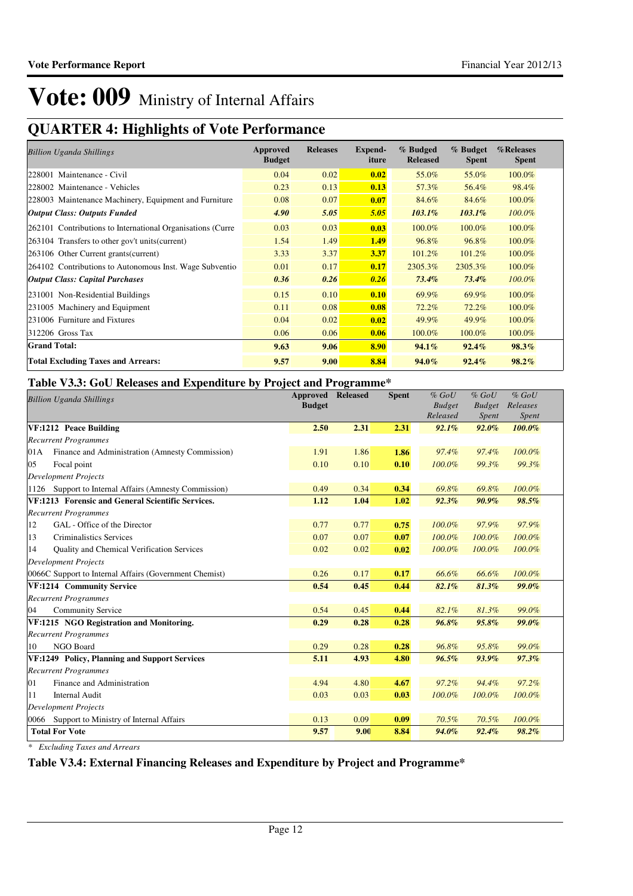# Vote: 009 Ministry of Internal Affairs

## QUARTER 4: Highlights of Vote Performance

| *Billion Uganda Shillings* | Approved Budget | Releases | Expend-iture | % Budged Released | % Budget Spent | %Releases Spent |
|---|---|---|---|---|---|---|
| 228001 Maintenance - Civil | 0.04 | 0.02 | **0.02** | 55.0% | 55.0% | 100.0% |
| 228002 Maintenance - Vehicles | 0.23 | 0.13 | **0.13** | 57.3% | 56.4% | 98.4% |
| 228003 Maintenance Machinery, Equipment and Furniture | 0.08 | 0.07 | **0.07** | 84.6% | 84.6% | 100.0% |
| ***Output Class: Outputs Funded*** | ***4.90*** | ***5.05*** | ***5.05*** | ***103.1%*** | ***103.1%*** | *100.0%* |
| 262101 Contributions to International Organisations (Curre | 0.03 | 0.03 | **0.03** | 100.0% | 100.0% | 100.0% |
| 263104 Transfers to other gov't units(current) | 1.54 | 1.49 | **1.49** | 96.8% | 96.8% | 100.0% |
| 263106 Other Current grants(current) | 3.33 | 3.37 | **3.37** | 101.2% | 101.2% | 100.0% |
| 264102 Contributions to Autonomous Inst. Wage Subventio | 0.01 | 0.17 | **0.17** | 2305.3% | 2305.3% | 100.0% |
| ***Output Class: Capital Purchases*** | ***0.36*** | ***0.26*** | ***0.26*** | ***73.4%*** | ***73.4%*** | *100.0%* |
| 231001 Non-Residential Buildings | 0.15 | 0.10 | **0.10** | 69.9% | 69.9% | 100.0% |
| 231005 Machinery and Equipment | 0.11 | 0.08 | **0.08** | 72.2% | 72.2% | 100.0% |
| 231006 Furniture and Fixtures | 0.04 | 0.02 | **0.02** | 49.9% | 49.9% | 100.0% |
| 312206 Gross Tax | 0.06 | 0.06 | **0.06** | 100.0% | 100.0% | 100.0% |
| **Grand Total:** | **9.63** | **9.06** | **8.90** | **94.1%** | **92.4%** | **98.3%** |
| **Total Excluding Taxes and Arrears:** | **9.57** | **9.00** | **8.84** | **94.0%** | **92.4%** | **98.2%** |

### Table V3.3: GoU Releases and Expenditure by Project and Programme*

| *Billion Uganda Shillings* | Approved Budget | Released | Spent | *% GoU Budget Released* | *% GoU Budget Spent* | *% GoU Releases Spent* |
|---|---|---|---|---|---|---|
| **VF:1212 Peace Building** | **2.50** | **2.31** | **2.31** | ***92.1%*** | ***92.0%*** | ***100.0%*** |
| *Recurrent Programmes* | | | | | | |
| 01A Finance and Administration (Amnesty Commission) | 1.91 | 1.86 | **1.86** | *97.4%* | *97.4%* | *100.0%* |
| 05 Focal point | 0.10 | 0.10 | **0.10** | *100.0%* | *99.3%* | *99.3%* |
| *Development Projects* | | | | | | |
| 1126 Support to Internal Affairs (Amnesty Commission) | 0.49 | 0.34 | **0.34** | *69.8%* | *69.8%* | *100.0%* |
| **VF:1213 Forensic and General Scientific Services.** | **1.12** | **1.04** | **1.02** | ***92.3%*** | ***90.9%*** | ***98.5%*** |
| *Recurrent Programmes* | | | | | | |
| 12 GAL - Office of the Director | 0.77 | 0.77 | **0.75** | *100.0%* | *97.9%* | *97.9%* |
| 13 Criminalistics Services | 0.07 | 0.07 | **0.07** | *100.0%* | *100.0%* | *100.0%* |
| 14 Quality and Chemical Verification Services | 0.02 | 0.02 | **0.02** | *100.0%* | *100.0%* | *100.0%* |
| *Development Projects* | | | | | | |
| 0066C Support to Internal Affairs (Government Chemist) | 0.26 | 0.17 | **0.17** | *66.6%* | *66.6%* | *100.0%* |
| **VF:1214 Community Service** | **0.54** | **0.45** | **0.44** | ***82.1%*** | ***81.3%*** | ***99.0%*** |
| *Recurrent Programmes* | | | | | | |
| 04 Community Service | 0.54 | 0.45 | **0.44** | *82.1%* | *81.3%* | *99.0%* |
| **VF:1215 NGO Registration and Monitoring.** | **0.29** | **0.28** | **0.28** | ***96.8%*** | ***95.8%*** | ***99.0%*** |
| *Recurrent Programmes* | | | | | | |
| 10 NGO Board | 0.29 | 0.28 | **0.28** | *96.8%* | *95.8%* | *99.0%* |
| **VF:1249 Policy, Planning and Support Services** | **5.11** | **4.93** | **4.80** | ***96.5%*** | ***93.9%*** | ***97.3%*** |
| *Recurrent Programmes* | | | | | | |
| 01 Finance and Administration | 4.94 | 4.80 | **4.67** | *97.2%* | *94.4%* | *97.2%* |
| 11 Internal Audit | 0.03 | 0.03 | **0.03** | *100.0%* | *100.0%* | *100.0%* |
| *Development Projects* | | | | | | |
| 0066 Support to Ministry of Internal Affairs | 0.13 | 0.09 | **0.09** | *70.5%* | *70.5%* | *100.0%* |
| **Total For Vote** | **9.57** | **9.00** | **8.84** | ***94.0%*** | ***92.4%*** | ***98.2%*** |

*\* Excluding Taxes and Arrears*

### Table V3.4: External Financing Releases and Expenditure by Project and Programme*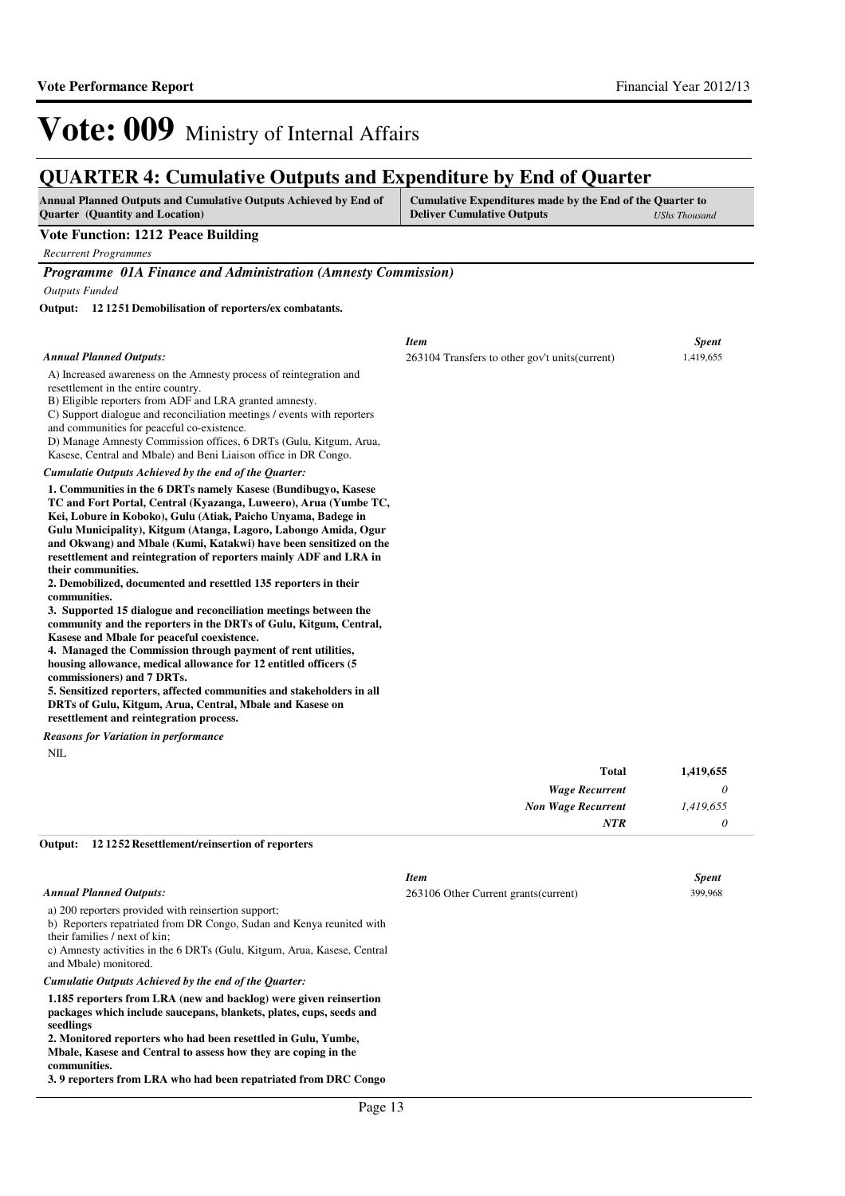# Vote: 009 Ministry of Internal Affairs

## QUARTER 4: Cumulative Outputs and Expenditure by End of Quarter

| Annual Planned Outputs and Cumulative Outputs Achieved by End of Quarter (Quantity and Location) | Cumulative Expenditures made by the End of the Quarter to Deliver Cumulative Outputs *UShs Thousand* |
|---|---|

### Vote Function: 1212 Peace Building

*Recurrent Programmes*

### *Programme 01A Finance and Administration (Amnesty Commission)*

*Outputs Funded*

**Output: 12 1251 Demobilisation of reporters/ex combatants.**

*Annual Planned Outputs:*

A) Increased awareness on the Amnesty process of reintegration and resettlement in the entire country.
B) Eligible reporters from ADF and LRA granted amnesty.
C) Support dialogue and reconciliation meetings / events with reporters and communities for peaceful co-existence.
D) Manage Amnesty Commission offices, 6 DRTs (Gulu, Kitgum, Arua, Kasese, Central and Mbale) and Beni Liaison office in DR Congo.

| *Item* | *Spent* |
|---|---|
| 263104 Transfers to other gov't units(current) | 1,419,655 |

*Cumulatie Outputs Achieved by the end of the Quarter:*

**1. Communities in the 6 DRTs namely Kasese (Bundibugyo, Kasese TC and Fort Portal, Central (Kyazanga, Luweero), Arua (Yumbe TC, Kei, Lobure in Koboko), Gulu (Atiak, Paicho Unyama, Badege in Gulu Municipality), Kitgum (Atanga, Lagoro, Labongo Amida, Ogur and Okwang) and Mbale (Kumi, Katakwi) have been sensitized on the resettlement and reintegration of reporters mainly ADF and LRA in their communities.**
**2. Demobilized, documented and resettled 135 reporters in their communities.**
**3. Supported 15 dialogue and reconciliation meetings between the community and the reporters in the DRTs of Gulu, Kitgum, Central, Kasese and Mbale for peaceful coexistence.**
**4. Managed the Commission through payment of rent utilities, housing allowance, medical allowance for 12 entitled officers (5 commissioners) and 7 DRTs.**
**5. Sensitized reporters, affected communities and stakeholders in all DRTs of Gulu, Kitgum, Arua, Central, Mbale and Kasese on resettlement and reintegration process.**

*Reasons for Variation in performance*

NIL

| | |
|---|---|
| **Total** | **1,419,655** |
| ***Wage Recurrent*** | *0* |
| ***Non Wage Recurrent*** | *1,419,655* |
| ***NTR*** | *0* |

**Output: 12 1252 Resettlement/reinsertion of reporters**

*Annual Planned Outputs:*

a) 200 reporters provided with reinsertion support;
b) Reporters repatriated from DR Congo, Sudan and Kenya reunited with their families / next of kin;
c) Amnesty activities in the 6 DRTs (Gulu, Kitgum, Arua, Kasese, Central and Mbale) monitored.

| *Item* | *Spent* |
|---|---|
| 263106 Other Current grants(current) | 399,968 |

*Cumulatie Outputs Achieved by the end of the Quarter:*

**1.185 reporters from LRA (new and backlog) were given reinsertion packages which include saucepans, blankets, plates, cups, seeds and seedlings**
**2. Monitored reporters who had been resettled in Gulu, Yumbe, Mbale, Kasese and Central to assess how they are coping in the communities.**
**3. 9 reporters from LRA who had been repatriated from DRC Congo**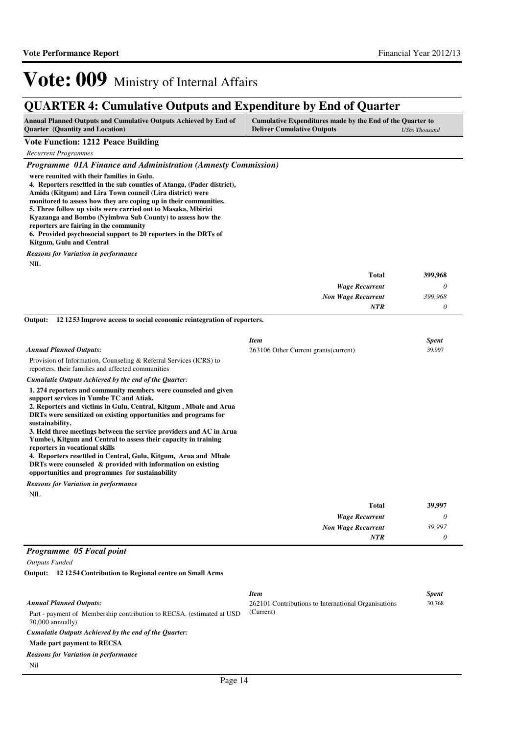# Vote: 009 Ministry of Internal Affairs

## QUARTER 4: Cumulative Outputs and Expenditure by End of Quarter

| Annual Planned Outputs and Cumulative Outputs Achieved by End of Quarter (Quantity and Location) | Cumulative Expenditures made by the End of the Quarter to Deliver Cumulative Outputs | *UShs Thousand* |
|---|---|---|

**Vote Function: 1212 Peace Building**

*Recurrent Programmes*

### *Programme 01A Finance and Administration (Amnesty Commission)*

**were reunited with their families in Gulu.**
**4. Reporters resettled in the sub counties of Atanga, (Pader district), Amida (Kitgum) and Lira Town council (Lira district) were monitored to assess how they are coping up in their communities.**
**5. Three follow up visits were carried out to Masaka, Mbirizi Kyazanga and Bombo (Nyimbwa Sub County) to assess how the reporters are fairing in the community**
**6. Provided psychosocial support to 20 reporters in the DRTs of Kitgum, Gulu and Central**

*Reasons for Variation in performance*

NIL

| | |
|---|---|
| **Total** | **399,968** |
| *Wage Recurrent* | *0* |
| *Non Wage Recurrent* | *399,968* |
| *NTR* | *0* |

**Output: 12 1253 Improve access to social economic reintegration of reporters.**

*Annual Planned Outputs:*

Provision of Information, Counseling & Referral Services (ICRS) to reporters, their families and affected communities

| *Item* | *Spent* |
|---|---|
| 263106 Other Current grants(current) | 39,997 |

*Cumulatie Outputs Achieved by the end of the Quarter:*

**1. 274 reporters and community members were counseled and given support services in Yumbe TC and Atiak.**
**2. Reporters and victims in Gulu, Central, Kitgum , Mbale and Arua DRTs were sensitized on existing opportunities and programs for sustainability.**
**3. Held three meetings between the service providers and AC in Arua Yumbe), Kitgum and Central to assess their capacity in training reporters in vocational skills**
**4. Reporters resettled in Central, Gulu, Kitgum, Arua and Mbale DRTs were counseled & provided with information on existing opportunities and programmes for sustainability**

*Reasons for Variation in performance*

NIL

| | |
|---|---|
| **Total** | **39,997** |
| *Wage Recurrent* | *0* |
| *Non Wage Recurrent* | *39,997* |
| *NTR* | *0* |

### *Programme 05 Focal point*

*Outputs Funded*

**Output: 12 1254 Contribution to Regional centre on Small Arms**

*Annual Planned Outputs:*

Part - payment of Membership contribution to RECSA. (estimated at USD 70,000 annually).

| *Item* | *Spent* |
|---|---|
| 262101 Contributions to International Organisations (Current) | 30,768 |

*Cumulatie Outputs Achieved by the end of the Quarter:*

**Made part payment to RECSA**

*Reasons for Variation in performance*

Nil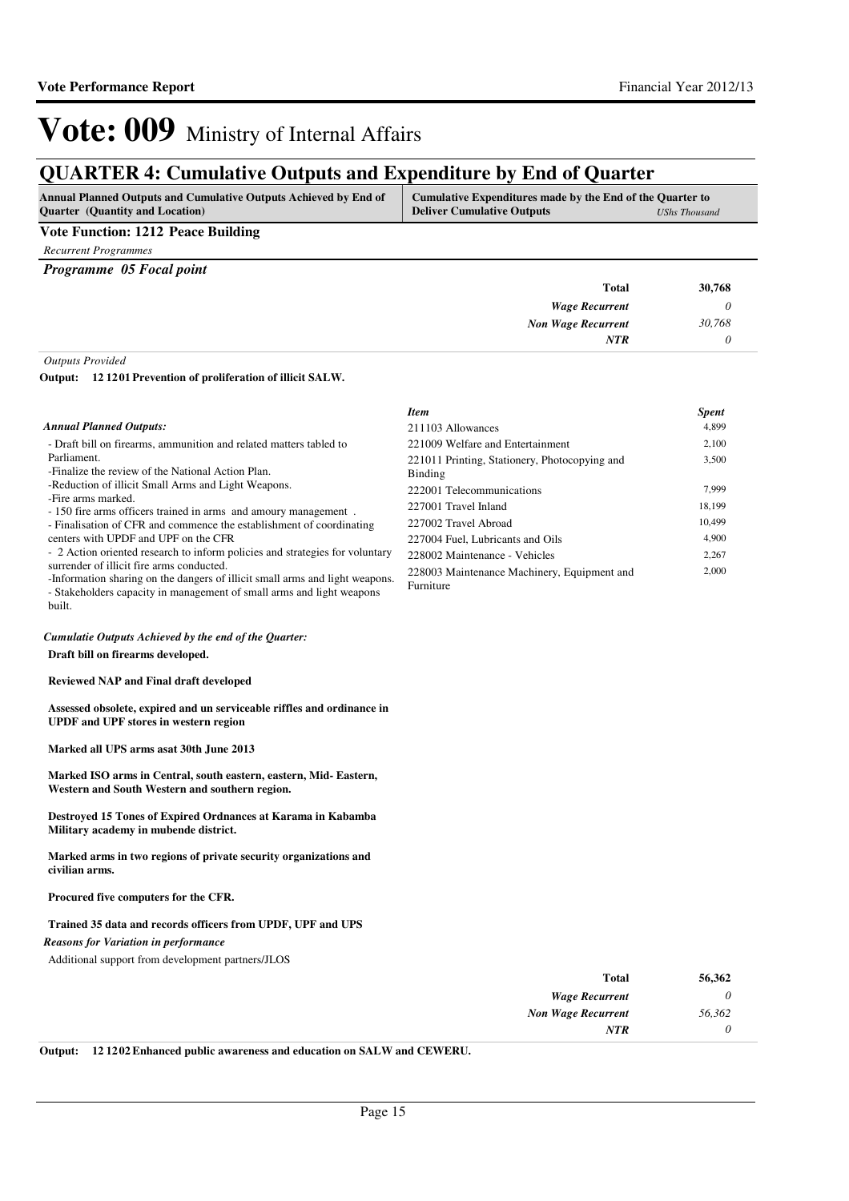# Vote: 009 Ministry of Internal Affairs

## QUARTER 4: Cumulative Outputs and Expenditure by End of Quarter

| Annual Planned Outputs and Cumulative Outputs Achieved by End of Quarter (Quantity and Location) | Cumulative Expenditures made by the End of the Quarter to Deliver Cumulative Outputs *UShs Thousand* |
|---|---|

**Vote Function: 1212 Peace Building**

*Recurrent Programmes*

*Programme 05 Focal point*

| | |
|---|---|
| **Total** | **30,768** |
| *Wage Recurrent* | *0* |
| *Non Wage Recurrent* | *30,768* |
| *NTR* | *0* |

*Outputs Provided*

**Output: 12 12 01 Prevention of proliferation of illicit SALW.**

*Annual Planned Outputs:*

- Draft bill on firearms, ammunition and related matters tabled to Parliament.
-Finalize the review of the National Action Plan.
-Reduction of illicit Small Arms and Light Weapons.
-Fire arms marked.
- 150 fire arms officers trained in arms and amoury management .
- Finalisation of CFR and commence the establishment of coordinating centers with UPDF and UPF on the CFR
- 2 Action oriented research to inform policies and strategies for voluntary surrender of illicit fire arms conducted.
-Information sharing on the dangers of illicit small arms and light weapons.
- Stakeholders capacity in management of small arms and light weapons built.

| *Item* | *Spent* |
|---|---|
| 211103 Allowances | 4,899 |
| 221009 Welfare and Entertainment | 2,100 |
| 221011 Printing, Stationery, Photocopying and Binding | 3,500 |
| 222001 Telecommunications | 7,999 |
| 227001 Travel Inland | 18,199 |
| 227002 Travel Abroad | 10,499 |
| 227004 Fuel, Lubricants and Oils | 4,900 |
| 228002 Maintenance - Vehicles | 2,267 |
| 228003 Maintenance Machinery, Equipment and Furniture | 2,000 |

*Cumulatie Outputs Achieved by the end of the Quarter:*

**Draft bill on firearms developed.**

**Reviewed NAP and Final draft developed**

**Assessed obsolete, expired and un serviceable riffles and ordinance in UPDF and UPF stores in western region**

**Marked all UPS arms asat 30th June 2013**

**Marked ISO arms in Central, south eastern, eastern, Mid- Eastern, Western and South Western and southern region.**

**Destroyed 15 Tones of Expired Ordnances at Karama in Kabamba Military academy in mubende district.**

**Marked arms in two regions of private security organizations and civilian arms.**

**Procured five computers for the CFR.**

**Trained 35 data and records officers from UPDF, UPF and UPS**

*Reasons for Variation in performance*

Additional support from development partners/JLOS

| | |
|---|---|
| **Total** | **56,362** |
| *Wage Recurrent* | *0* |
| *Non Wage Recurrent* | *56,362* |
| *NTR* | *0* |

**Output: 12 12 02 Enhanced public awareness and education on SALW and CEWERU.**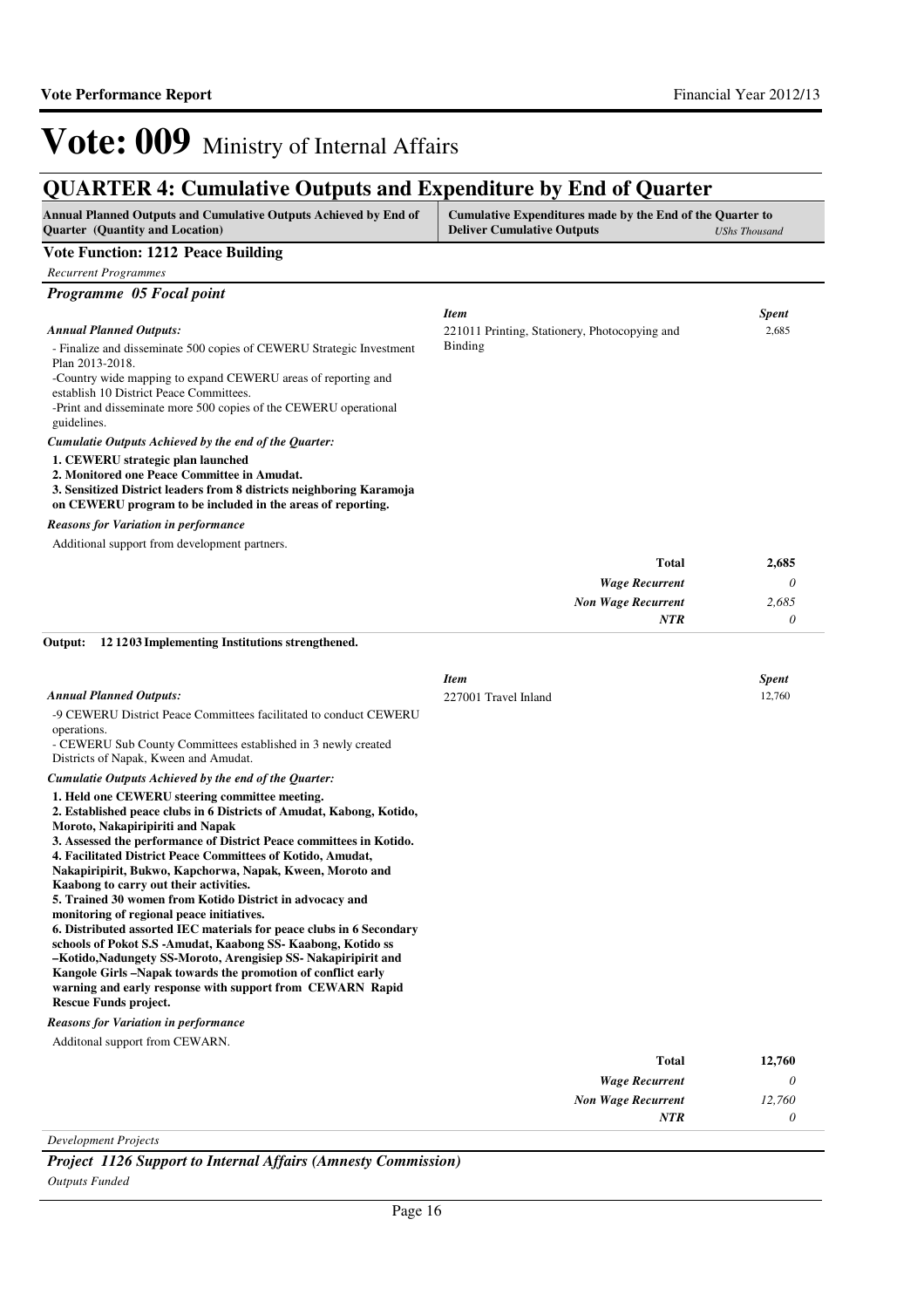# Vote: 009 Ministry of Internal Affairs

## QUARTER 4: Cumulative Outputs and Expenditure by End of Quarter

| Annual Planned Outputs and Cumulative Outputs Achieved by End of Quarter (Quantity and Location) | Cumulative Expenditures made by the End of the Quarter to Deliver Cumulative Outputs *UShs Thousand* |
|---|---|

### Vote Function: 1212 Peace Building

*Recurrent Programmes*

#### *Programme 05 Focal point*

*Annual Planned Outputs:*

- Finalize and disseminate 500 copies of CEWERU Strategic Investment Plan 2013-2018.
-Country wide mapping to expand CEWERU areas of reporting and establish 10 District Peace Committees.
-Print and disseminate more 500 copies of the CEWERU operational guidelines.

*Cumulatie Outputs Achieved by the end of the Quarter:*

**1. CEWERU strategic plan launched**
**2. Monitored one Peace Committee in Amudat.**
**3. Sensitized District leaders from 8 districts neighboring Karamoja on CEWERU program to be included in the areas of reporting.**

*Reasons for Variation in performance*

Additional support from development partners.

| *Item* | *Spent* |
|---|---|
| 221011 Printing, Stationery, Photocopying and Binding | 2,685 |
| **Total** | **2,685** |
| *Wage Recurrent* | *0* |
| *Non Wage Recurrent* | *2,685* |
| *NTR* | *0* |

**Output: 12 1203 Implementing Institutions strengthened.**

*Annual Planned Outputs:*

-9 CEWERU District Peace Committees facilitated to conduct CEWERU operations.
- CEWERU Sub County Committees established in 3 newly created Districts of Napak, Kween and Amudat.

*Cumulatie Outputs Achieved by the end of the Quarter:*

**1. Held one CEWERU steering committee meeting.**
**2. Established peace clubs in 6 Districts of Amudat, Kabong, Kotido, Moroto, Nakapiripiriti and Napak**
**3. Assessed the performance of District Peace committees in Kotido.**
**4. Facilitated District Peace Committees of Kotido, Amudat, Nakapiripirit, Bukwo, Kapchorwa, Napak, Kween, Moroto and Kaabong to carry out their activities.**
**5. Trained 30 women from Kotido District in advocacy and monitoring of regional peace initiatives.**
**6. Distributed assorted IEC materials for peace clubs in 6 Secondary schools of Pokot S.S -Amudat, Kaabong SS- Kaabong, Kotido ss –Kotido,Nadungety SS-Moroto, Arengisiep SS- Nakapiripirit and Kangole Girls –Napak towards the promotion of conflict early warning and early response with support from CEWARN Rapid Rescue Funds project.**

*Reasons for Variation in performance*

Additonal support from CEWARN.

| *Item* | *Spent* |
|---|---|
| 227001 Travel Inland | 12,760 |
| **Total** | **12,760** |
| *Wage Recurrent* | *0* |
| *Non Wage Recurrent* | *12,760* |
| *NTR* | *0* |

*Development Projects*

#### *Project 1126 Support to Internal Affairs (Amnesty Commission)*

*Outputs Funded*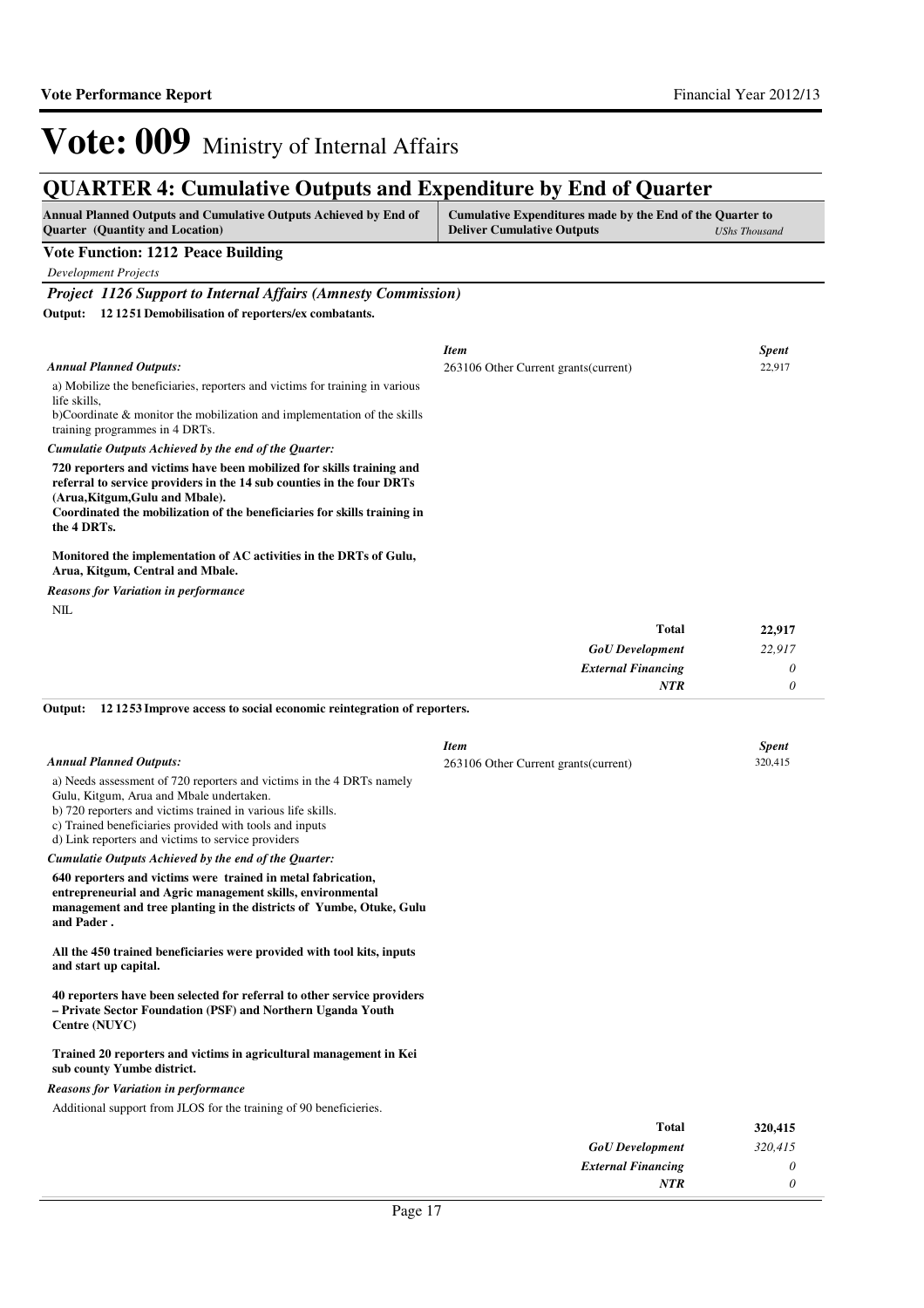# Vote: 009 Ministry of Internal Affairs

## QUARTER 4: Cumulative Outputs and Expenditure by End of Quarter

| Annual Planned Outputs and Cumulative Outputs Achieved by End of Quarter (Quantity and Location) | Cumulative Expenditures made by the End of the Quarter to Deliver Cumulative Outputs *UShs Thousand* |
|---|---|

### Vote Function: 1212 Peace Building

*Development Projects*

#### *Project 1126 Support to Internal Affairs (Amnesty Commission)*

**Output: 12 12 51 Demobilisation of reporters/ex combatants.**

*Annual Planned Outputs:*

a) Mobilize the beneficiaries, reporters and victims for training in various life skills,
b)Coordinate & monitor the mobilization and implementation of the skills training programmes in 4 DRTs.

*Cumulatie Outputs Achieved by the end of the Quarter:*

**720 reporters and victims have been mobilized for skills training and referral to service providers in the 14 sub counties in the four DRTs (Arua,Kitgum,Gulu and Mbale).**
**Coordinated the mobilization of the beneficiaries for skills training in the 4 DRTs.**

**Monitored the implementation of AC activities in the DRTs of Gulu, Arua, Kitgum, Central and Mbale.**

*Reasons for Variation in performance*

NIL

| *Item* | *Spent* |
|---|---|
| 263106 Other Current grants(current) | 22,917 |
| **Total** | **22,917** |
| *GoU Development* | *22,917* |
| *External Financing* | *0* |
| *NTR* | *0* |

**Output: 12 12 53 Improve access to social economic reintegration of reporters.**

*Annual Planned Outputs:*

a) Needs assessment of 720 reporters and victims in the 4 DRTs namely Gulu, Kitgum, Arua and Mbale undertaken.
b) 720 reporters and victims trained in various life skills.
c) Trained beneficiaries provided with tools and inputs
d) Link reporters and victims to service providers

*Cumulatie Outputs Achieved by the end of the Quarter:*

**640 reporters and victims were trained in metal fabrication, entrepreneurial and Agric management skills, environmental management and tree planting in the districts of Yumbe, Otuke, Gulu and Pader .**

**All the 450 trained beneficiaries were provided with tool kits, inputs and start up capital.**

**40 reporters have been selected for referral to other service providers – Private Sector Foundation (PSF) and Northern Uganda Youth Centre (NUYC)**

**Trained 20 reporters and victims in agricultural management in Kei sub county Yumbe district.**

*Reasons for Variation in performance*

Additional support from JLOS for the training of 90 beneficieries.

| *Item* | *Spent* |
|---|---|
| 263106 Other Current grants(current) | 320,415 |
| **Total** | **320,415** |
| *GoU Development* | *320,415* |
| *External Financing* | *0* |
| *NTR* | *0* |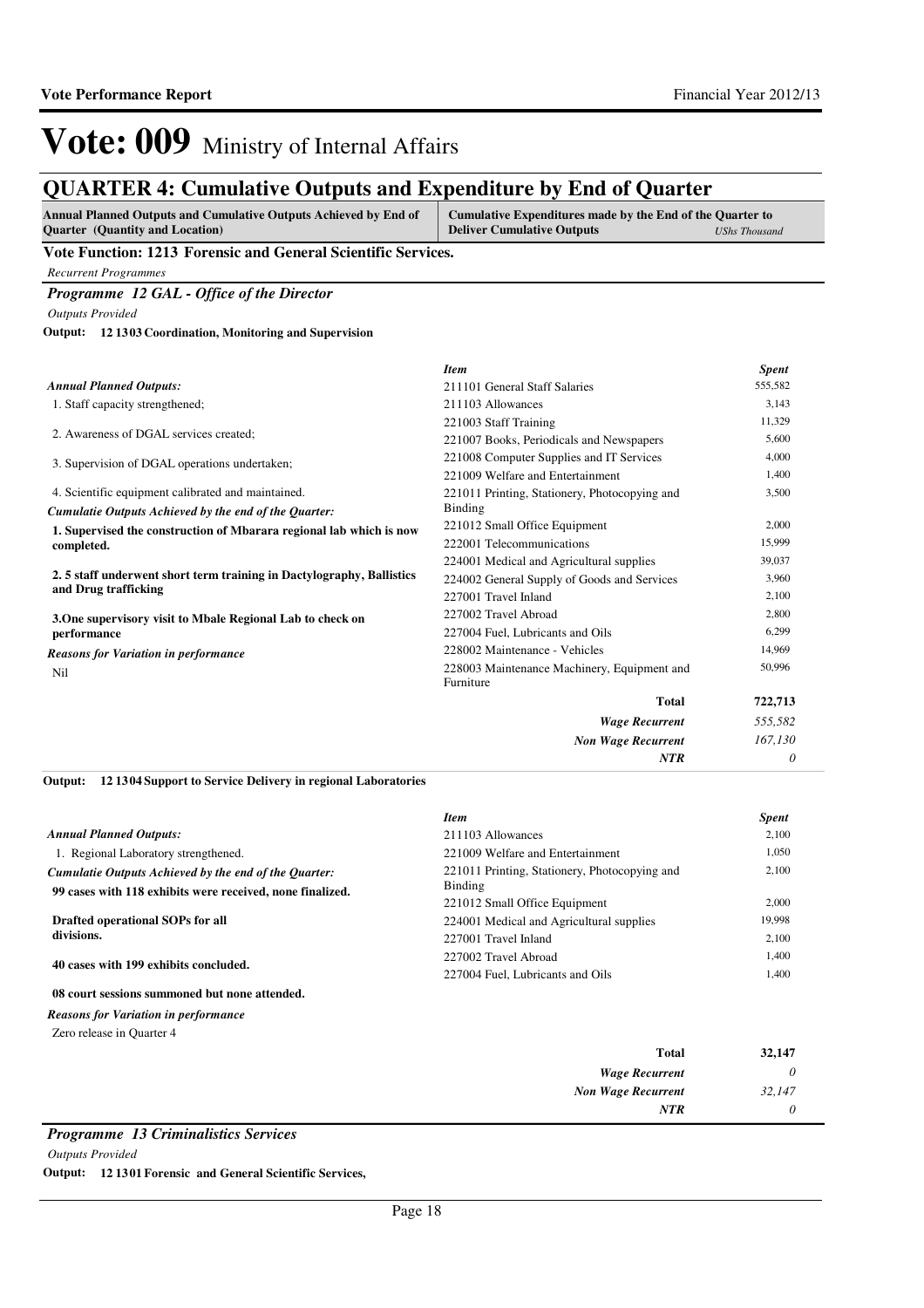# Vote: 009 Ministry of Internal Affairs

## QUARTER 4: Cumulative Outputs and Expenditure by End of Quarter

| Annual Planned Outputs and Cumulative Outputs Achieved by End of Quarter (Quantity and Location) | Cumulative Expenditures made by the End of the Quarter to Deliver Cumulative Outputs *UShs Thousand* |
|---|---|

**Vote Function: 1213 Forensic and General Scientific Services.**

*Recurrent Programmes*

### *Programme 12 GAL - Office of the Director*

*Outputs Provided*

**Output: 12 1303 Coordination, Monitoring and Supervision**

*Annual Planned Outputs:*

1. Staff capacity strengthened;
2. Awareness of DGAL services created;
3. Supervision of DGAL operations undertaken;
4. Scientific equipment calibrated and maintained.

*Cumulatie Outputs Achieved by the end of the Quarter:*

**1. Supervised the construction of Mbarara regional lab which is now completed.**

**2. 5 staff underwent short term training in Dactylography, Ballistics and Drug trafficking**

**3.One supervisory visit to Mbale Regional Lab to check on performance**

*Reasons for Variation in performance*

Nil

| *Item* | *Spent* |
|---|---|
| 211101 General Staff Salaries | 555,582 |
| 211103 Allowances | 3,143 |
| 221003 Staff Training | 11,329 |
| 221007 Books, Periodicals and Newspapers | 5,600 |
| 221008 Computer Supplies and IT Services | 4,000 |
| 221009 Welfare and Entertainment | 1,400 |
| 221011 Printing, Stationery, Photocopying and Binding | 3,500 |
| 221012 Small Office Equipment | 2,000 |
| 222001 Telecommunications | 15,999 |
| 224001 Medical and Agricultural supplies | 39,037 |
| 224002 General Supply of Goods and Services | 3,960 |
| 227001 Travel Inland | 2,100 |
| 227002 Travel Abroad | 2,800 |
| 227004 Fuel, Lubricants and Oils | 6,299 |
| 228002 Maintenance - Vehicles | 14,969 |
| 228003 Maintenance Machinery, Equipment and Furniture | 50,996 |
| **Total** | **722,713** |
| ***Wage Recurrent*** | *555,582* |
| ***Non Wage Recurrent*** | *167,130* |
| ***NTR*** | *0* |

**Output: 12 1304 Support to Service Delivery in regional Laboratories**

*Annual Planned Outputs:*

1. Regional Laboratory strengthened.

*Cumulative Outputs Achieved by the end of the Quarter:*

**99 cases with 118 exhibits were received, none finalized.**

**Drafted operational SOPs for all divisions.**

**40 cases with 199 exhibits concluded.**

**08 court sessions summoned but none attended.**

*Reasons for Variation in performance*

Zero release in Quarter 4

| *Item* | *Spent* |
|---|---|
| 211103 Allowances | 2,100 |
| 221009 Welfare and Entertainment | 1,050 |
| 221011 Printing, Stationery, Photocopying and Binding | 2,100 |
| 221012 Small Office Equipment | 2,000 |
| 224001 Medical and Agricultural supplies | 19,998 |
| 227001 Travel Inland | 2,100 |
| 227002 Travel Abroad | 1,400 |
| 227004 Fuel, Lubricants and Oils | 1,400 |
| **Total** | **32,147** |
| ***Wage Recurrent*** | *0* |
| ***Non Wage Recurrent*** | *32,147* |
| ***NTR*** | *0* |

### *Programme 13 Criminalistics Services*

*Outputs Provided*

**Output: 12 1301 Forensic and General Scientific Services,**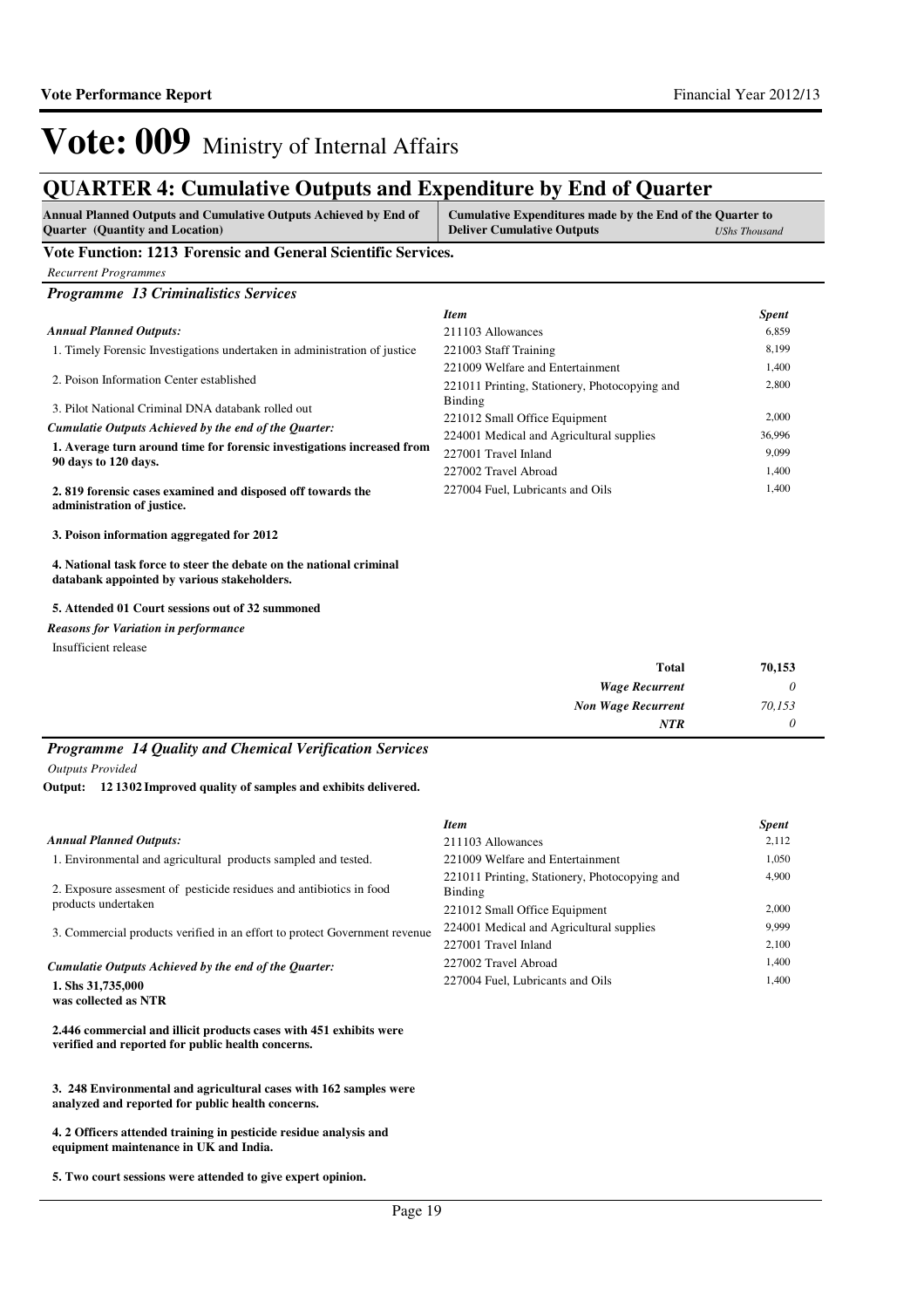# Vote: 009 Ministry of Internal Affairs

## QUARTER 4: Cumulative Outputs and Expenditure by End of Quarter

| Annual Planned Outputs and Cumulative Outputs Achieved by End of Quarter (Quantity and Location) | Cumulative Expenditures made by the End of the Quarter to Deliver Cumulative Outputs *UShs Thousand* |
|---|---|

### Vote Function: 1213 Forensic and General Scientific Services.

*Recurrent Programmes*

#### *Programme 13 Criminalistics Services*

*Annual Planned Outputs:*

1. Timely Forensic Investigations undertaken in administration of justice
2. Poison Information Center established
3. Pilot National Criminal DNA databank rolled out

*Cumulatie Outputs Achieved by the end of the Quarter:*

**1. Average turn around time for forensic investigations increased from 90 days to 120 days.**

**2. 819 forensic cases examined and disposed off towards the administration of justice.**

**3. Poison information aggregated for 2012**

**4. National task force to steer the debate on the national criminal databank appointed by various stakeholders.**

**5. Attended 01 Court sessions out of 32 summoned**

*Reasons for Variation in performance*

Insufficient release

| *Item* | *Spent* |
|---|---|
| 211103 Allowances | 6,859 |
| 221003 Staff Training | 8,199 |
| 221009 Welfare and Entertainment | 1,400 |
| 221011 Printing, Stationery, Photocopying and Binding | 2,800 |
| 221012 Small Office Equipment | 2,000 |
| 224001 Medical and Agricultural supplies | 36,996 |
| 227001 Travel Inland | 9,099 |
| 227002 Travel Abroad | 1,400 |
| 227004 Fuel, Lubricants and Oils | 1,400 |

| | |
|---|---|
| **Total** | **70,153** |
| *Wage Recurrent* | *0* |
| *Non Wage Recurrent* | *70,153* |
| *NTR* | *0* |

#### *Programme 14 Quality and Chemical Verification Services*

*Outputs Provided*

**Output: 12 1302 Improved quality of samples and exhibits delivered.**

*Annual Planned Outputs:*

1. Environmental and agricultural products sampled and tested.
2. Exposure assesment of pesticide residues and antibiotics in food products undertaken
3. Commercial products verified in an effort to protect Government revenue

*Cumulatie Outputs Achieved by the end of the Quarter:*

**1. Shs 31,735,000 was collected as NTR**

**2.446 commercial and illicit products cases with 451 exhibits were verified and reported for public health concerns.**

**3. 248 Environmental and agricultural cases with 162 samples were analyzed and reported for public health concerns.**

**4. 2 Officers attended training in pesticide residue analysis and equipment maintenance in UK and India.**

**5. Two court sessions were attended to give expert opinion.**

| *Item* | *Spent* |
|---|---|
| 211103 Allowances | 2,112 |
| 221009 Welfare and Entertainment | 1,050 |
| 221011 Printing, Stationery, Photocopying and Binding | 4,900 |
| 221012 Small Office Equipment | 2,000 |
| 224001 Medical and Agricultural supplies | 9,999 |
| 227001 Travel Inland | 2,100 |
| 227002 Travel Abroad | 1,400 |
| 227004 Fuel, Lubricants and Oils | 1,400 |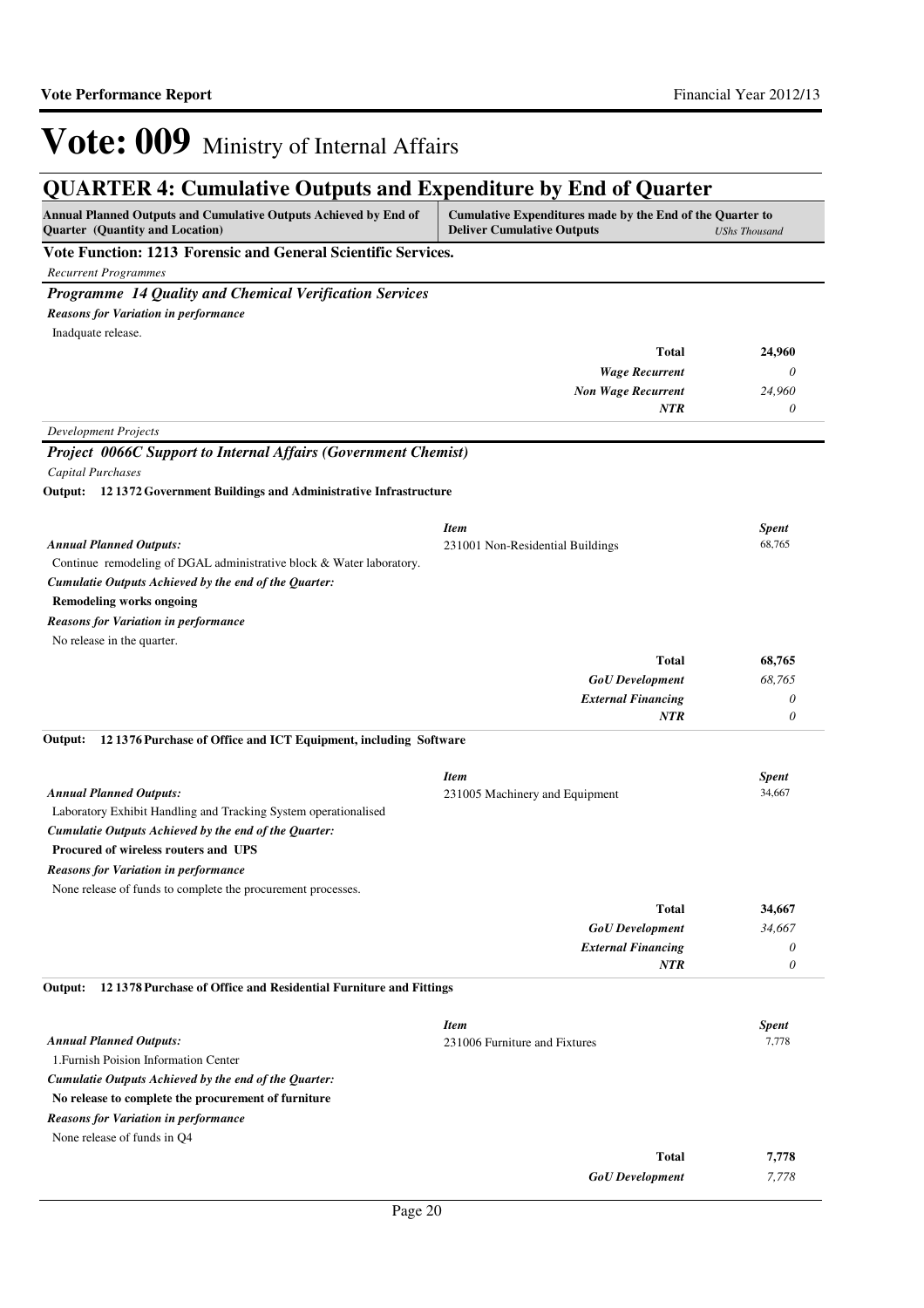# Vote: 009 Ministry of Internal Affairs

## QUARTER 4: Cumulative Outputs and Expenditure by End of Quarter

| Annual Planned Outputs and Cumulative Outputs Achieved by End of Quarter (Quantity and Location) | Cumulative Expenditures made by the End of the Quarter to Deliver Cumulative Outputs | *UShs Thousand* |
|---|---|---|

### Vote Function: 1213 Forensic and General Scientific Services.

*Recurrent Programmes*

#### *Programme 14 Quality and Chemical Verification Services*

***Reasons for Variation in performance***

Inadquate release.

| | |
|---|---|
| **Total** | **24,960** |
| ***Wage Recurrent*** | *0* |
| ***Non Wage Recurrent*** | *24,960* |
| ***NTR*** | *0* |

*Development Projects*

#### *Project 0066C Support to Internal Affairs (Government Chemist)*

*Capital Purchases*

**Output: 12 1372 Government Buildings and Administrative Infrastructure**

| | *Item* | *Spent* |
|---|---|---|
| ***Annual Planned Outputs:*** | 231001 Non-Residential Buildings | 68,765 |

Continue remodeling of DGAL administrative block & Water laboratory.

***Cumulatie Outputs Achieved by the end of the Quarter:***

**Remodeling works ongoing**

***Reasons for Variation in performance***

No release in the quarter.

| | |
|---|---|
| **Total** | **68,765** |
| ***GoU Development*** | *68,765* |
| ***External Financing*** | *0* |
| ***NTR*** | *0* |

**Output: 12 1376 Purchase of Office and ICT Equipment, including Software**

| | *Item* | *Spent* |
|---|---|---|
| ***Annual Planned Outputs:*** | 231005 Machinery and Equipment | 34,667 |

Laboratory Exhibit Handling and Tracking System operationalised

***Cumulatie Outputs Achieved by the end of the Quarter:***

**Procured of wireless routers and UPS**

***Reasons for Variation in performance***

None release of funds to complete the procurement processes.

| | |
|---|---|
| **Total** | **34,667** |
| ***GoU Development*** | *34,667* |
| ***External Financing*** | *0* |
| ***NTR*** | *0* |

**Output: 12 1378 Purchase of Office and Residential Furniture and Fittings**

| | *Item* | *Spent* |
|---|---|---|
| ***Annual Planned Outputs:*** | 231006 Furniture and Fixtures | 7,778 |

1.Furnish Poision Information Center

***Cumulatie Outputs Achieved by the end of the Quarter:***

**No release to complete the procurement of furniture**

***Reasons for Variation in performance***

None release of funds in Q4

| | |
|---|---|
| **Total** | **7,778** |
| ***GoU Development*** | *7,778* |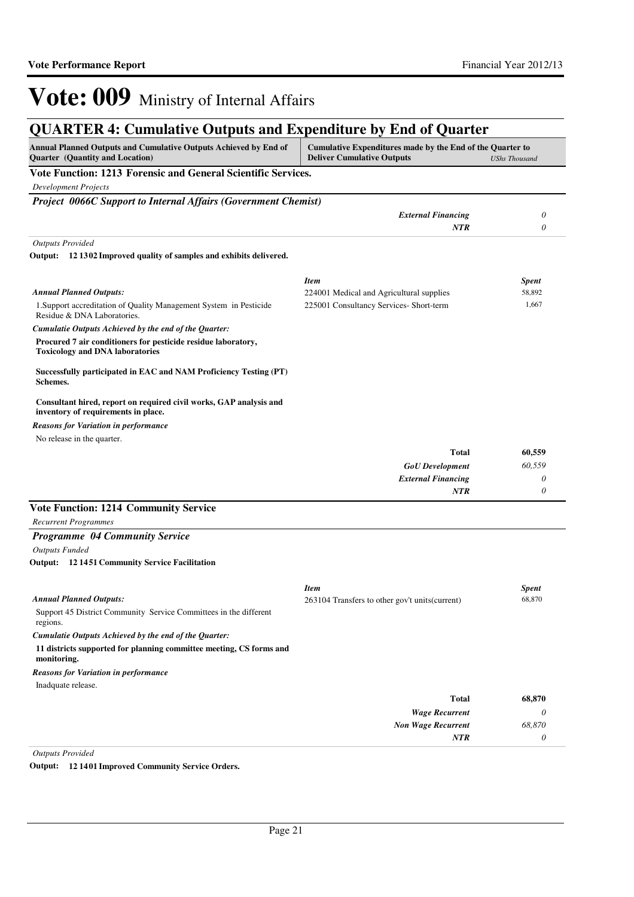# Vote: 009 Ministry of Internal Affairs

## QUARTER 4: Cumulative Outputs and Expenditure by End of Quarter

| Annual Planned Outputs and Cumulative Outputs Achieved by End of Quarter (Quantity and Location) | Cumulative Expenditures made by the End of the Quarter to Deliver Cumulative Outputs | USh Thousand |
|---|---|---|

### Vote Function: 1213 Forensic and General Scientific Services.

*Development Projects*

#### *Project 0066C Support to Internal Affairs (Government Chemist)*

| | | |
|---|---|---|
| | *External Financing* | *0* |
| | *NTR* | *0* |

*Outputs Provided*

**Output: 12 1302 Improved quality of samples and exhibits delivered.**

*Annual Planned Outputs:*

1.Support accreditation of Quality Management System in Pesticide Residue & DNA Laboratories.

*Cumulatie Outputs Achieved by the end of the Quarter:*

**Procured 7 air conditioners for pesticide residue laboratory, Toxicology and DNA laboratories**

**Successfully participated in EAC and NAM Proficiency Testing (PT) Schemes.**

**Consultant hired, report on required civil works, GAP analysis and inventory of requirements in place.**

*Reasons for Variation in performance*

No release in the quarter.

| *Item* | *Spent* |
|---|---|
| 224001 Medical and Agricultural supplies | 58,892 |
| 225001 Consultancy Services- Short-term | 1,667 |
| **Total** | **60,559** |
| *GoU Development* | *60,559* |
| *External Financing* | *0* |
| *NTR* | *0* |

### Vote Function: 1214 Community Service

*Recurrent Programmes*

#### *Programme 04 Community Service*

*Outputs Funded*

**Output: 12 1451 Community Service Facilitation**

*Annual Planned Outputs:*

Support 45 District Community Service Committees in the different regions.

*Cumulatie Outputs Achieved by the end of the Quarter:*

**11 districts supported for planning committee meeting, CS forms and monitoring.**

*Reasons for Variation in performance*

Inadquate release.

| *Item* | *Spent* |
|---|---|
| 263104 Transfers to other gov't units(current) | 68,870 |
| **Total** | **68,870** |
| *Wage Recurrent* | *0* |
| *Non Wage Recurrent* | *68,870* |
| *NTR* | *0* |

*Outputs Provided*

**Output: 12 1401 Improved Community Service Orders.**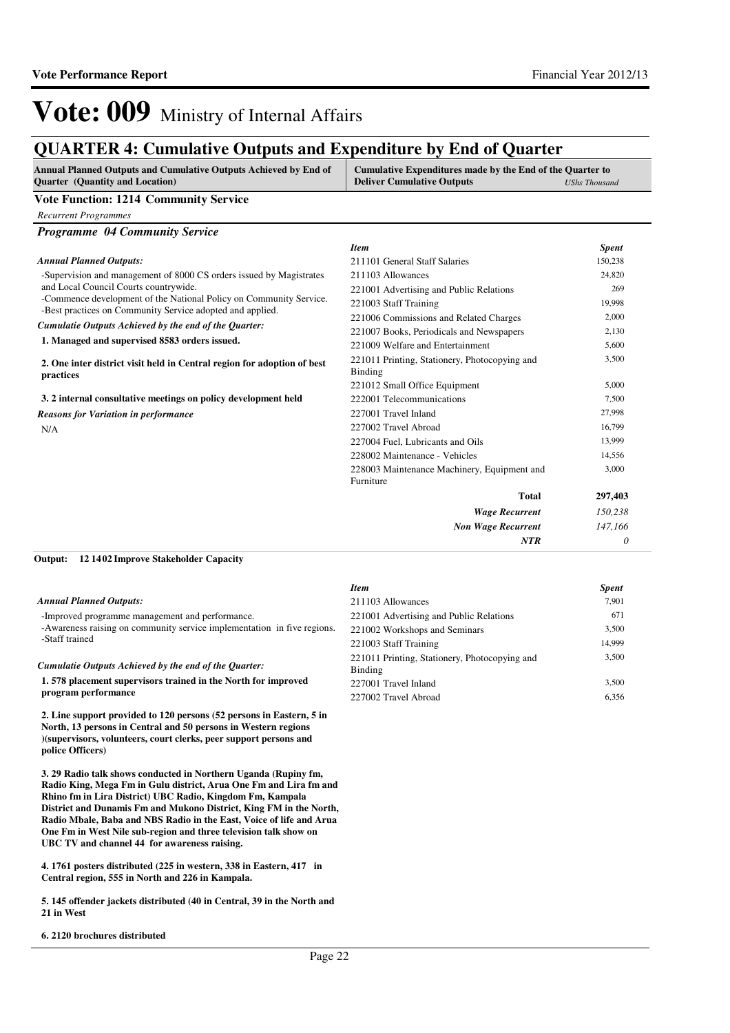# Vote: 009 Ministry of Internal Affairs

## QUARTER 4: Cumulative Outputs and Expenditure by End of Quarter

| Annual Planned Outputs and Cumulative Outputs Achieved by End of Quarter (Quantity and Location) | Cumulative Expenditures made by the End of the Quarter to Deliver Cumulative Outputs *UShs Thousand* |
|---|---|

### Vote Function: 1214 Community Service

*Recurrent Programmes*

#### *Programme 04 Community Service*

*Annual Planned Outputs:*

-Supervision and management of 8000 CS orders issued by Magistrates and Local Council Courts countrywide.
-Commence development of the National Policy on Community Service.
-Best practices on Community Service adopted and applied.

*Cumulatie Outputs Achieved by the end of the Quarter:*

**1. Managed and supervised 8583 orders issued.**

**2. One inter district visit held in Central region for adoption of best practices**

**3. 2 internal consultative meetings on policy development held**

*Reasons for Variation in performance*

N/A

| *Item* | *Spent* |
|---|---|
| 211101 General Staff Salaries | 150,238 |
| 211103 Allowances | 24,820 |
| 221001 Advertising and Public Relations | 269 |
| 221003 Staff Training | 19,998 |
| 221006 Commissions and Related Charges | 2,000 |
| 221007 Books, Periodicals and Newspapers | 2,130 |
| 221009 Welfare and Entertainment | 5,600 |
| 221011 Printing, Stationery, Photocopying and Binding | 3,500 |
| 221012 Small Office Equipment | 5,000 |
| 222001 Telecommunications | 7,500 |
| 227001 Travel Inland | 27,998 |
| 227002 Travel Abroad | 16,799 |
| 227004 Fuel, Lubricants and Oils | 13,999 |
| 228002 Maintenance - Vehicles | 14,556 |
| 228003 Maintenance Machinery, Equipment and Furniture | 3,000 |
| **Total** | **297,403** |
| *Wage Recurrent* | *150,238* |
| *Non Wage Recurrent* | *147,166* |
| *NTR* | *0* |

**Output: 12 1402 Improve Stakeholder Capacity**

*Annual Planned Outputs:*

-Improved programme management and performance.
-Awareness raising on community service implementation in five regions.
-Staff trained

*Cumulatie Outputs Achieved by the end of the Quarter:*

**1. 578 placement supervisors trained in the North for improved program performance**

**2. Line support provided to 120 persons (52 persons in Eastern, 5 in North, 13 persons in Central and 50 persons in Western regions )(supervisors, volunteers, court clerks, peer support persons and police Officers)**

**3. 29 Radio talk shows conducted in Northern Uganda (Rupiny fm, Radio King, Mega Fm in Gulu district, Arua One Fm and Lira fm and Rhino fm in Lira District) UBC Radio, Kingdom Fm, Kampala District and Dunamis Fm and Mukono District, King FM in the North, Radio Mbale, Baba and NBS Radio in the East, Voice of life and Arua One Fm in West Nile sub-region and three television talk show on UBC TV and channel 44 for awareness raising.**

**4. 1761 posters distributed (225 in western, 338 in Eastern, 417 in Central region, 555 in North and 226 in Kampala.**

**5. 145 offender jackets distributed (40 in Central, 39 in the North and 21 in West**

**6. 2120 brochures distributed**

| *Item* | *Spent* |
|---|---|
| 211103 Allowances | 7,901 |
| 221001 Advertising and Public Relations | 671 |
| 221002 Workshops and Seminars | 3,500 |
| 221003 Staff Training | 14,999 |
| 221011 Printing, Stationery, Photocopying and Binding | 3,500 |
| 227001 Travel Inland | 3,500 |
| 227002 Travel Abroad | 6,356 |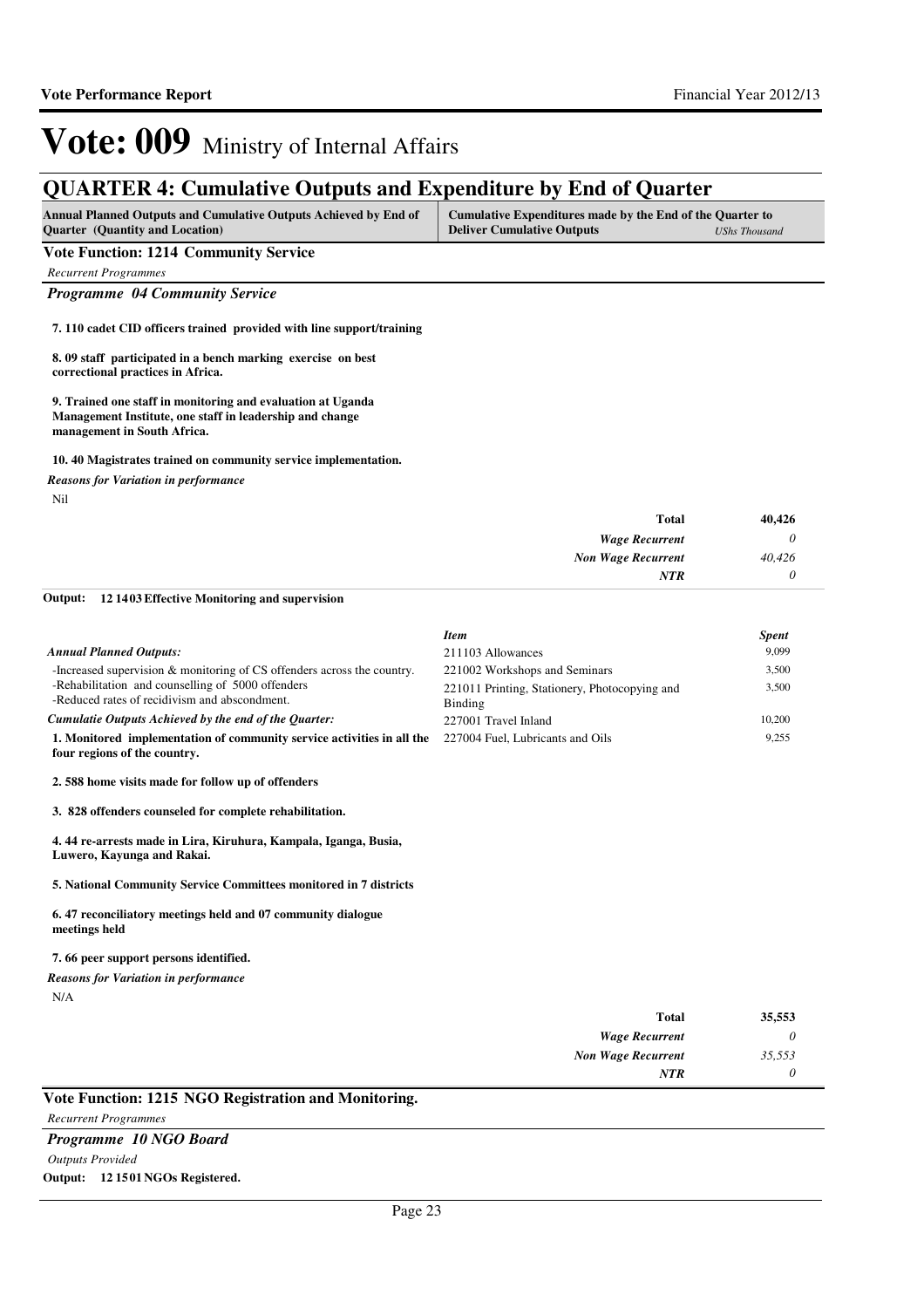# Vote: 009 Ministry of Internal Affairs

## QUARTER 4: Cumulative Outputs and Expenditure by End of Quarter

| Annual Planned Outputs and Cumulative Outputs Achieved by End of Quarter (Quantity and Location) | Cumulative Expenditures made by the End of the Quarter to Deliver Cumulative Outputs *UShs Thousand* |
|---|---|

**Vote Function: 1214 Community Service**

*Recurrent Programmes*

*Programme 04 Community Service*

**7. 110 cadet CID officers trained provided with line support/training**

**8. 09 staff participated in a bench marking exercise on best correctional practices in Africa.**

**9. Trained one staff in monitoring and evaluation at Uganda Management Institute, one staff in leadership and change management in South Africa.**

**10. 40 Magistrates trained on community service implementation.**

*Reasons for Variation in performance*

Nil

| | |
|---|---|
| **Total** | **40,426** |
| *Wage Recurrent* | *0* |
| *Non Wage Recurrent* | *40,426* |
| *NTR* | *0* |

**Output: 12 1403 Effective Monitoring and supervision**

*Annual Planned Outputs:*

-Increased supervision & monitoring of CS offenders across the country.
-Rehabilitation and counselling of 5000 offenders
-Reduced rates of recidivism and abscondment.

*Cumulatie Outputs Achieved by the end of the Quarter:*

**1. Monitored implementation of community service activities in all the four regions of the country.**

**2. 588 home visits made for follow up of offenders**

**3. 828 offenders counseled for complete rehabilitation.**

**4. 44 re-arrests made in Lira, Kiruhura, Kampala, Iganga, Busia, Luwero, Kayunga and Rakai.**

**5. National Community Service Committees monitored in 7 districts**

**6. 47 reconciliatory meetings held and 07 community dialogue meetings held**

**7. 66 peer support persons identified.**

*Reasons for Variation in performance*

N/A

| *Item* | *Spent* |
|---|---|
| 211103 Allowances | 9,099 |
| 221002 Workshops and Seminars | 3,500 |
| 221011 Printing, Stationery, Photocopying and Binding | 3,500 |
| 227001 Travel Inland | 10,200 |
| 227004 Fuel, Lubricants and Oils | 9,255 |

| | |
|---|---|
| **Total** | **35,553** |
| *Wage Recurrent* | *0* |
| *Non Wage Recurrent* | *35,553* |
| *NTR* | *0* |

**Vote Function: 1215 NGO Registration and Monitoring.**

*Recurrent Programmes*

*Programme 10 NGO Board*

*Outputs Provided*

**Output: 12 1501 NGOs Registered.**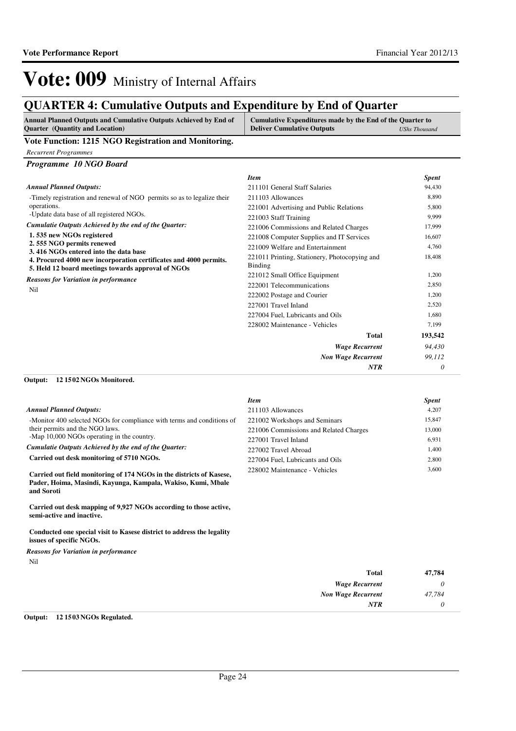# Vote: 009 Ministry of Internal Affairs

## QUARTER 4: Cumulative Outputs and Expenditure by End of Quarter

| Annual Planned Outputs and Cumulative Outputs Achieved by End of Quarter (Quantity and Location) | Cumulative Expenditures made by the End of the Quarter to Deliver Cumulative Outputs *UShs Thousand* |
|---|---|

### Vote Function: 1215 NGO Registration and Monitoring.

*Recurrent Programmes*

#### *Programme 10 NGO Board*

***Annual Planned Outputs:***

-Timely registration and renewal of NGO permits so as to legalize their operations.
-Update data base of all registered NGOs.

***Cumulatie Outputs Achieved by the end of the Quarter:***

**1. 535 new NGOs registered**
**2. 555 NGO permits renewed**
**3. 416 NGOs entered into the data base**
**4. Procured 4000 new incorporation certificates and 4000 permits.**
**5. Held 12 board meetings towards approval of NGOs**

***Reasons for Variation in performance***

Nil

| *Item* | *Spent* |
|---|---|
| 211101 General Staff Salaries | 94,430 |
| 211103 Allowances | 8,890 |
| 221001 Advertising and Public Relations | 5,800 |
| 221003 Staff Training | 9,999 |
| 221006 Commissions and Related Charges | 17,999 |
| 221008 Computer Supplies and IT Services | 16,607 |
| 221009 Welfare and Entertainment | 4,760 |
| 221011 Printing, Stationery, Photocopying and Binding | 18,408 |
| 221012 Small Office Equipment | 1,200 |
| 222001 Telecommunications | 2,850 |
| 222002 Postage and Courier | 1,200 |
| 227001 Travel Inland | 2,520 |
| 227004 Fuel, Lubricants and Oils | 1,680 |
| 228002 Maintenance - Vehicles | 7,199 |
| **Total** | **193,542** |
| ***Wage Recurrent*** | *94,430* |
| ***Non Wage Recurrent*** | *99,112* |
| ***NTR*** | *0* |

**Output: 12 15 02 NGOs Monitored.**

***Annual Planned Outputs:***

-Monitor 400 selected NGOs for compliance with terms and conditions of their permits and the NGO laws.
-Map 10,000 NGOs operating in the country.

***Cumulatie Outputs Achieved by the end of the Quarter:***

**Carried out desk monitoring of 5710 NGOs.**

**Carried out field monitoring of 174 NGOs in the districts of Kasese, Pader, Hoima, Masindi, Kayunga, Kampala, Wakiso, Kumi, Mbale and Soroti**

**Carried out desk mapping of 9,927 NGOs according to those active, semi-active and inactive.**

**Conducted one special visit to Kasese district to address the legality issues of specific NGOs.**

***Reasons for Variation in performance***

Nil

| *Item* | *Spent* |
|---|---|
| 211103 Allowances | 4,207 |
| 221002 Workshops and Seminars | 15,847 |
| 221006 Commissions and Related Charges | 13,000 |
| 227001 Travel Inland | 6,931 |
| 227002 Travel Abroad | 1,400 |
| 227004 Fuel, Lubricants and Oils | 2,800 |
| 228002 Maintenance - Vehicles | 3,600 |
| **Total** | **47,784** |
| ***Wage Recurrent*** | *0* |
| ***Non Wage Recurrent*** | *47,784* |
| ***NTR*** | *0* |

**Output: 12 15 03 NGOs Regulated.**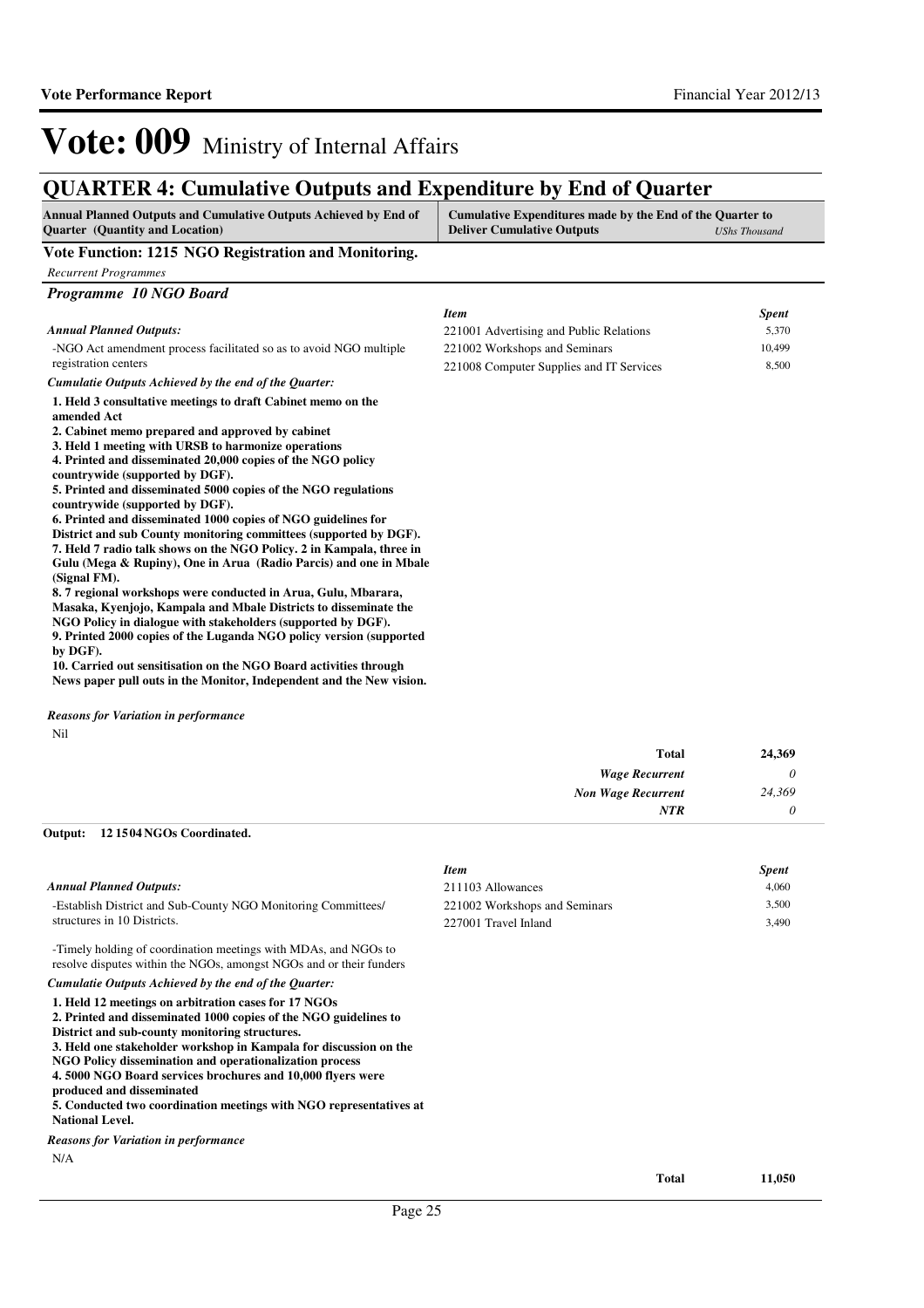# Vote: 009 Ministry of Internal Affairs

## QUARTER 4: Cumulative Outputs and Expenditure by End of Quarter

| Annual Planned Outputs and Cumulative Outputs Achieved by End of Quarter (Quantity and Location) | Cumulative Expenditures made by the End of the Quarter to Deliver Cumulative Outputs *UShs Thousand* |
|---|---|

### Vote Function: 1215 NGO Registration and Monitoring.

*Recurrent Programmes*

#### *Programme 10 NGO Board*

*Annual Planned Outputs:*

-NGO Act amendment process facilitated so as to avoid NGO multiple registration centers

*Cumulatie Outputs Achieved by the end of the Quarter:*

**1. Held 3 consultative meetings to draft Cabinet memo on the amended Act**
**2. Cabinet memo prepared and approved by cabinet**
**3. Held 1 meeting with URSB to harmonize operations**
**4. Printed and disseminated 20,000 copies of the NGO policy countrywide (supported by DGF).**
**5. Printed and disseminated 5000 copies of the NGO regulations countrywide (supported by DGF).**
**6. Printed and disseminated 1000 copies of NGO guidelines for District and sub County monitoring committees (supported by DGF).**
**7. Held 7 radio talk shows on the NGO Policy. 2 in Kampala, three in Gulu (Mega & Rupiny), One in Arua (Radio Parcis) and one in Mbale (Signal FM).**
**8. 7 regional workshops were conducted in Arua, Gulu, Mbarara, Masaka, Kyenjojo, Kampala and Mbale Districts to disseminate the NGO Policy in dialogue with stakeholders (supported by DGF).**
**9. Printed 2000 copies of the Luganda NGO policy version (supported by DGF).**
**10. Carried out sensitisation on the NGO Board activities through News paper pull outs in the Monitor, Independent and the New vision.**

| *Item* | *Spent* |
|---|---|
| 221001 Advertising and Public Relations | 5,370 |
| 221002 Workshops and Seminars | 10,499 |
| 221008 Computer Supplies and IT Services | 8,500 |

*Reasons for Variation in performance*

Nil

| | |
|---|---|
| **Total** | **24,369** |
| *Wage Recurrent* | *0* |
| *Non Wage Recurrent* | *24,369* |
| *NTR* | *0* |

**Output: 12 15 04 NGOs Coordinated.**

*Annual Planned Outputs:*

-Establish District and Sub-County NGO Monitoring Committees/ structures in 10 Districts.

-Timely holding of coordination meetings with MDAs, and NGOs to resolve disputes within the NGOs, amongst NGOs and or their funders

*Cumulatie Outputs Achieved by the end of the Quarter:*

**1. Held 12 meetings on arbitration cases for 17 NGOs**
**2. Printed and disseminated 1000 copies of the NGO guidelines to District and sub-county monitoring structures.**
**3. Held one stakeholder workshop in Kampala for discussion on the NGO Policy dissemination and operationalization process**
**4. 5000 NGO Board services brochures and 10,000 flyers were produced and disseminated**
**5. Conducted two coordination meetings with NGO representatives at National Level.**

| *Item* | *Spent* |
|---|---|
| 211103 Allowances | 4,060 |
| 221002 Workshops and Seminars | 3,500 |
| 227001 Travel Inland | 3,490 |

*Reasons for Variation in performance*

N/A

| | |
|---|---|
| **Total** | **11,050** |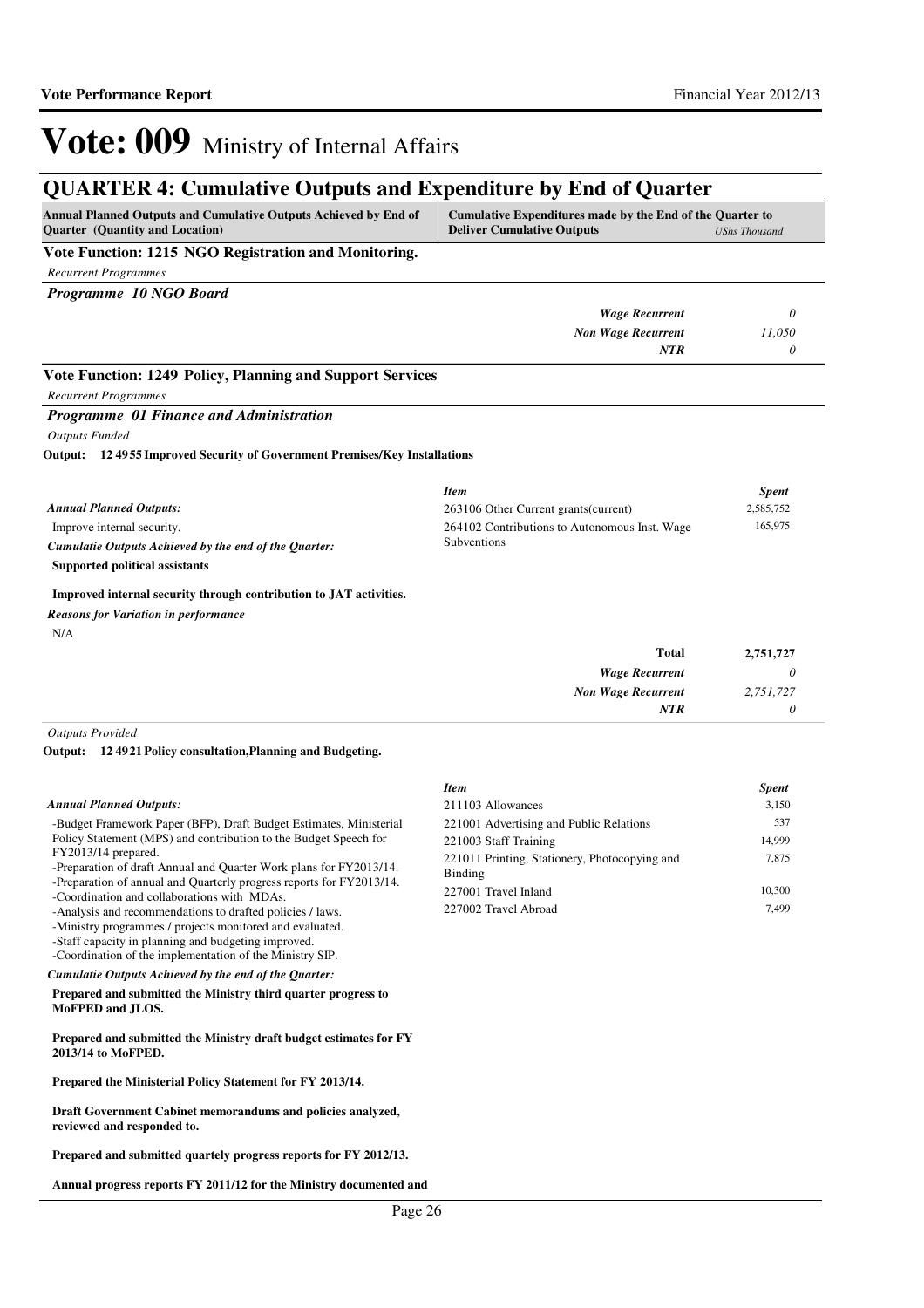# Vote: 009 Ministry of Internal Affairs

## QUARTER 4: Cumulative Outputs and Expenditure by End of Quarter

| Annual Planned Outputs and Cumulative Outputs Achieved by End of Quarter (Quantity and Location) | Cumulative Expenditures made by the End of the Quarter to Deliver Cumulative Outputs | *UShs Thousand* |
|---|---|---|

### Vote Function: 1215 NGO Registration and Monitoring.

*Recurrent Programmes*

#### *Programme 10 NGO Board*

| | |
|---|---|
| *Wage Recurrent* | *0* |
| *Non Wage Recurrent* | *11,050* |
| *NTR* | *0* |

### Vote Function: 1249 Policy, Planning and Support Services

*Recurrent Programmes*

#### *Programme 01 Finance and Administration*

*Outputs Funded*

**Output: 12 49 55 Improved Security of Government Premises/Key Installations**

*Annual Planned Outputs:*

Improve internal security.

*Cumulatie Outputs Achieved by the end of the Quarter:*

**Supported political assistants**

**Improved internal security through contribution to JAT activities.**

*Reasons for Variation in performance*

N/A

| *Item* | *Spent* |
|---|---|
| 263106 Other Current grants(current) | 2,585,752 |
| 264102 Contributions to Autonomous Inst. Wage Subventions | 165,975 |

| | |
|---|---|
| **Total** | **2,751,727** |
| *Wage Recurrent* | *0* |
| *Non Wage Recurrent* | *2,751,727* |
| *NTR* | *0* |

*Outputs Provided*

**Output: 12 49 21 Policy consultation,Planning and Budgeting.**

*Annual Planned Outputs:*

-Budget Framework Paper (BFP), Draft Budget Estimates, Ministerial Policy Statement (MPS) and contribution to the Budget Speech for FY2013/14 prepared.
-Preparation of draft Annual and Quarter Work plans for FY2013/14.
-Preparation of annual and Quarterly progress reports for FY2013/14.
-Coordination and collaborations with MDAs.
-Analysis and recommendations to drafted policies / laws.
-Ministry programmes / projects monitored and evaluated.
-Staff capacity in planning and budgeting improved.
-Coordination of the implementation of the Ministry SIP.

*Cumulatie Outputs Achieved by the end of the Quarter:*

**Prepared and submitted the Ministry third quarter progress to MoFPED and JLOS.**

**Prepared and submitted the Ministry draft budget estimates for FY 2013/14 to MoFPED.**

**Prepared the Ministerial Policy Statement for FY 2013/14.**

**Draft Government Cabinet memorandums and policies analyzed, reviewed and responded to.**

**Prepared and submitted quartely progress reports for FY 2012/13.**

**Annual progress reports FY 2011/12 for the Ministry documented and**

| *Item* | *Spent* |
|---|---|
| 211103 Allowances | 3,150 |
| 221001 Advertising and Public Relations | 537 |
| 221003 Staff Training | 14,999 |
| 221011 Printing, Stationery, Photocopying and Binding | 7,875 |
| 227001 Travel Inland | 10,300 |
| 227002 Travel Abroad | 7,499 |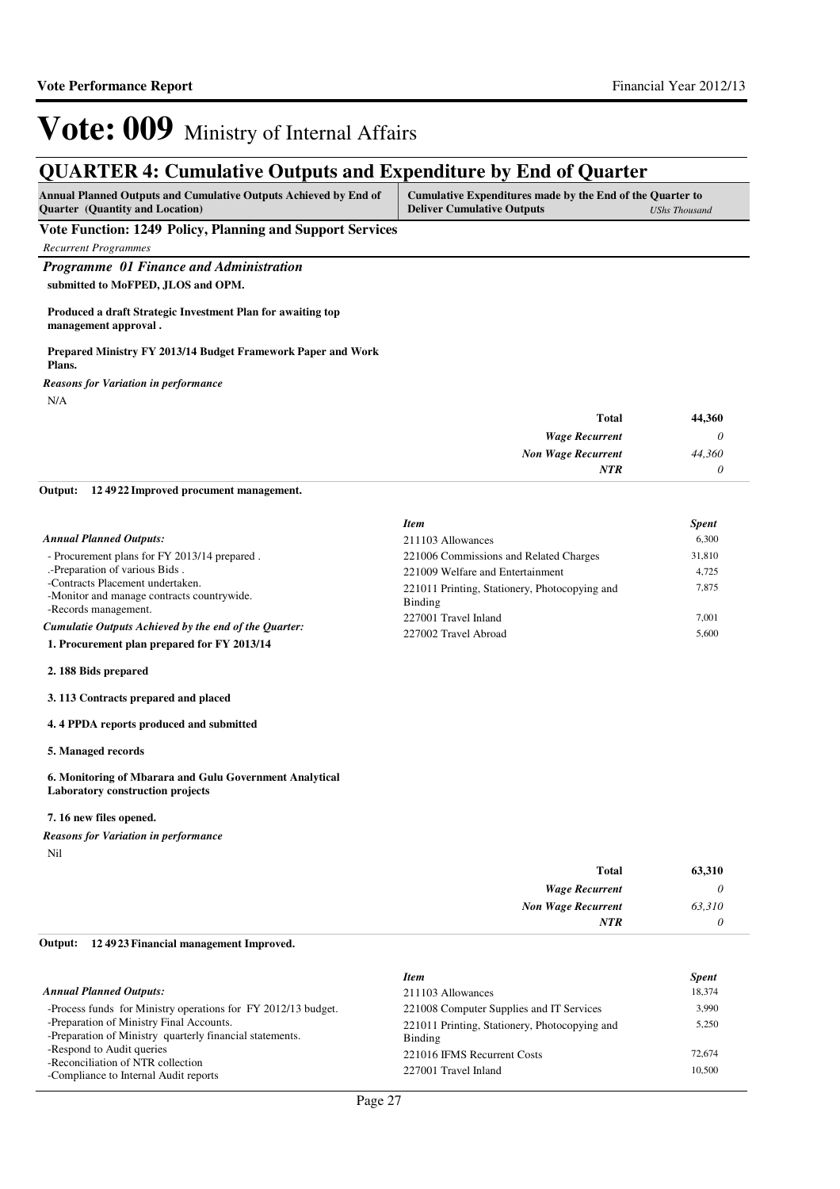# Vote: 009 Ministry of Internal Affairs

## QUARTER 4: Cumulative Outputs and Expenditure by End of Quarter

| Annual Planned Outputs and Cumulative Outputs Achieved by End of Quarter (Quantity and Location) | Cumulative Expenditures made by the End of the Quarter to Deliver Cumulative Outputs *UShs Thousand* |
|---|---|

**Vote Function: 1249 Policy, Planning and Support Services**

*Recurrent Programmes*

### *Programme 01 Finance and Administration*

**submitted to MoFPED, JLOS and OPM.**

**Produced a draft Strategic Investment Plan for awaiting top management approval .**

**Prepared Ministry FY 2013/14 Budget Framework Paper and Work Plans.**

*Reasons for Variation in performance*

N/A

| | |
|---|---|
| **Total** | **44,360** |
| ***Wage Recurrent*** | *0* |
| ***Non Wage Recurrent*** | *44,360* |
| ***NTR*** | *0* |

**Output: 12 49 22 Improved procument management.**

*Annual Planned Outputs:*

- Procurement plans for FY 2013/14 prepared .
.-Preparation of various Bids .
-Contracts Placement undertaken.
-Monitor and manage contracts countrywide.
-Records management.

*Cumulatie Outputs Achieved by the end of the Quarter:*

**1. Procurement plan prepared for FY 2013/14**

**2. 188 Bids prepared**

**3. 113 Contracts prepared and placed**

**4. 4 PPDA reports produced and submitted**

**5. Managed records**

**6. Monitoring of Mbarara and Gulu Government Analytical Laboratory construction projects**

**7. 16 new files opened.**

*Reasons for Variation in performance*

Nil

| *Item* | *Spent* |
|---|---|
| 211103 Allowances | 6,300 |
| 221006 Commissions and Related Charges | 31,810 |
| 221009 Welfare and Entertainment | 4,725 |
| 221011 Printing, Stationery, Photocopying and Binding | 7,875 |
| 227001 Travel Inland | 7,001 |
| 227002 Travel Abroad | 5,600 |

| | |
|---|---|
| **Total** | **63,310** |
| ***Wage Recurrent*** | *0* |
| ***Non Wage Recurrent*** | *63,310* |
| ***NTR*** | *0* |

**Output: 12 49 23 Financial management Improved.**

*Annual Planned Outputs:*

-Process funds for Ministry operations for FY 2012/13 budget.
-Preparation of Ministry Final Accounts.
-Preparation of Ministry quarterly financial statements.
-Respond to Audit queries
-Reconciliation of NTR collection
-Compliance to Internal Audit reports

| *Item* | *Spent* |
|---|---|
| 211103 Allowances | 18,374 |
| 221008 Computer Supplies and IT Services | 3,990 |
| 221011 Printing, Stationery, Photocopying and Binding | 5,250 |
| 221016 IFMS Recurrent Costs | 72,674 |
| 227001 Travel Inland | 10,500 |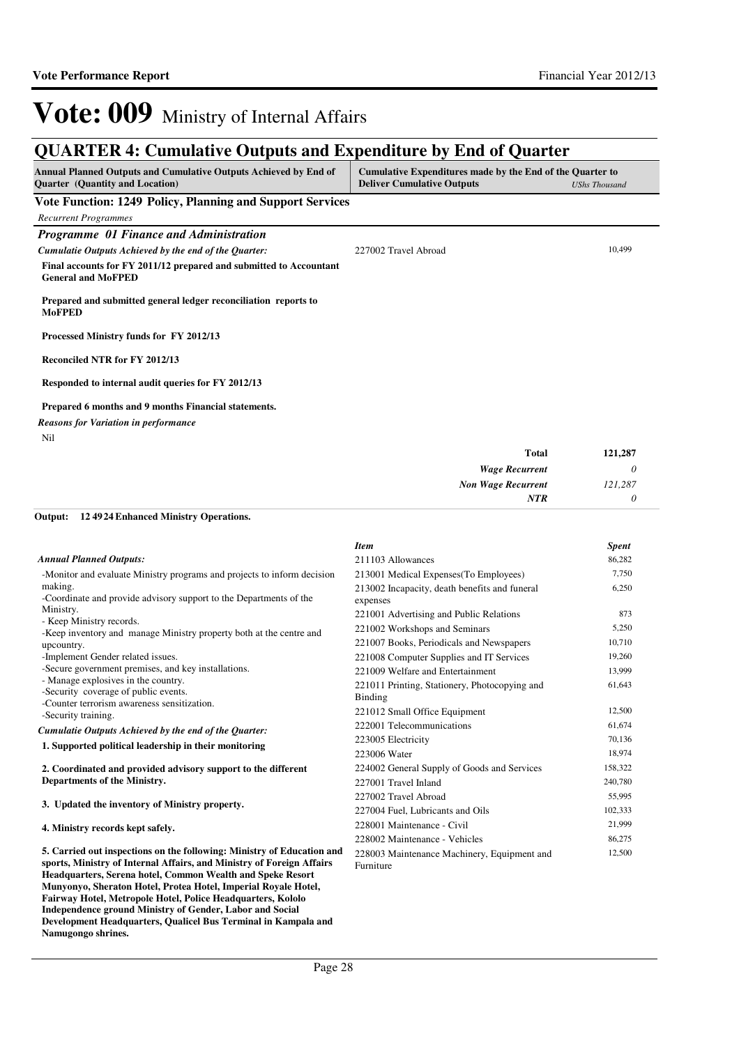# Vote: 009 Ministry of Internal Affairs

## QUARTER 4: Cumulative Outputs and Expenditure by End of Quarter

| Annual Planned Outputs and Cumulative Outputs Achieved by End of Quarter (Quantity and Location) | Cumulative Expenditures made by the End of the Quarter to Deliver Cumulative Outputs | *UShs Thousand* |
|---|---|---|

### Vote Function: 1249 Policy, Planning and Support Services

*Recurrent Programmes*

### *Programme 01 Finance and Administration*

*Cumulatie Outputs Achieved by the end of the Quarter:*

**Final accounts for FY 2011/12 prepared and submitted to Accountant General and MoFPED**

**Prepared and submitted general ledger reconciliation reports to MoFPED**

**Processed Ministry funds for FY 2012/13**

**Reconciled NTR for FY 2012/13**

**Responded to internal audit queries for FY 2012/13**

**Prepared 6 months and 9 months Financial statements.**

| Item | Spent |
|---|---|
| 227002 Travel Abroad | 10,499 |

*Reasons for Variation in performance*

Nil

| | |
|---|---|
| **Total** | **121,287** |
| *Wage Recurrent* | *0* |
| *Non Wage Recurrent* | *121,287* |
| *NTR* | *0* |

**Output: 12 49 24 Enhanced Ministry Operations.**

*Annual Planned Outputs:*

- Monitor and evaluate Ministry programs and projects to inform decision making.
- Coordinate and provide advisory support to the Departments of the Ministry.
- Keep Ministry records.
- Keep inventory and manage Ministry property both at the centre and upcountry.
- Implement Gender related issues.
- Secure government premises, and key installations.
- Manage explosives in the country.
- Security coverage of public events.
- Counter terrorism awareness sensitization.
- Security training.

*Cumulatie Outputs Achieved by the end of the Quarter:*

**1. Supported political leadership in their monitoring**

**2. Coordinated and provided advisory support to the different Departments of the Ministry.**

**3. Updated the inventory of Ministry property.**

**4. Ministry records kept safely.**

**5. Carried out inspections on the following: Ministry of Education and sports, Ministry of Internal Affairs, and Ministry of Foreign Affairs Headquarters, Serena hotel, Common Wealth and Speke Resort Munyonyo, Sheraton Hotel, Protea Hotel, Imperial Royale Hotel, Fairway Hotel, Metropole Hotel, Police Headquarters, Kololo Independence ground Ministry of Gender, Labor and Social Development Headquarters, Qualicel Bus Terminal in Kampala and Namugongo shrines.**

| *Item* | *Spent* |
|---|---|
| 211103 Allowances | 86,282 |
| 213001 Medical Expenses(To Employees) | 7,750 |
| 213002 Incapacity, death benefits and funeral expenses | 6,250 |
| 221001 Advertising and Public Relations | 873 |
| 221002 Workshops and Seminars | 5,250 |
| 221007 Books, Periodicals and Newspapers | 10,710 |
| 221008 Computer Supplies and IT Services | 19,260 |
| 221009 Welfare and Entertainment | 13,999 |
| 221011 Printing, Stationery, Photocopying and Binding | 61,643 |
| 221012 Small Office Equipment | 12,500 |
| 222001 Telecommunications | 61,674 |
| 223005 Electricity | 70,136 |
| 223006 Water | 18,974 |
| 224002 General Supply of Goods and Services | 158,322 |
| 227001 Travel Inland | 240,780 |
| 227002 Travel Abroad | 55,995 |
| 227004 Fuel, Lubricants and Oils | 102,333 |
| 228001 Maintenance - Civil | 21,999 |
| 228002 Maintenance - Vehicles | 86,275 |
| 228003 Maintenance Machinery, Equipment and Furniture | 12,500 |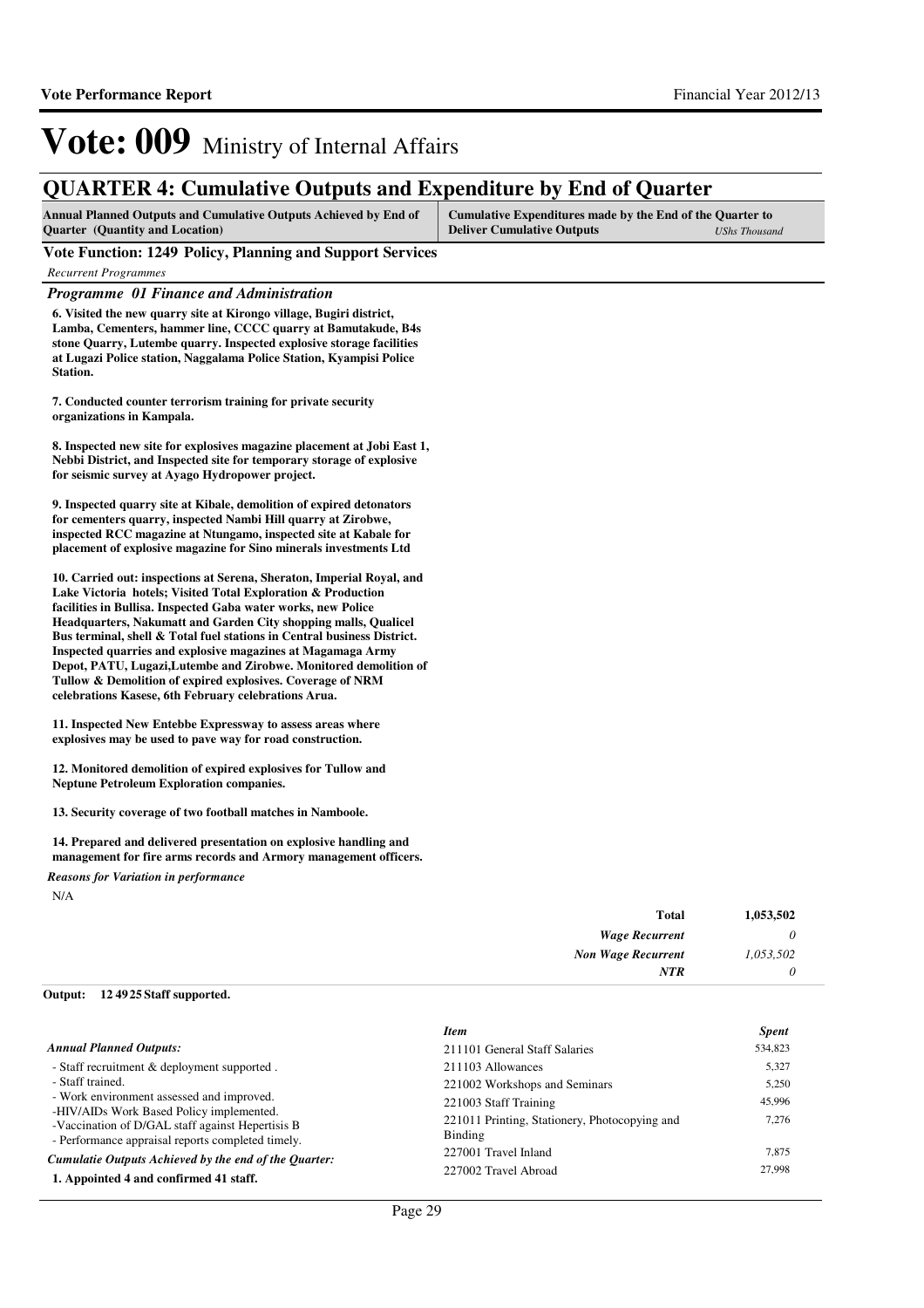# Vote: 009 Ministry of Internal Affairs

## QUARTER 4: Cumulative Outputs and Expenditure by End of Quarter

| Annual Planned Outputs and Cumulative Outputs Achieved by End of Quarter (Quantity and Location) | Cumulative Expenditures made by the End of the Quarter to Deliver Cumulative Outputs *UShs Thousand* |
|---|---|

**Vote Function: 1249 Policy, Planning and Support Services**

*Recurrent Programmes*

### *Programme 01 Finance and Administration*

**6. Visited the new quarry site at Kirongo village, Bugiri district, Lamba, Cementers, hammer line, CCCC quarry at Bamutakude, B4s stone Quarry, Lutembe quarry. Inspected explosive storage facilities at Lugazi Police station, Naggalama Police Station, Kyampisi Police Station.**

**7. Conducted counter terrorism training for private security organizations in Kampala.**

**8. Inspected new site for explosives magazine placement at Jobi East 1, Nebbi District, and Inspected site for temporary storage of explosive for seismic survey at Ayago Hydropower project.**

**9. Inspected quarry site at Kibale, demolition of expired detonators for cementers quarry, inspected Nambi Hill quarry at Zirobwe, inspected RCC magazine at Ntungamo, inspected site at Kabale for placement of explosive magazine for Sino minerals investments Ltd**

**10. Carried out: inspections at Serena, Sheraton, Imperial Royal, and Lake Victoria hotels; Visited Total Exploration & Production facilities in Bullisa. Inspected Gaba water works, new Police Headquarters, Nakumatt and Garden City shopping malls, Qualicel Bus terminal, shell & Total fuel stations in Central business District. Inspected quarries and explosive magazines at Magamaga Army Depot, PATU, Lugazi,Lutembe and Zirobwe. Monitored demolition of Tullow & Demolition of expired explosives. Coverage of NRM celebrations Kasese, 6th February celebrations Arua.**

**11. Inspected New Entebbe Expressway to assess areas where explosives may be used to pave way for road construction.**

**12. Monitored demolition of expired explosives for Tullow and Neptune Petroleum Exploration companies.**

**13. Security coverage of two football matches in Namboole.**

**14. Prepared and delivered presentation on explosive handling and management for fire arms records and Armory management officers.**

*Reasons for Variation in performance*

N/A

| | |
|---|---|
| **Total** | **1,053,502** |
| ***Wage Recurrent*** | *0* |
| ***Non Wage Recurrent*** | *1,053,502* |
| ***NTR*** | *0* |

**Output: 12 49 25 Staff supported.**

*Annual Planned Outputs:*

- Staff recruitment & deployment supported .
- Staff trained.
- Work environment assessed and improved.
-HIV/AIDs Work Based Policy implemented.
-Vaccination of D/GAL staff against Hepertisis B
- Performance appraisal reports completed timely.

*Cumulatie Outputs Achieved by the end of the Quarter:*

**1. Appointed 4 and confirmed 41 staff.**

| *Item* | *Spent* |
|---|---|
| 211101 General Staff Salaries | 534,823 |
| 211103 Allowances | 5,327 |
| 221002 Workshops and Seminars | 5,250 |
| 221003 Staff Training | 45,996 |
| 221011 Printing, Stationery, Photocopying and Binding | 7,276 |
| 227001 Travel Inland | 7,875 |
| 227002 Travel Abroad | 27,998 |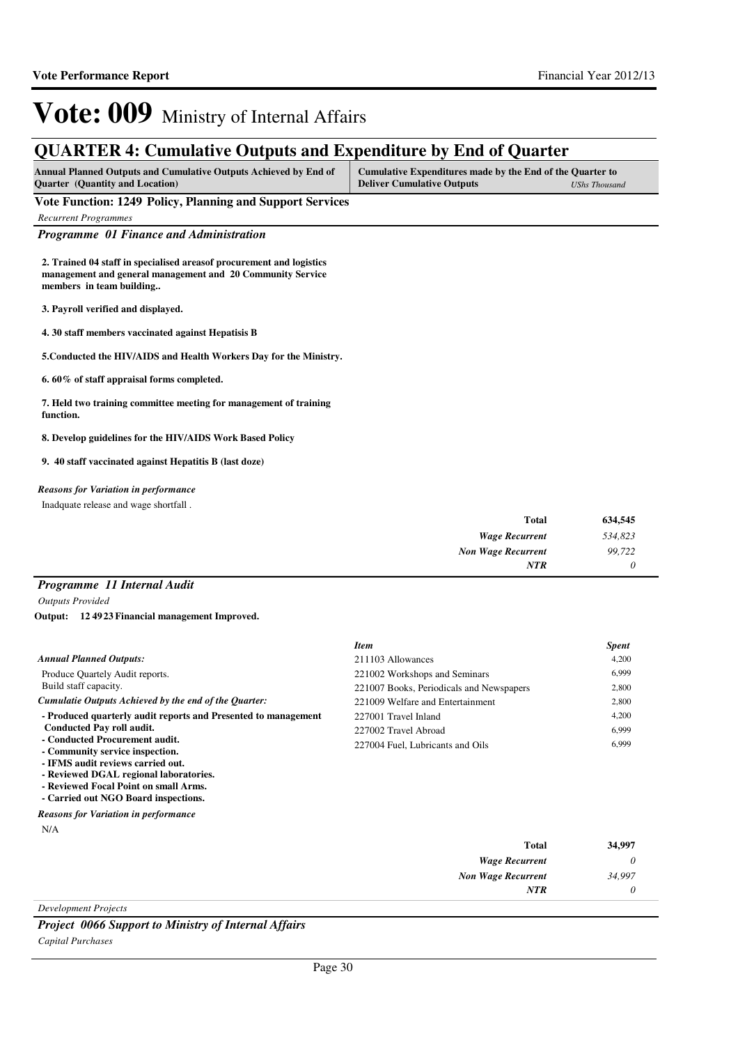# Vote: 009 Ministry of Internal Affairs

## QUARTER 4: Cumulative Outputs and Expenditure by End of Quarter

| Annual Planned Outputs and Cumulative Outputs Achieved by End of Quarter (Quantity and Location) | Cumulative Expenditures made by the End of the Quarter to Deliver Cumulative Outputs *UShs Thousand* |
|---|---|

### Vote Function: 1249 Policy, Planning and Support Services

*Recurrent Programmes*

#### *Programme 01 Finance and Administration*

**2. Trained 04 staff in specialised areasof procurement and logistics management and general management and 20 Community Service members in team building..**

**3. Payroll verified and displayed.**

**4. 30 staff members vaccinated against Hepatisis B**

**5.Conducted the HIV/AIDS and Health Workers Day for the Ministry.**

**6. 60% of staff appraisal forms completed.**

**7. Held two training committee meeting for management of training function.**

**8. Develop guidelines for the HIV/AIDS Work Based Policy**

**9. 40 staff vaccinated against Hepatitis B (last doze)**

***Reasons for Variation in performance***

Inadquate release and wage shortfall .

| | |
|---|---|
| **Total** | **634,545** |
| ***Wage Recurrent*** | *534,823* |
| ***Non Wage Recurrent*** | *99,722* |
| ***NTR*** | *0* |

#### *Programme 11 Internal Audit*

*Outputs Provided*

**Output: 12 49 23 Financial management Improved.**

***Annual Planned Outputs:***

Produce Quartely Audit reports.
Build staff capacity.

***Cumulatie Outputs Achieved by the end of the Quarter:***

**- Produced quarterly audit reports and Presented to management Conducted Pay roll audit.**
**- Conducted Procurement audit.**
**- Community service inspection.**
**- IFMS audit reviews carried out.**
**- Reviewed DGAL regional laboratories.**
**- Reviewed Focal Point on small Arms.**
**- Carried out NGO Board inspections.**

***Reasons for Variation in performance***

N/A

| *Item* | *Spent* |
|---|---|
| 211103 Allowances | 4,200 |
| 221002 Workshops and Seminars | 6,999 |
| 221007 Books, Periodicals and Newspapers | 2,800 |
| 221009 Welfare and Entertainment | 2,800 |
| 227001 Travel Inland | 4,200 |
| 227002 Travel Abroad | 6,999 |
| 227004 Fuel, Lubricants and Oils | 6,999 |

| | |
|---|---|
| **Total** | **34,997** |
| ***Wage Recurrent*** | *0* |
| ***Non Wage Recurrent*** | *34,997* |
| ***NTR*** | *0* |

*Development Projects*

#### *Project 0066 Support to Ministry of Internal Affairs*

*Capital Purchases*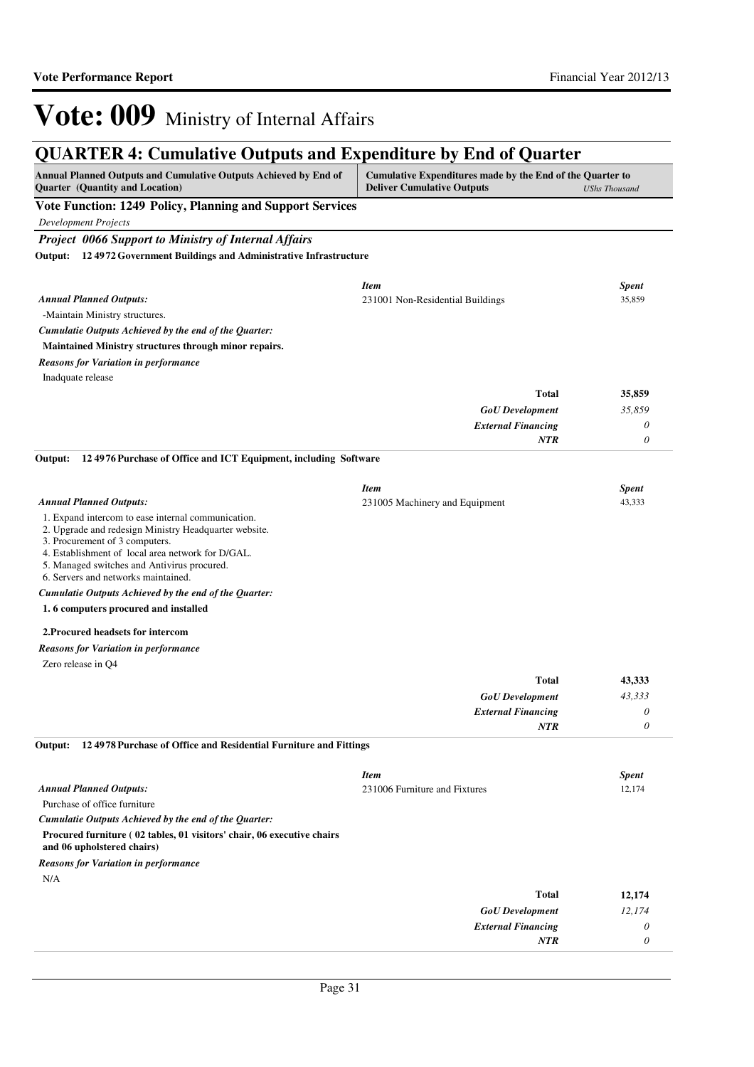# Vote: 009 Ministry of Internal Affairs

## QUARTER 4: Cumulative Outputs and Expenditure by End of Quarter

| Annual Planned Outputs and Cumulative Outputs Achieved by End of Quarter (Quantity and Location) | Cumulative Expenditures made by the End of the Quarter to Deliver Cumulative Outputs | *UShs Thousand* |
|---|---|---|

**Vote Function: 1249 Policy, Planning and Support Services**

*Development Projects*

***Project 0066 Support to Ministry of Internal Affairs***

**Output: 12 4972 Government Buildings and Administrative Infrastructure**

*Annual Planned Outputs:*

-Maintain Ministry structures.

*Cumulatie Outputs Achieved by the end of the Quarter:*

**Maintained Ministry structures through minor repairs.**

*Reasons for Variation in performance*

Inadquate release

| *Item* | *Spent* |
|---|---|
| 231001 Non-Residential Buildings | 35,859 |
| **Total** | **35,859** |
| *GoU Development* | *35,859* |
| *External Financing* | *0* |
| *NTR* | *0* |

**Output: 12 4976 Purchase of Office and ICT Equipment, including Software**

*Annual Planned Outputs:*

1. Expand intercom to ease internal communication.
2. Upgrade and redesign Ministry Headquarter website.
3. Procurement of 3 computers.
4. Establishment of local area network for D/GAL.
5. Managed switches and Antivirus procured.
6. Servers and networks maintained.

*Cumulatie Outputs Achieved by the end of the Quarter:*

**1. 6 computers procured and installed**

**2.Procured headsets for intercom**

*Reasons for Variation in performance*

Zero release in Q4

| *Item* | *Spent* |
|---|---|
| 231005 Machinery and Equipment | 43,333 |
| **Total** | **43,333** |
| *GoU Development* | *43,333* |
| *External Financing* | *0* |
| *NTR* | *0* |

**Output: 12 4978 Purchase of Office and Residential Furniture and Fittings**

*Annual Planned Outputs:*

Purchase of office furniture

*Cumulatie Outputs Achieved by the end of the Quarter:*

**Procured furniture ( 02 tables, 01 visitors' chair, 06 executive chairs and 06 upholstered chairs)**

*Reasons for Variation in performance*

N/A

| *Item* | *Spent* |
|---|---|
| 231006 Furniture and Fixtures | 12,174 |
| **Total** | **12,174** |
| *GoU Development* | *12,174* |
| *External Financing* | *0* |
| *NTR* | *0* |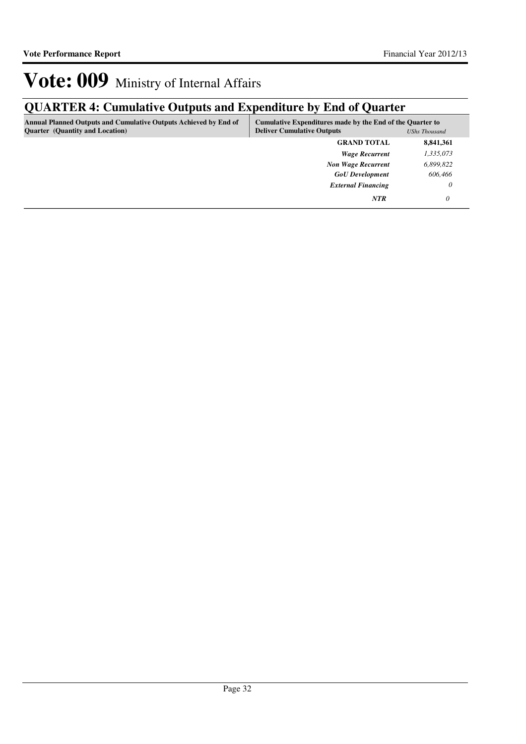# Vote: 009 Ministry of Internal Affairs

## QUARTER 4: Cumulative Outputs and Expenditure by End of Quarter

| Annual Planned Outputs and Cumulative Outputs Achieved by End of Quarter (Quantity and Location) | Cumulative Expenditures made by the End of the Quarter to Deliver Cumulative Outputs | *UShs Thousand* |
|---|---|---|
| | **GRAND TOTAL** | **8,841,361** |
| | ***Wage Recurrent*** | *1,335,073* |
| | ***Non Wage Recurrent*** | *6,899,822* |
| | ***GoU Development*** | *606,466* |
| | ***External Financing*** | *0* |
| | ***NTR*** | *0* |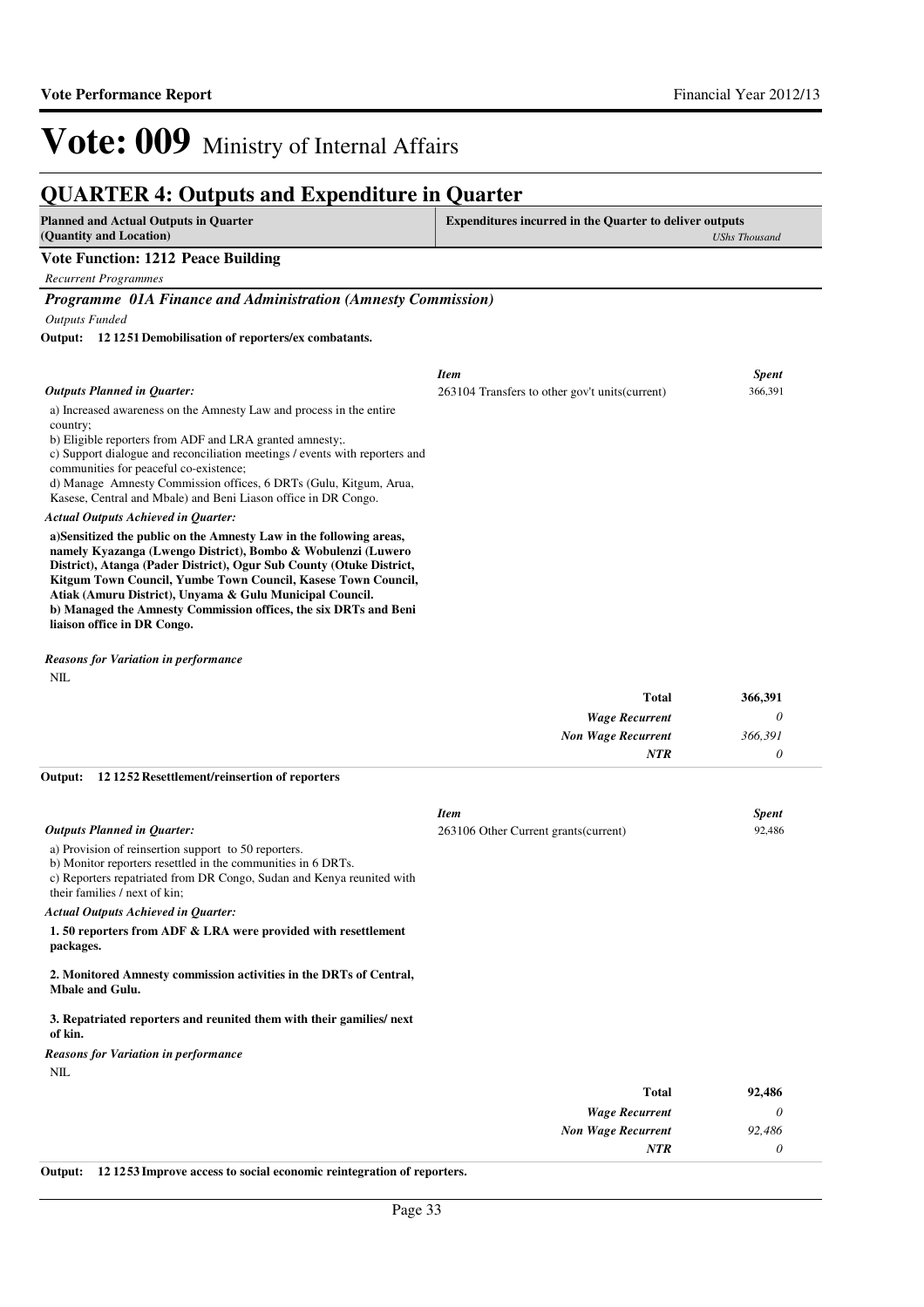# Vote: 009 Ministry of Internal Affairs

## QUARTER 4: Outputs and Expenditure in Quarter

| Planned and Actual Outputs in Quarter (Quantity and Location) | Expenditures incurred in the Quarter to deliver outputs *UShs Thousand* |
|---|---|

### Vote Function: 1212 Peace Building

*Recurrent Programmes*

### *Programme 01A Finance and Administration (Amnesty Commission)*

*Outputs Funded*

**Output: 12 1251 Demobilisation of reporters/ex combatants.**

*Outputs Planned in Quarter:*

a) Increased awareness on the Amnesty Law and process in the entire country;
b) Eligible reporters from ADF and LRA granted amnesty;.
c) Support dialogue and reconciliation meetings / events with reporters and communities for peaceful co-existence;
d) Manage Amnesty Commission offices, 6 DRTs (Gulu, Kitgum, Arua, Kasese, Central and Mbale) and Beni Liason office in DR Congo.

*Actual Outputs Achieved in Quarter:*

**a)Sensitized the public on the Amnesty Law in the following areas, namely Kyazanga (Lwengo District), Bombo & Wobulenzi (Luwero District), Atanga (Pader District), Ogur Sub County (Otuke District, Kitgum Town Council, Yumbe Town Council, Kasese Town Council, Atiak (Amuru District), Unyama & Gulu Municipal Council.**
**b) Managed the Amnesty Commission offices, the six DRTs and Beni liaison office in DR Congo.**

*Reasons for Variation in performance*

NIL

| *Item* | *Spent* |
|---|---|
| 263104 Transfers to other gov't units(current) | 366,391 |
| **Total** | **366,391** |
| *Wage Recurrent* | *0* |
| *Non Wage Recurrent* | *366,391* |
| *NTR* | *0* |

**Output: 12 1252 Resettlement/reinsertion of reporters**

*Outputs Planned in Quarter:*

a) Provision of reinsertion support to 50 reporters.
b) Monitor reporters resettled in the communities in 6 DRTs.
c) Reporters repatriated from DR Congo, Sudan and Kenya reunited with their families / next of kin;

*Actual Outputs Achieved in Quarter:*

**1. 50 reporters from ADF & LRA were provided with resettlement packages.**

**2. Monitored Amnesty commission activities in the DRTs of Central, Mbale and Gulu.**

**3. Repatriated reporters and reunited them with their gamilies/ next of kin.**

*Reasons for Variation in performance*

NIL

| *Item* | *Spent* |
|---|---|
| 263106 Other Current grants(current) | 92,486 |
| **Total** | **92,486** |
| *Wage Recurrent* | *0* |
| *Non Wage Recurrent* | *92,486* |
| *NTR* | *0* |

**Output: 12 1253 Improve access to social economic reintegration of reporters.**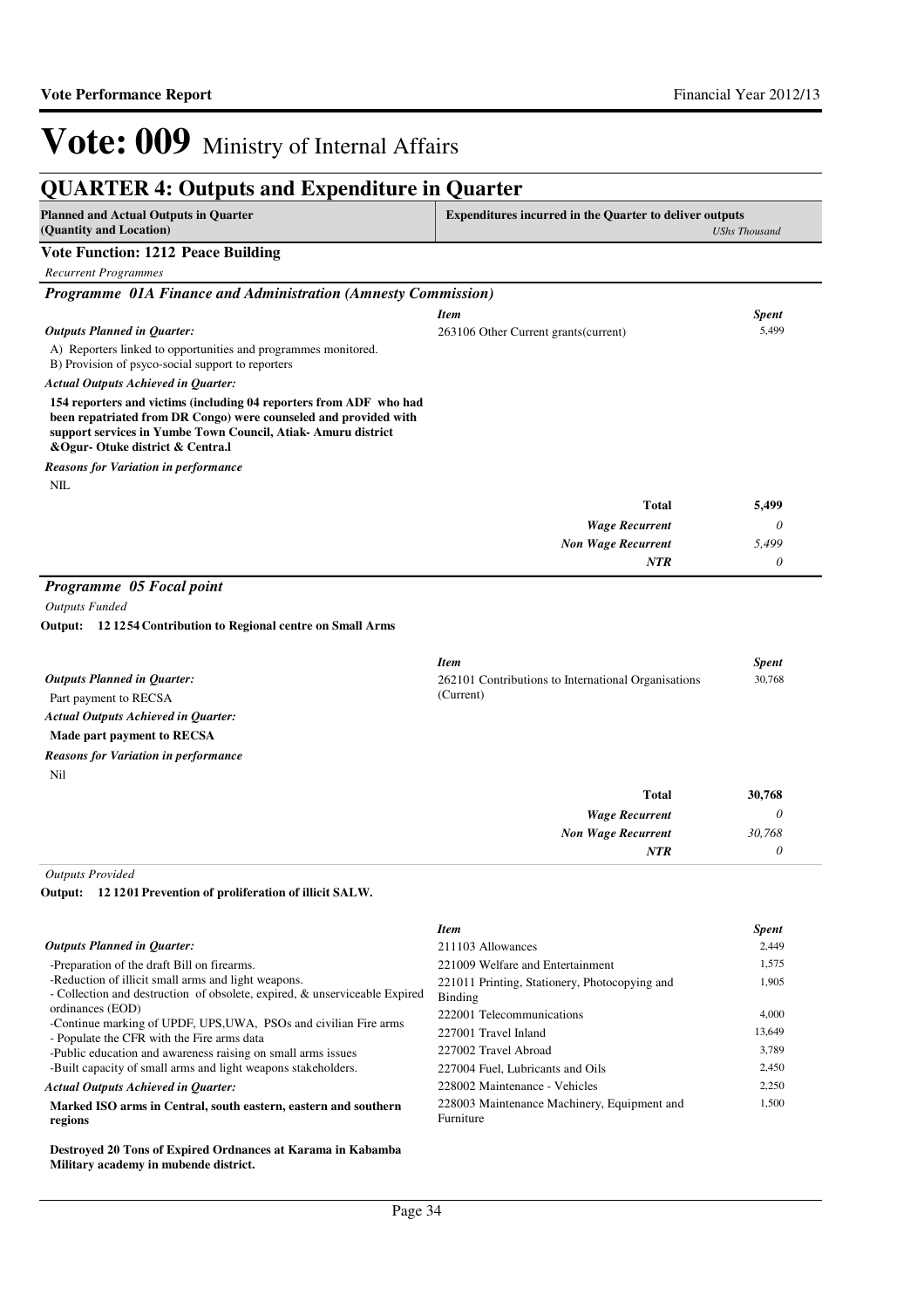# Vote: 009 Ministry of Internal Affairs

## QUARTER 4: Outputs and Expenditure in Quarter

| Planned and Actual Outputs in Quarter (Quantity and Location) | Expenditures incurred in the Quarter to deliver outputs *UShs Thousand* |
|---|---|

**Vote Function: 1212 Peace Building**

*Recurrent Programmes*

### *Programme 01A Finance and Administration (Amnesty Commission)*

*Outputs Planned in Quarter:*

A) Reporters linked to opportunities and programmes monitored.
B) Provision of psyco-social support to reporters

*Actual Outputs Achieved in Quarter:*

**154 reporters and victims (including 04 reporters from ADF who had been repatriated from DR Congo) were counseled and provided with support services in Yumbe Town Council, Atiak- Amuru district &Ogur- Otuke district & Centra.l**

*Reasons for Variation in performance*

NIL

| *Item* | *Spent* |
|---|---|
| 263106 Other Current grants(current) | 5,499 |
| **Total** | **5,499** |
| *Wage Recurrent* | *0* |
| *Non Wage Recurrent* | *5,499* |
| *NTR* | *0* |

### *Programme 05 Focal point*

*Outputs Funded*

**Output: 12 1254 Contribution to Regional centre on Small Arms**

*Outputs Planned in Quarter:*

Part payment to RECSA

*Actual Outputs Achieved in Quarter:*

**Made part payment to RECSA**

*Reasons for Variation in performance*

Nil

| *Item* | *Spent* |
|---|---|
| 262101 Contributions to International Organisations (Current) | 30,768 |
| **Total** | **30,768** |
| *Wage Recurrent* | *0* |
| *Non Wage Recurrent* | *30,768* |
| *NTR* | *0* |

*Outputs Provided*

**Output: 12 1201 Prevention of proliferation of illicit SALW.**

*Outputs Planned in Quarter:*

-Preparation of the draft Bill on firearms.
-Reduction of illicit small arms and light weapons.
- Collection and destruction of obsolete, expired, & unserviceable Expired ordinances (EOD)
-Continue marking of UPDF, UPS,UWA, PSOs and civilian Fire arms
- Populate the CFR with the Fire arms data
-Public education and awareness raising on small arms issues
-Built capacity of small arms and light weapons stakeholders.

*Actual Outputs Achieved in Quarter:*

**Marked ISO arms in Central, south eastern, eastern and southern regions**

**Destroyed 20 Tons of Expired Ordnances at Karama in Kabamba Military academy in mubende district.**

| *Item* | *Spent* |
|---|---|
| 211103 Allowances | 2,449 |
| 221009 Welfare and Entertainment | 1,575 |
| 221011 Printing, Stationery, Photocopying and Binding | 1,905 |
| 222001 Telecommunications | 4,000 |
| 227001 Travel Inland | 13,649 |
| 227002 Travel Abroad | 3,789 |
| 227004 Fuel, Lubricants and Oils | 2,450 |
| 228002 Maintenance - Vehicles | 2,250 |
| 228003 Maintenance Machinery, Equipment and Furniture | 1,500 |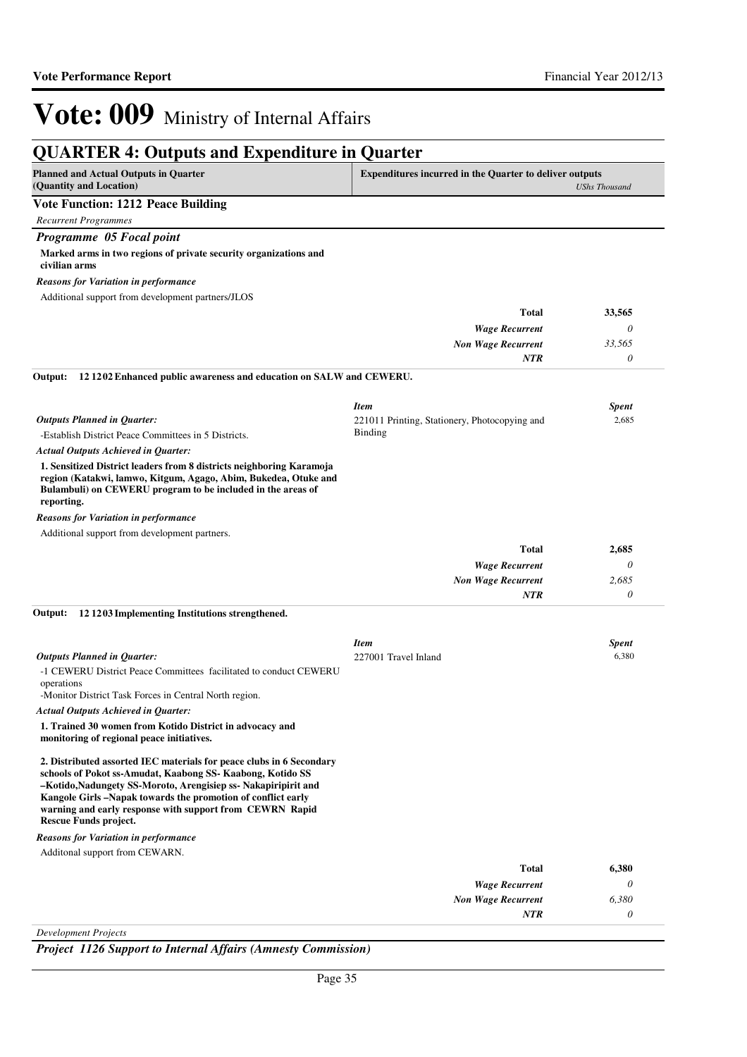# Vote: 009 Ministry of Internal Affairs

## QUARTER 4: Outputs and Expenditure in Quarter

| Planned and Actual Outputs in Quarter (Quantity and Location) | Expenditures incurred in the Quarter to deliver outputs | *UShs Thousand* |
|---|---|---|

**Vote Function: 1212 Peace Building**

*Recurrent Programmes*

### *Programme 05 Focal point*

**Marked arms in two regions of private security organizations and civilian arms**

*Reasons for Variation in performance*

Additional support from development partners/JLOS

| | |
|---|---|
| **Total** | **33,565** |
| *Wage Recurrent* | *0* |
| *Non Wage Recurrent* | *33,565* |
| *NTR* | *0* |

**Output: 12 1202 Enhanced public awareness and education on SALW and CEWERU.**

*Outputs Planned in Quarter:*

-Establish District Peace Committees in 5 Districts.

*Actual Outputs Achieved in Quarter:*

**1. Sensitized District leaders from 8 districts neighboring Karamoja region (Katakwi, lamwo, Kitgum, Agago, Abim, Bukedea, Otuke and Bulambuli) on CEWERU program to be included in the areas of reporting.**

*Reasons for Variation in performance*

Additional support from development partners.

| *Item* | *Spent* |
|---|---|
| 221011 Printing, Stationery, Photocopying and Binding | 2,685 |
| **Total** | **2,685** |
| *Wage Recurrent* | *0* |
| *Non Wage Recurrent* | *2,685* |
| *NTR* | *0* |

**Output: 12 1203 Implementing Institutions strengthened.**

*Outputs Planned in Quarter:*

-1 CEWERU District Peace Committees facilitated to conduct CEWERU operations
-Monitor District Task Forces in Central North region.

*Actual Outputs Achieved in Quarter:*

**1. Trained 30 women from Kotido District in advocacy and monitoring of regional peace initiatives.**

**2. Distributed assorted IEC materials for peace clubs in 6 Secondary schools of Pokot ss-Amudat, Kaabong SS- Kaabong, Kotido SS –Kotido,Nadungety SS-Moroto, Arengisiep ss- Nakapiripirit and Kangole Girls –Napak towards the promotion of conflict early warning and early response with support from CEWRN Rapid Rescue Funds project.**

*Reasons for Variation in performance*

Additonal support from CEWARN.

| *Item* | *Spent* |
|---|---|
| 227001 Travel Inland | 6,380 |
| **Total** | **6,380** |
| *Wage Recurrent* | *0* |
| *Non Wage Recurrent* | *6,380* |
| *NTR* | *0* |

*Development Projects*

### *Project 1126 Support to Internal Affairs (Amnesty Commission)*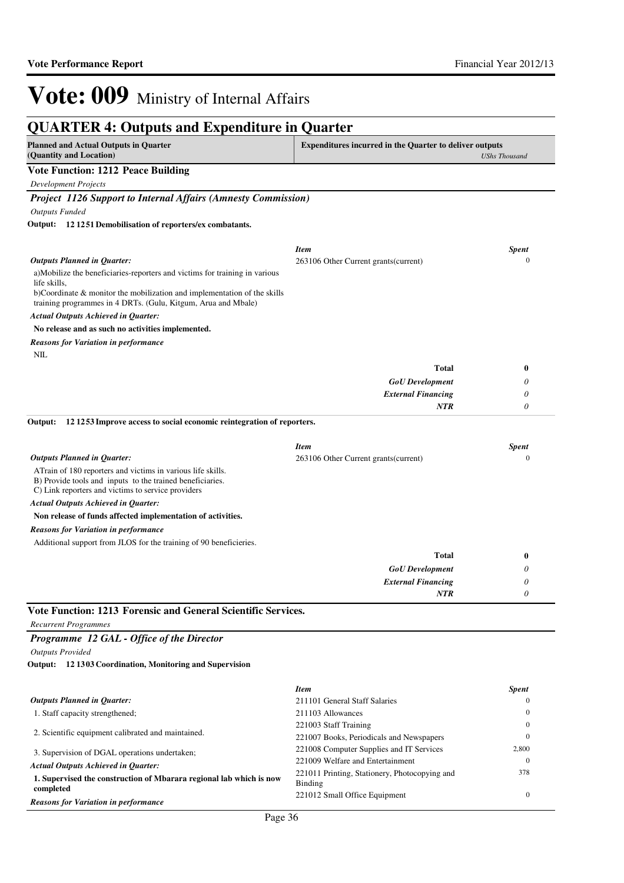# Vote: 009 Ministry of Internal Affairs

## QUARTER 4: Outputs and Expenditure in Quarter

| Planned and Actual Outputs in Quarter (Quantity and Location) | Expenditures incurred in the Quarter to deliver outputs *UShs Thousand* |
|---|---|

### Vote Function: 1212 Peace Building

*Development Projects*

#### *Project 1126 Support to Internal Affairs (Amnesty Commission)*

*Outputs Funded*

**Output: 12 1251 Demobilisation of reporters/ex combatants.**

*Outputs Planned in Quarter:*

a)Mobilize the beneficiaries-reporters and victims for training in various life skills,
b)Coordinate & monitor the mobilization and implementation of the skills training programmes in 4 DRTs. (Gulu, Kitgum, Arua and Mbale)

*Actual Outputs Achieved in Quarter:*

**No release and as such no activities implemented.**

*Reasons for Variation in performance*

NIL

| *Item* | *Spent* |
|---|---|
| 263106 Other Current grants(current) | 0 |
| **Total** | **0** |
| *GoU Development* | *0* |
| *External Financing* | *0* |
| *NTR* | *0* |

**Output: 12 1253 Improve access to social economic reintegration of reporters.**

*Outputs Planned in Quarter:*

ATrain of 180 reporters and victims in various life skills.
B) Provide tools and inputs to the trained beneficiaries.
C) Link reporters and victims to service providers

*Actual Outputs Achieved in Quarter:*

**Non release of funds affected implementation of activities.**

*Reasons for Variation in performance*

Additional support from JLOS for the training of 90 beneficieries.

| *Item* | *Spent* |
|---|---|
| 263106 Other Current grants(current) | 0 |
| **Total** | **0** |
| *GoU Development* | *0* |
| *External Financing* | *0* |
| *NTR* | *0* |

### Vote Function: 1213 Forensic and General Scientific Services.

*Recurrent Programmes*

#### *Programme 12 GAL - Office of the Director*

*Outputs Provided*

**Output: 12 1303 Coordination, Monitoring and Supervision**

*Outputs Planned in Quarter:*

1. Staff capacity strengthened;
2. Scientific equipment calibrated and maintained.
3. Supervision of DGAL operations undertaken;

*Actual Outputs Achieved in Quarter:*

**1. Supervised the construction of Mbarara regional lab which is now completed**

*Reasons for Variation in performance*

| *Item* | *Spent* |
|---|---|
| 211101 General Staff Salaries | 0 |
| 211103 Allowances | 0 |
| 221003 Staff Training | 0 |
| 221007 Books, Periodicals and Newspapers | 0 |
| 221008 Computer Supplies and IT Services | 2,800 |
| 221009 Welfare and Entertainment | 0 |
| 221011 Printing, Stationery, Photocopying and Binding | 378 |
| 221012 Small Office Equipment | 0 |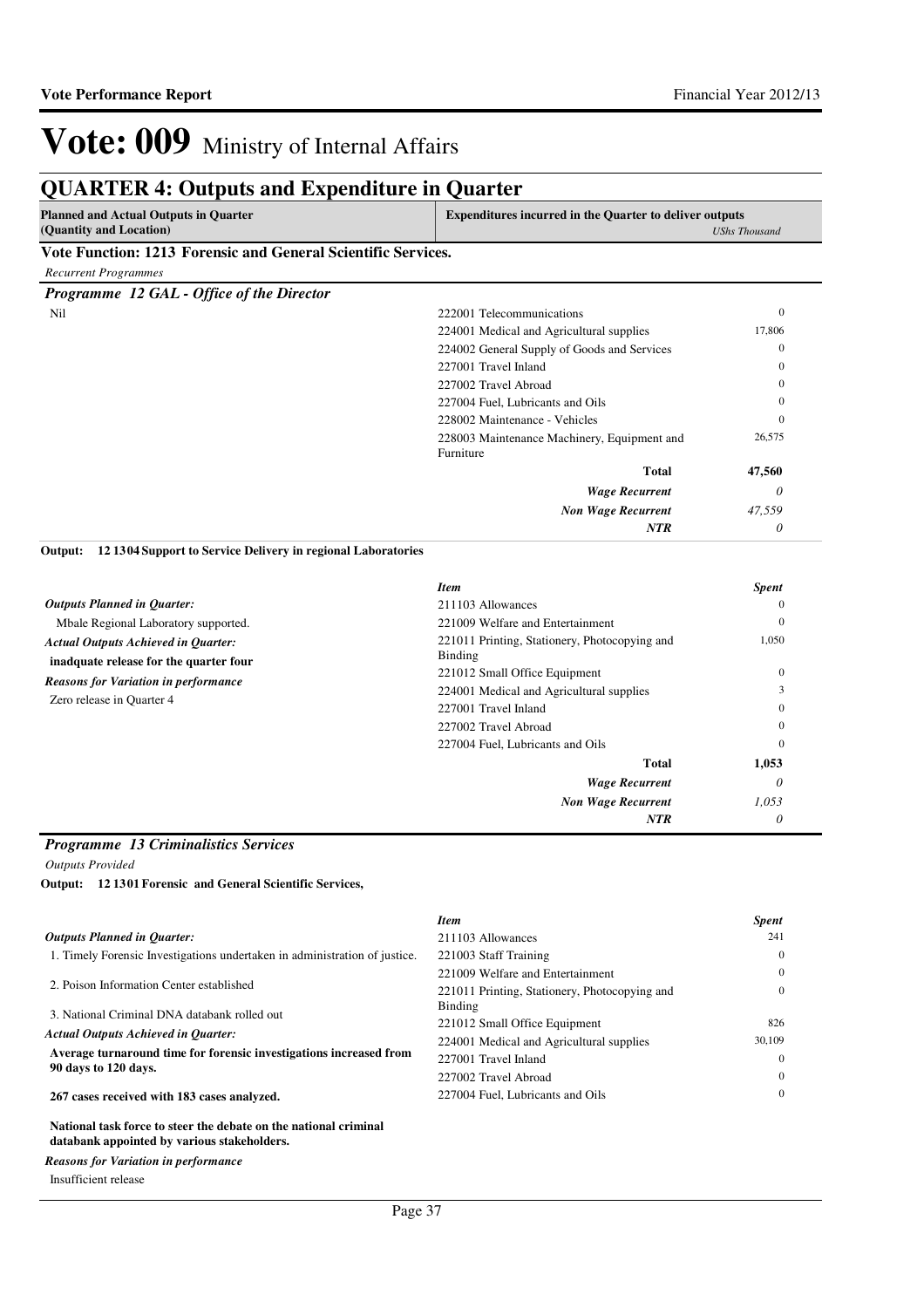# Vote: 009 Ministry of Internal Affairs

## QUARTER 4: Outputs and Expenditure in Quarter

| Planned and Actual Outputs in Quarter (Quantity and Location) | Expenditures incurred in the Quarter to deliver outputs | *UShs Thousand* |
|---|---|---|

### Vote Function: 1213 Forensic and General Scientific Services.

*Recurrent Programmes*

#### *Programme 12 GAL - Office of the Director*

Nil

| Item | Spent |
|---|---|
| 222001 Telecommunications | 0 |
| 224001 Medical and Agricultural supplies | 17,806 |
| 224002 General Supply of Goods and Services | 0 |
| 227001 Travel Inland | 0 |
| 227002 Travel Abroad | 0 |
| 227004 Fuel, Lubricants and Oils | 0 |
| 228002 Maintenance - Vehicles | 0 |
| 228003 Maintenance Machinery, Equipment and Furniture | 26,575 |
| **Total** | **47,560** |
| ***Wage Recurrent*** | *0* |
| ***Non Wage Recurrent*** | *47,559* |
| ***NTR*** | *0* |

**Output: 12 1304 Support to Service Delivery in regional Laboratories**

***Outputs Planned in Quarter:***

Mbale Regional Laboratory supported.

***Actual Outputs Achieved in Quarter:***

**inadquate release for the quarter four**

***Reasons for Variation in performance***

Zero release in Quarter 4

| *Item* | *Spent* |
|---|---|
| 211103 Allowances | 0 |
| 221009 Welfare and Entertainment | 0 |
| 221011 Printing, Stationery, Photocopying and Binding | 1,050 |
| 221012 Small Office Equipment | 0 |
| 224001 Medical and Agricultural supplies | 3 |
| 227001 Travel Inland | 0 |
| 227002 Travel Abroad | 0 |
| 227004 Fuel, Lubricants and Oils | 0 |
| **Total** | **1,053** |
| ***Wage Recurrent*** | *0* |
| ***Non Wage Recurrent*** | *1,053* |
| ***NTR*** | *0* |

#### *Programme 13 Criminalistics Services*

*Outputs Provided*

**Output: 12 1301 Forensic and General Scientific Services,**

***Outputs Planned in Quarter:***

1. Timely Forensic Investigations undertaken in administration of justice.

2. Poison Information Center established

3. National Criminal DNA databank rolled out

***Actual Outputs Achieved in Quarter:***

**Average turnaround time for forensic investigations increased from 90 days to 120 days.**

**267 cases received with 183 cases analyzed.**

**National task force to steer the debate on the national criminal databank appointed by various stakeholders.**

***Reasons for Variation in performance***

Insufficient release

| *Item* | *Spent* |
|---|---|
| 211103 Allowances | 241 |
| 221003 Staff Training | 0 |
| 221009 Welfare and Entertainment | 0 |
| 221011 Printing, Stationery, Photocopying and Binding | 0 |
| 221012 Small Office Equipment | 826 |
| 224001 Medical and Agricultural supplies | 30,109 |
| 227001 Travel Inland | 0 |
| 227002 Travel Abroad | 0 |
| 227004 Fuel, Lubricants and Oils | 0 |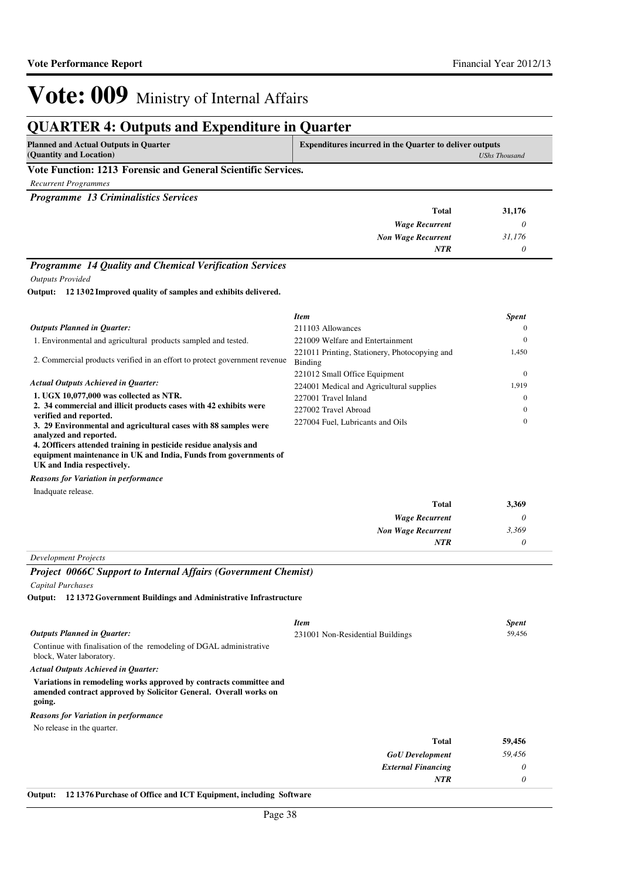# Vote: 009 Ministry of Internal Affairs

## QUARTER 4: Outputs and Expenditure in Quarter

| Planned and Actual Outputs in Quarter (Quantity and Location) | Expenditures incurred in the Quarter to deliver outputs *UShs Thousand* |
|---|---|

### Vote Function: 1213 Forensic and General Scientific Services.

*Recurrent Programmes*

#### *Programme 13 Criminalistics Services*

| | |
|---|---|
| **Total** | **31,176** |
| ***Wage Recurrent*** | *0* |
| ***Non Wage Recurrent*** | *31,176* |
| ***NTR*** | *0* |

#### *Programme 14 Quality and Chemical Verification Services*

*Outputs Provided*

**Output: 12 1302 Improved quality of samples and exhibits delivered.**

***Outputs Planned in Quarter:***

1. Environmental and agricultural products sampled and tested.
2. Commercial products verified in an effort to protect government revenue

***Actual Outputs Achieved in Quarter:***

**1. UGX 10,077,000 was collected as NTR.**
**2. 34 commercial and illicit products cases with 42 exhibits were verified and reported.**
**3. 29 Environmental and agricultural cases with 88 samples were analyzed and reported.**
**4. 2Officers attended training in pesticide residue analysis and equipment maintenance in UK and India, Funds from governments of UK and India respectively.**

***Reasons for Variation in performance***

Inadquate release.

| *Item* | *Spent* |
|---|---|
| 211103 Allowances | 0 |
| 221009 Welfare and Entertainment | 0 |
| 221011 Printing, Stationery, Photocopying and Binding | 1,450 |
| 221012 Small Office Equipment | 0 |
| 224001 Medical and Agricultural supplies | 1,919 |
| 227001 Travel Inland | 0 |
| 227002 Travel Abroad | 0 |
| 227004 Fuel, Lubricants and Oils | 0 |

| | |
|---|---|
| **Total** | **3,369** |
| ***Wage Recurrent*** | *0* |
| ***Non Wage Recurrent*** | *3,369* |
| ***NTR*** | *0* |

*Development Projects*

#### *Project 0066C Support to Internal Affairs (Government Chemist)*

*Capital Purchases*

**Output: 12 1372 Government Buildings and Administrative Infrastructure**

***Outputs Planned in Quarter:***

Continue with finalisation of the remodeling of DGAL administrative block, Water laboratory.

***Actual Outputs Achieved in Quarter:***

**Variations in remodeling works approved by contracts committee and amended contract approved by Solicitor General. Overall works on going.**

***Reasons for Variation in performance***

No release in the quarter.

| *Item* | *Spent* |
|---|---|
| 231001 Non-Residential Buildings | 59,456 |

| | |
|---|---|
| **Total** | **59,456** |
| ***GoU Development*** | *59,456* |
| ***External Financing*** | *0* |
| ***NTR*** | *0* |

**Output: 12 1376 Purchase of Office and ICT Equipment, including Software**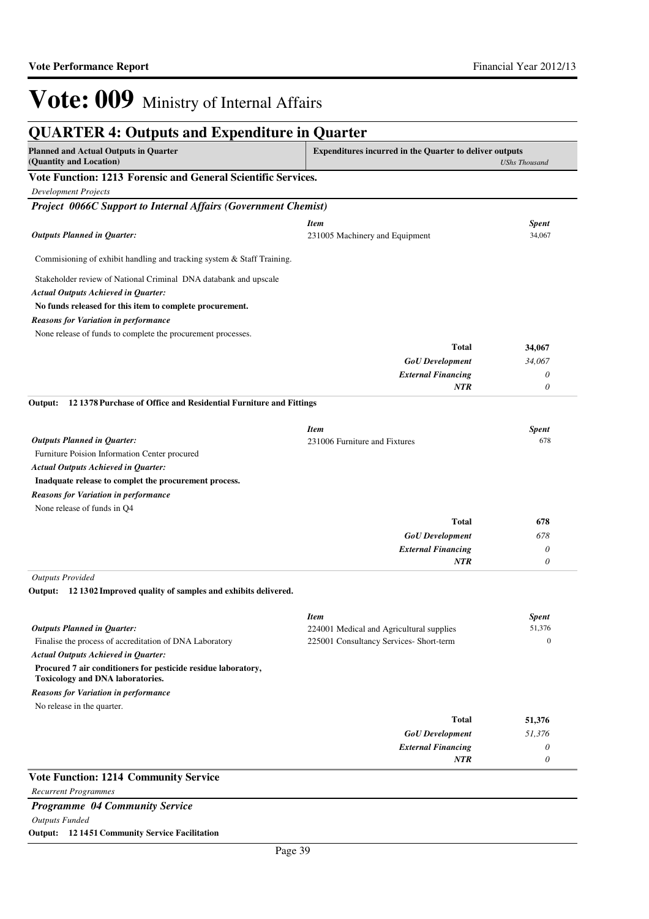# Vote: 009 Ministry of Internal Affairs

## QUARTER 4: Outputs and Expenditure in Quarter

| Planned and Actual Outputs in Quarter (Quantity and Location) | Expenditures incurred in the Quarter to deliver outputs | *UShs Thousand* |
|---|---|---|

### Vote Function: 1213 Forensic and General Scientific Services.

*Development Projects*

#### *Project 0066C Support to Internal Affairs (Government Chemist)*

***Outputs Planned in Quarter:***

Commisioning of exhibit handling and tracking system & Staff Training.

Stakeholder review of National Criminal DNA databank and upscale

***Actual Outputs Achieved in Quarter:***

**No funds released for this item to complete procurement.**

***Reasons for Variation in performance***

None release of funds to complete the procurement processes.

| *Item* | *Spent* |
|---|---|
| 231005 Machinery and Equipment | 34,067 |
| **Total** | **34,067** |
| ***GoU Development*** | *34,067* |
| ***External Financing*** | *0* |
| ***NTR*** | *0* |

**Output: 12 1378 Purchase of Office and Residential Furniture and Fittings**

***Outputs Planned in Quarter:***

Furniture Poision Information Center procured

***Actual Outputs Achieved in Quarter:***

**Inadquate release to complet the procurement process.**

***Reasons for Variation in performance***

None release of funds in Q4

| *Item* | *Spent* |
|---|---|
| 231006 Furniture and Fixtures | 678 |
| **Total** | **678** |
| ***GoU Development*** | *678* |
| ***External Financing*** | *0* |
| ***NTR*** | *0* |

*Outputs Provided*

**Output: 12 1302 Improved quality of samples and exhibits delivered.**

***Outputs Planned in Quarter:***

Finalise the process of accreditation of DNA Laboratory

***Actual Outputs Achieved in Quarter:***

**Procured 7 air conditioners for pesticide residue laboratory, Toxicology and DNA laboratories.**

***Reasons for Variation in performance***

No release in the quarter.

| *Item* | *Spent* |
|---|---|
| 224001 Medical and Agricultural supplies | 51,376 |
| 225001 Consultancy Services- Short-term | 0 |
| **Total** | **51,376** |
| ***GoU Development*** | *51,376* |
| ***External Financing*** | *0* |
| ***NTR*** | *0* |

### Vote Function: 1214 Community Service

*Recurrent Programmes*

#### *Programme 04 Community Service*

*Outputs Funded*

**Output: 12 1451 Community Service Facilitation**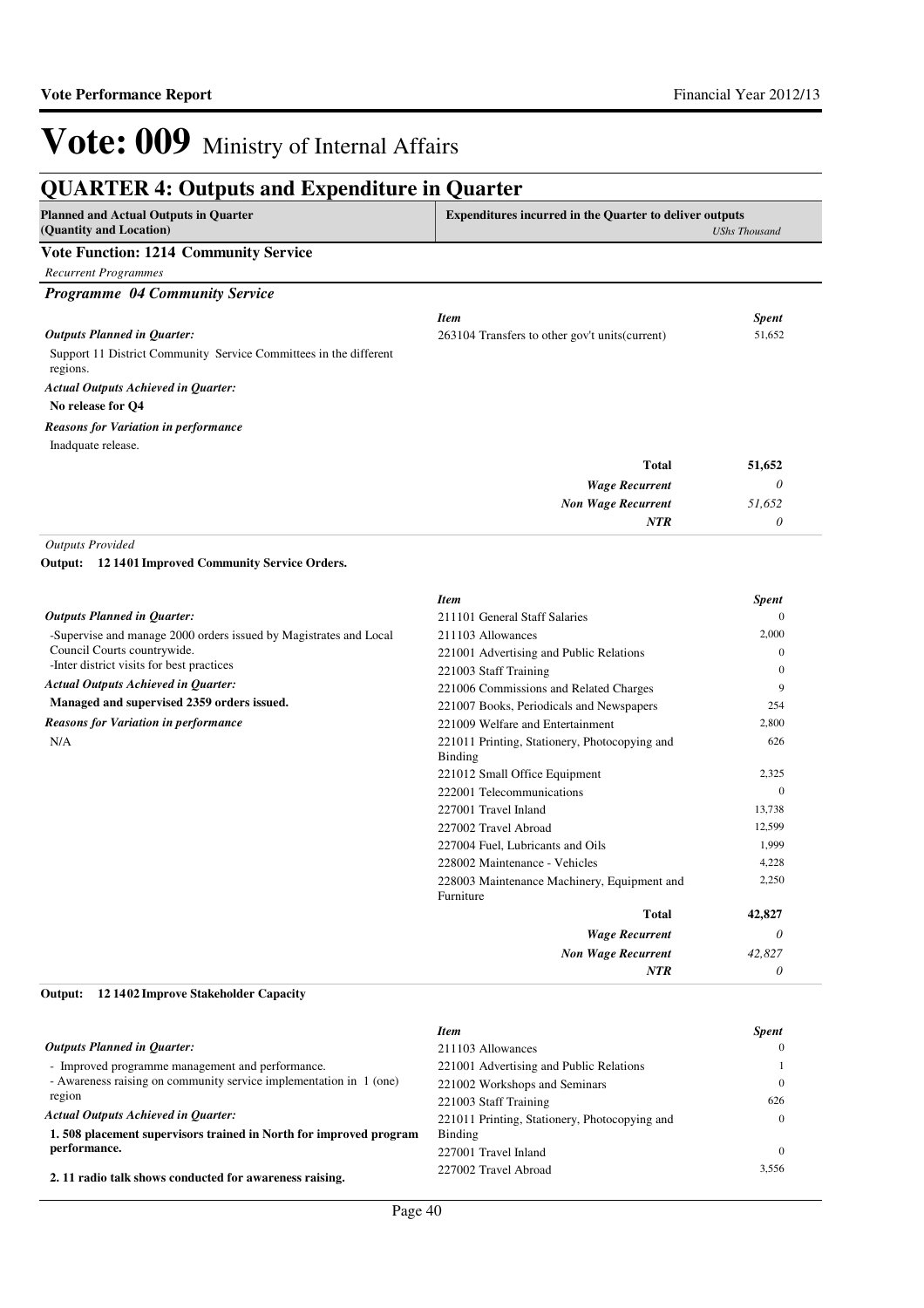# Vote: 009 Ministry of Internal Affairs

## QUARTER 4: Outputs and Expenditure in Quarter

| Planned and Actual Outputs in Quarter (Quantity and Location) | Expenditures incurred in the Quarter to deliver outputs | *UShs Thousand* |
|---|---|---|

### Vote Function: 1214 Community Service

*Recurrent Programmes*

#### *Programme 04 Community Service*

*Outputs Planned in Quarter:*

Support 11 District Community Service Committees in the different regions.

*Actual Outputs Achieved in Quarter:*

**No release for Q4**

*Reasons for Variation in performance*

Inadquate release.

| *Item* | *Spent* |
|---|---|
| 263104 Transfers to other gov't units(current) | 51,652 |
| **Total** | **51,652** |
| *Wage Recurrent* | *0* |
| *Non Wage Recurrent* | *51,652* |
| *NTR* | *0* |

*Outputs Provided*

**Output: 12 1401 Improved Community Service Orders.**

*Outputs Planned in Quarter:*

-Supervise and manage 2000 orders issued by Magistrates and Local Council Courts countrywide.
-Inter district visits for best practices

*Actual Outputs Achieved in Quarter:*

**Managed and supervised 2359 orders issued.**

*Reasons for Variation in performance*

N/A

| *Item* | *Spent* |
|---|---|
| 211101 General Staff Salaries | 0 |
| 211103 Allowances | 2,000 |
| 221001 Advertising and Public Relations | 0 |
| 221003 Staff Training | 0 |
| 221006 Commissions and Related Charges | 9 |
| 221007 Books, Periodicals and Newspapers | 254 |
| 221009 Welfare and Entertainment | 2,800 |
| 221011 Printing, Stationery, Photocopying and Binding | 626 |
| 221012 Small Office Equipment | 2,325 |
| 222001 Telecommunications | 0 |
| 227001 Travel Inland | 13,738 |
| 227002 Travel Abroad | 12,599 |
| 227004 Fuel, Lubricants and Oils | 1,999 |
| 228002 Maintenance - Vehicles | 4,228 |
| 228003 Maintenance Machinery, Equipment and Furniture | 2,250 |
| **Total** | **42,827** |
| *Wage Recurrent* | *0* |
| *Non Wage Recurrent* | *42,827* |
| *NTR* | *0* |

**Output: 12 1402 Improve Stakeholder Capacity**

*Outputs Planned in Quarter:*

- Improved programme management and performance.
- Awareness raising on community service implementation in 1 (one) region

*Actual Outputs Achieved in Quarter:*

**1. 508 placement supervisors trained in North for improved program performance.**

**2. 11 radio talk shows conducted for awareness raising.**

| *Item* | *Spent* |
|---|---|
| 211103 Allowances | 0 |
| 221001 Advertising and Public Relations | 1 |
| 221002 Workshops and Seminars | 0 |
| 221003 Staff Training | 626 |
| 221011 Printing, Stationery, Photocopying and Binding | 0 |
| 227001 Travel Inland | 0 |
| 227002 Travel Abroad | 3,556 |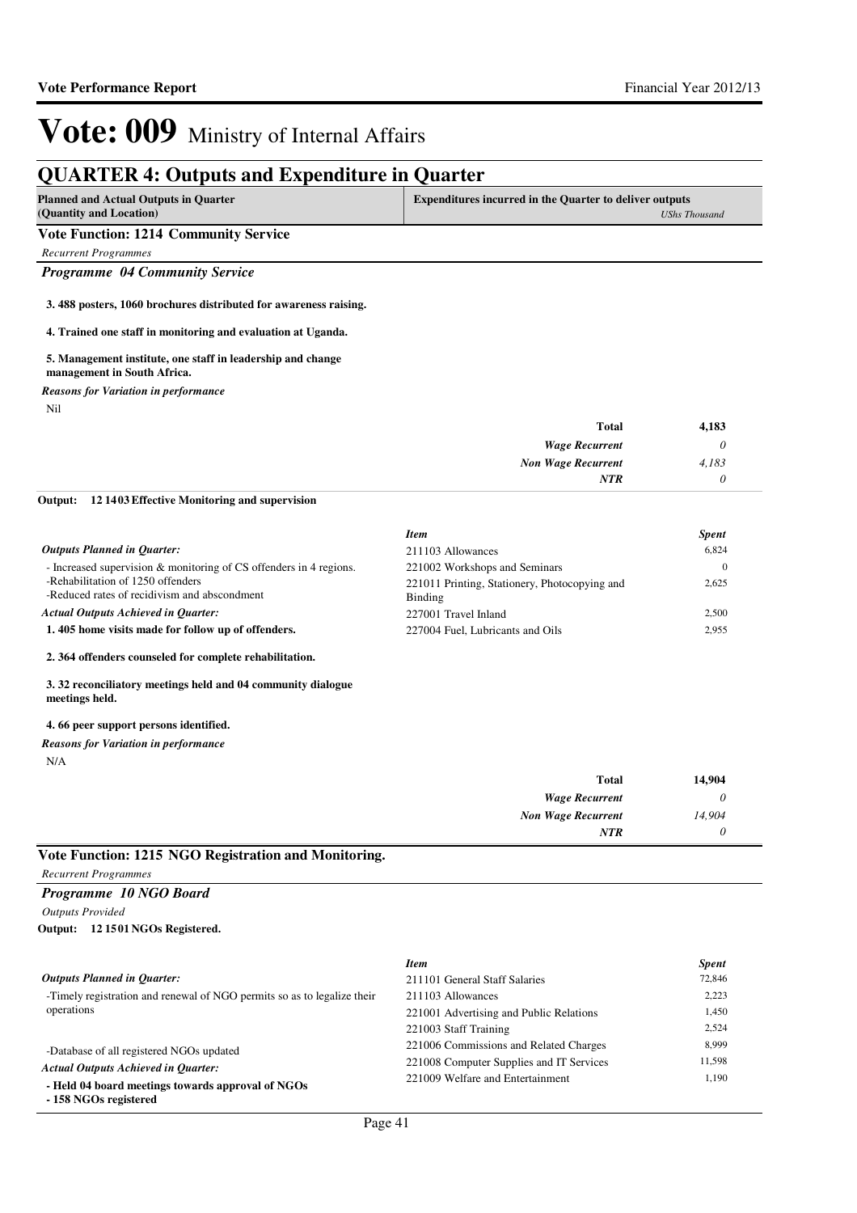# Vote: 009 Ministry of Internal Affairs

## QUARTER 4: Outputs and Expenditure in Quarter

| Planned and Actual Outputs in Quarter (Quantity and Location) | Expenditures incurred in the Quarter to deliver outputs *UShs Thousand* |
|---|---|

### Vote Function: 1214 Community Service

*Recurrent Programmes*

#### *Programme 04 Community Service*

**3. 488 posters, 1060 brochures distributed for awareness raising.**

**4. Trained one staff in monitoring and evaluation at Uganda.**

**5. Management institute, one staff in leadership and change management in South Africa.**

***Reasons for Variation in performance***

Nil

| | |
|---|---|
| **Total** | **4,183** |
| ***Wage Recurrent*** | *0* |
| ***Non Wage Recurrent*** | *4,183* |
| ***NTR*** | *0* |

**Output: 12 1403 Effective Monitoring and supervision**

***Outputs Planned in Quarter:***

- Increased supervision & monitoring of CS offenders in 4 regions.
-Rehabilitation of 1250 offenders
-Reduced rates of recidivism and abscondment

***Actual Outputs Achieved in Quarter:***

**1. 405 home visits made for follow up of offenders.**

**2. 364 offenders counseled for complete rehabilitation.**

**3. 32 reconciliatory meetings held and 04 community dialogue meetings held.**

**4. 66 peer support persons identified.**

***Reasons for Variation in performance***

N/A

| *Item* | *Spent* |
|---|---|
| 211103 Allowances | 6,824 |
| 221002 Workshops and Seminars | 0 |
| 221011 Printing, Stationery, Photocopying and Binding | 2,625 |
| 227001 Travel Inland | 2,500 |
| 227004 Fuel, Lubricants and Oils | 2,955 |

| | |
|---|---|
| **Total** | **14,904** |
| ***Wage Recurrent*** | *0* |
| ***Non Wage Recurrent*** | *14,904* |
| ***NTR*** | *0* |

### Vote Function: 1215 NGO Registration and Monitoring.

*Recurrent Programmes*

#### *Programme 10 NGO Board*

*Outputs Provided*

**Output: 12 1501 NGOs Registered.**

***Outputs Planned in Quarter:***

-Timely registration and renewal of NGO permits so as to legalize their operations

-Database of all registered NGOs updated

***Actual Outputs Achieved in Quarter:***

**- Held 04 board meetings towards approval of NGOs**
**- 158 NGOs registered**

| *Item* | *Spent* |
|---|---|
| 211101 General Staff Salaries | 72,846 |
| 211103 Allowances | 2,223 |
| 221001 Advertising and Public Relations | 1,450 |
| 221003 Staff Training | 2,524 |
| 221006 Commissions and Related Charges | 8,999 |
| 221008 Computer Supplies and IT Services | 11,598 |
| 221009 Welfare and Entertainment | 1,190 |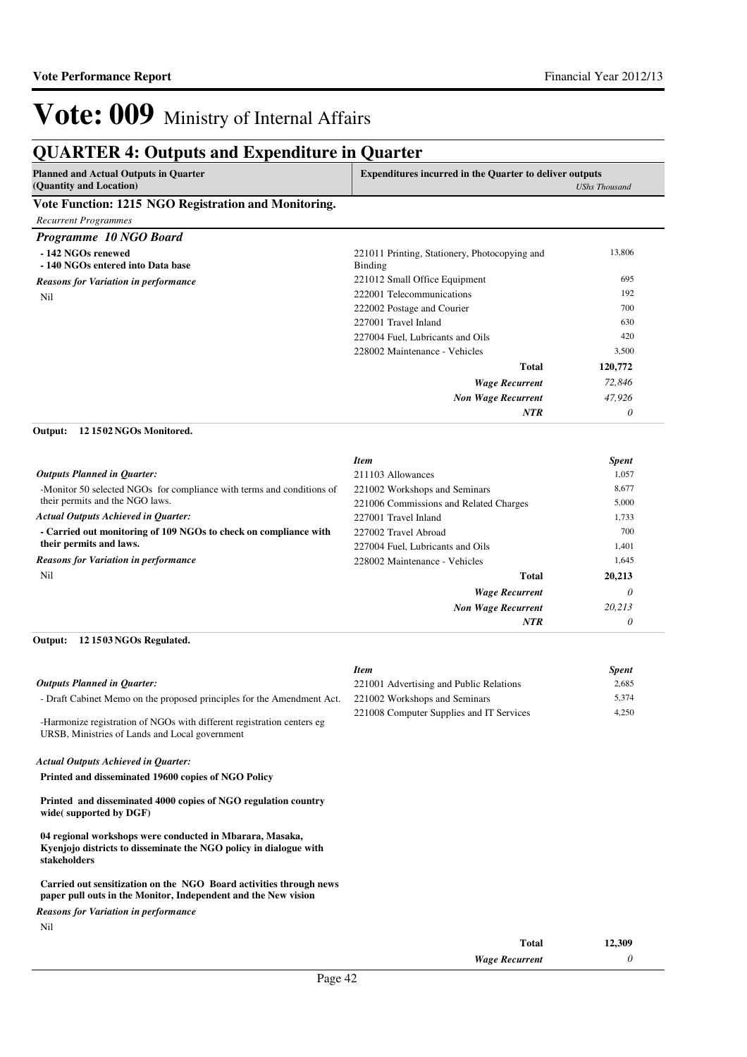# Vote: 009 Ministry of Internal Affairs

## QUARTER 4: Outputs and Expenditure in Quarter

| Planned and Actual Outputs in Quarter (Quantity and Location) | Expenditures incurred in the Quarter to deliver outputs | *UShs Thousand* |
|---|---|---|

### Vote Function: 1215 NGO Registration and Monitoring.

*Recurrent Programmes*

#### *Programme 10 NGO Board*

| | | |
|---|---|---|
| **- 142 NGOs renewed** | 221011 Printing, Stationery, Photocopying and Binding | 13,806 |
| **- 140 NGOs entered into Data base** | 221012 Small Office Equipment | 695 |
| ***Reasons for Variation in performance*** | 222001 Telecommunications | 192 |
| Nil | 222002 Postage and Courier | 700 |
| | 227001 Travel Inland | 630 |
| | 227004 Fuel, Lubricants and Oils | 420 |
| | 228002 Maintenance - Vehicles | 3,500 |
| | **Total** | **120,772** |
| | ***Wage Recurrent*** | *72,846* |
| | ***Non Wage Recurrent*** | *47,926* |
| | ***NTR*** | *0* |

**Output: 12 1502 NGOs Monitored.**

| | *Item* | *Spent* |
|---|---|---|
| ***Outputs Planned in Quarter:*** | 211103 Allowances | 1,057 |
| -Monitor 50 selected NGOs for compliance with terms and conditions of their permits and the NGO laws. | 221002 Workshops and Seminars | 8,677 |
| | 221006 Commissions and Related Charges | 5,000 |
| ***Actual Outputs Achieved in Quarter:*** | 227001 Travel Inland | 1,733 |
| **- Carried out monitoring of 109 NGOs to check on compliance with their permits and laws.** | 227002 Travel Abroad | 700 |
| | 227004 Fuel, Lubricants and Oils | 1,401 |
| ***Reasons for Variation in performance*** | 228002 Maintenance - Vehicles | 1,645 |
| Nil | **Total** | **20,213** |
| | ***Wage Recurrent*** | *0* |
| | ***Non Wage Recurrent*** | *20,213* |
| | ***NTR*** | *0* |

**Output: 12 1503 NGOs Regulated.**

| | *Item* | *Spent* |
|---|---|---|
| ***Outputs Planned in Quarter:*** | 221001 Advertising and Public Relations | 2,685 |
| - Draft Cabinet Memo on the proposed principles for the Amendment Act. | 221002 Workshops and Seminars | 5,374 |
| -Harmonize registration of NGOs with different registration centers eg URSB, Ministries of Lands and Local government | 221008 Computer Supplies and IT Services | 4,250 |

***Actual Outputs Achieved in Quarter:***

**Printed and disseminated 19600 copies of NGO Policy**

**Printed and disseminated 4000 copies of NGO regulation country wide( supported by DGF)**

**04 regional workshops were conducted in Mbarara, Masaka, Kyenjojo districts to disseminate the NGO policy in dialogue with stakeholders**

**Carried out sensitization on the NGO Board activities through news paper pull outs in the Monitor, Independent and the New vision**

***Reasons for Variation in performance***

Nil

| | |
|---|---|
| **Total** | **12,309** |
| ***Wage Recurrent*** | *0* |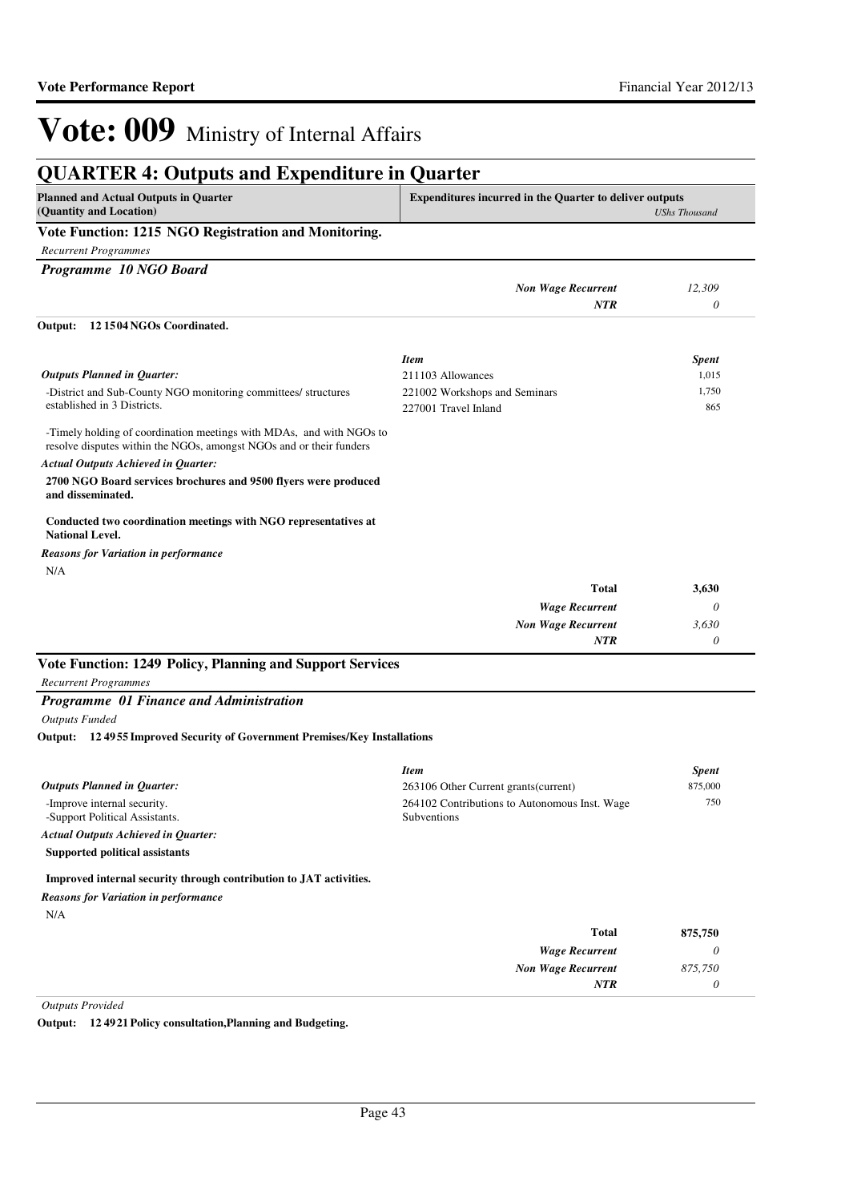# Vote: 009 Ministry of Internal Affairs

## QUARTER 4: Outputs and Expenditure in Quarter

| Planned and Actual Outputs in Quarter (Quantity and Location) | Expenditures incurred in the Quarter to deliver outputs *UShs Thousand* |
|---|---|

### Vote Function: 1215 NGO Registration and Monitoring.

*Recurrent Programmes*

#### *Programme 10 NGO Board*

| | |
|---|---|
| ***Non Wage Recurrent*** | *12,309* |
| ***NTR*** | *0* |

**Output: 12 15 04 NGOs Coordinated.**

***Outputs Planned in Quarter:***

-District and Sub-County NGO monitoring committees/ structures established in 3 Districts.

-Timely holding of coordination meetings with MDAs, and with NGOs to resolve disputes within the NGOs, amongst NGOs and or their funders

***Actual Outputs Achieved in Quarter:***

**2700 NGO Board services brochures and 9500 flyers were produced and disseminated.**

**Conducted two coordination meetings with NGO representatives at National Level.**

***Reasons for Variation in performance***

N/A

| *Item* | *Spent* |
|---|---|
| 211103 Allowances | 1,015 |
| 221002 Workshops and Seminars | 1,750 |
| 227001 Travel Inland | 865 |

| | |
|---|---|
| **Total** | **3,630** |
| ***Wage Recurrent*** | *0* |
| ***Non Wage Recurrent*** | *3,630* |
| ***NTR*** | *0* |

### Vote Function: 1249 Policy, Planning and Support Services

*Recurrent Programmes*

#### *Programme 01 Finance and Administration*

*Outputs Funded*

**Output: 12 49 55 Improved Security of Government Premises/Key Installations**

***Outputs Planned in Quarter:***

-Improve internal security.
-Support Political Assistants.

***Actual Outputs Achieved in Quarter:***

**Supported political assistants**

**Improved internal security through contribution to JAT activities.**

***Reasons for Variation in performance***

N/A

| *Item* | *Spent* |
|---|---|
| 263106 Other Current grants(current) | 875,000 |
| 264102 Contributions to Autonomous Inst. Wage Subventions | 750 |

| | |
|---|---|
| **Total** | **875,750** |
| ***Wage Recurrent*** | *0* |
| ***Non Wage Recurrent*** | *875,750* |
| ***NTR*** | *0* |

*Outputs Provided*

**Output: 12 49 21 Policy consultation,Planning and Budgeting.**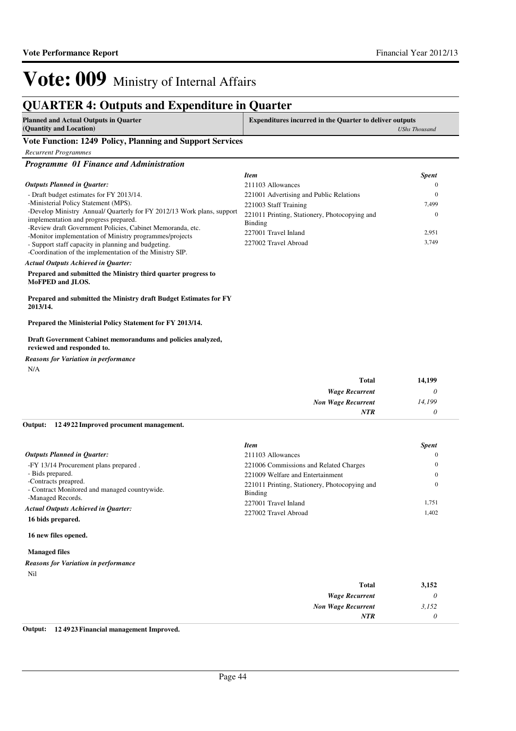# Vote: 009 Ministry of Internal Affairs

## QUARTER 4: Outputs and Expenditure in Quarter

| Planned and Actual Outputs in Quarter (Quantity and Location) | Expenditures incurred in the Quarter to deliver outputs | *UShs Thousand* |
|---|---|---|

### Vote Function: 1249 Policy, Planning and Support Services

*Recurrent Programmes*

#### *Programme 01 Finance and Administration*

*Outputs Planned in Quarter:*

- Draft budget estimates for FY 2013/14.
-Ministerial Policy Statement (MPS).
-Develop Ministry Annual/ Quarterly for FY 2012/13 Work plans, support implementation and progress prepared.
-Review draft Government Policies, Cabinet Memoranda, etc.
-Monitor implementation of Ministry programmes/projects
- Support staff capacity in planning and budgeting.
-Coordination of the implementation of the Ministry SIP.

| *Item* | *Spent* |
|---|---|
| 211103 Allowances | 0 |
| 221001 Advertising and Public Relations | 0 |
| 221003 Staff Training | 7,499 |
| 221011 Printing, Stationery, Photocopying and Binding | 0 |
| 227001 Travel Inland | 2,951 |
| 227002 Travel Abroad | 3,749 |

*Actual Outputs Achieved in Quarter:*

**Prepared and submitted the Ministry third quarter progress to MoFPED and JLOS.**

**Prepared and submitted the Ministry draft Budget Estimates for FY 2013/14.**

**Prepared the Ministerial Policy Statement for FY 2013/14.**

**Draft Government Cabinet memorandums and policies analyzed, reviewed and responded to.**

*Reasons for Variation in performance*

N/A

| | |
|---|---|
| **Total** | **14,199** |
| *Wage Recurrent* | *0* |
| *Non Wage Recurrent* | *14,199* |
| *NTR* | *0* |

**Output: 12 49 22 Improved procument management.**

*Outputs Planned in Quarter:*

-FY 13/14 Procurement plans prepared .
- Bids prepared.
-Contracts preapred.
- Contract Monitored and managed countrywide.
-Managed Records.

| *Item* | *Spent* |
|---|---|
| 211103 Allowances | 0 |
| 221006 Commissions and Related Charges | 0 |
| 221009 Welfare and Entertainment | 0 |
| 221011 Printing, Stationery, Photocopying and Binding | 0 |
| 227001 Travel Inland | 1,751 |
| 227002 Travel Abroad | 1,402 |

*Actual Outputs Achieved in Quarter:*

**16 bids prepared.**

**16 new files opened.**

**Managed files**

*Reasons for Variation in performance*

Nil

| | |
|---|---|
| **Total** | **3,152** |
| *Wage Recurrent* | *0* |
| *Non Wage Recurrent* | *3,152* |
| *NTR* | *0* |

**Output: 12 49 23 Financial management Improved.**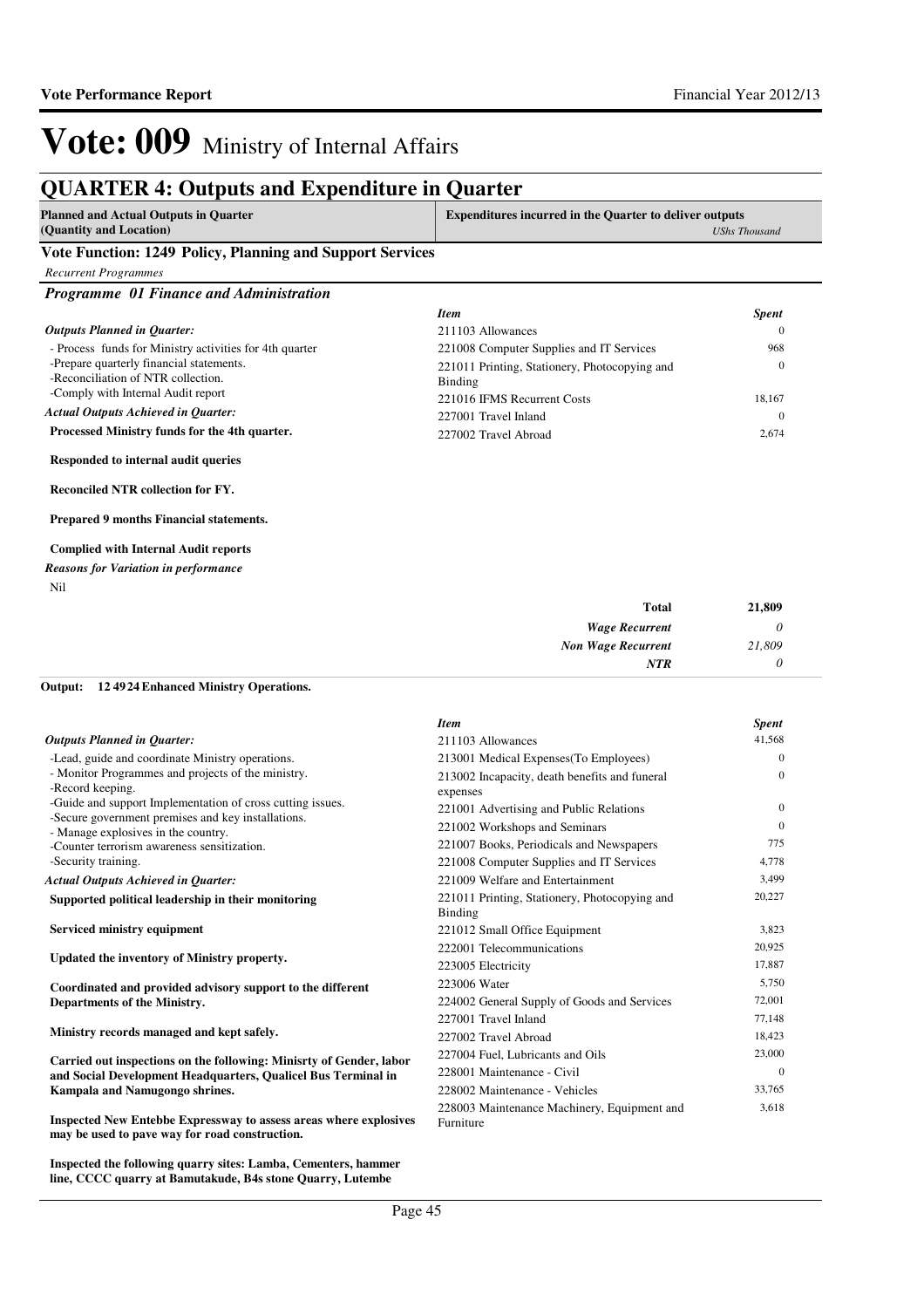# Vote: 009 Ministry of Internal Affairs

## QUARTER 4: Outputs and Expenditure in Quarter

| Planned and Actual Outputs in Quarter (Quantity and Location) | Expenditures incurred in the Quarter to deliver outputs *UShs Thousand* |
|---|---|

### Vote Function: 1249 Policy, Planning and Support Services

*Recurrent Programmes*

#### *Programme 01 Finance and Administration*

***Outputs Planned in Quarter:***

- Process funds for Ministry activities for 4th quarter
- -Prepare quarterly financial statements.
- -Reconciliation of NTR collection.
- -Comply with Internal Audit report

***Actual Outputs Achieved in Quarter:***

**Processed Ministry funds for the 4th quarter.**

**Responded to internal audit queries**

**Reconciled NTR collection for FY.**

**Prepared 9 months Financial statements.**

**Complied with Internal Audit reports**

***Reasons for Variation in performance***

Nil

| *Item* | *Spent* |
|---|---|
| 211103 Allowances | 0 |
| 221008 Computer Supplies and IT Services | 968 |
| 221011 Printing, Stationery, Photocopying and Binding | 0 |
| 221016 IFMS Recurrent Costs | 18,167 |
| 227001 Travel Inland | 0 |
| 227002 Travel Abroad | 2,674 |
| **Total** | **21,809** |
| *Wage Recurrent* | *0* |
| *Non Wage Recurrent* | *21,809* |
| *NTR* | *0* |

**Output: 12 49 24 Enhanced Ministry Operations.**

***Outputs Planned in Quarter:***

- -Lead, guide and coordinate Ministry operations.
- Monitor Programmes and projects of the ministry.
- -Record keeping.
- -Guide and support Implementation of cross cutting issues.
- -Secure government premises and key installations.
- Manage explosives in the country.
- -Counter terrorism awareness sensitization.
- -Security training.

***Actual Outputs Achieved in Quarter:***

**Supported political leadership in their monitoring**

**Serviced ministry equipment**

**Updated the inventory of Ministry property.**

**Coordinated and provided advisory support to the different Departments of the Ministry.**

**Ministry records managed and kept safely.**

**Carried out inspections on the following: Minisrty of Gender, labor and Social Development Headquarters, Qualicel Bus Terminal in Kampala and Namugongo shrines.**

**Inspected New Entebbe Expressway to assess areas where explosives may be used to pave way for road construction.**

**Inspected the following quarry sites: Lamba, Cementers, hammer line, CCCC quarry at Bamutakude, B4s stone Quarry, Lutembe**

| *Item* | *Spent* |
|---|---|
| 211103 Allowances | 41,568 |
| 213001 Medical Expenses(To Employees) | 0 |
| 213002 Incapacity, death benefits and funeral expenses | 0 |
| 221001 Advertising and Public Relations | 0 |
| 221002 Workshops and Seminars | 0 |
| 221007 Books, Periodicals and Newspapers | 775 |
| 221008 Computer Supplies and IT Services | 4,778 |
| 221009 Welfare and Entertainment | 3,499 |
| 221011 Printing, Stationery, Photocopying and Binding | 20,227 |
| 221012 Small Office Equipment | 3,823 |
| 222001 Telecommunications | 20,925 |
| 223005 Electricity | 17,887 |
| 223006 Water | 5,750 |
| 224002 General Supply of Goods and Services | 72,001 |
| 227001 Travel Inland | 77,148 |
| 227002 Travel Abroad | 18,423 |
| 227004 Fuel, Lubricants and Oils | 23,000 |
| 228001 Maintenance - Civil | 0 |
| 228002 Maintenance - Vehicles | 33,765 |
| 228003 Maintenance Machinery, Equipment and Furniture | 3,618 |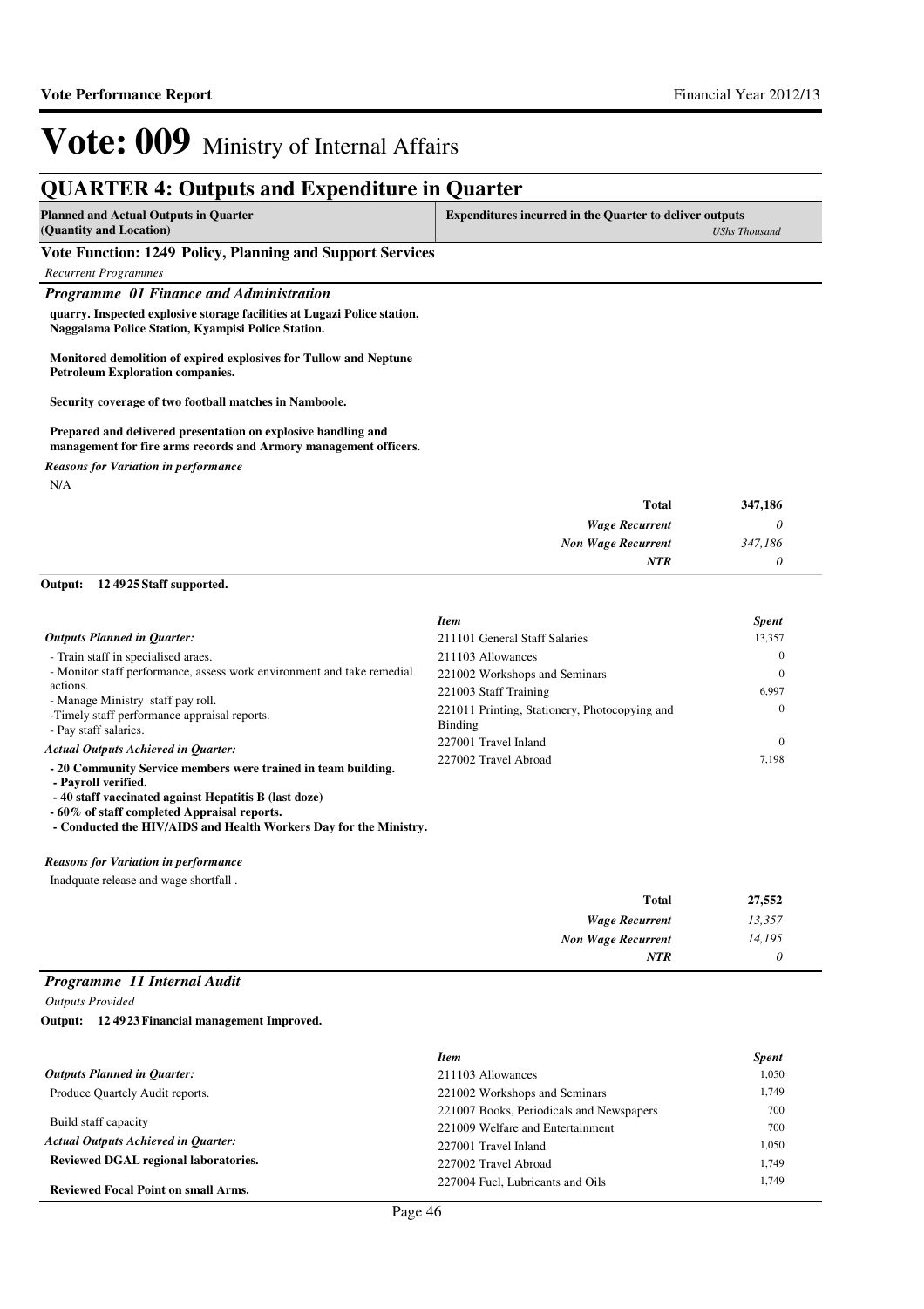# Vote: 009 Ministry of Internal Affairs

## QUARTER 4: Outputs and Expenditure in Quarter

| Planned and Actual Outputs in Quarter (Quantity and Location) | Expenditures incurred in the Quarter to deliver outputs *UShs Thousand* |
|---|---|

### Vote Function: 1249 Policy, Planning and Support Services

*Recurrent Programmes*

#### *Programme 01 Finance and Administration*

**quarry. Inspected explosive storage facilities at Lugazi Police station, Naggalama Police Station, Kyampisi Police Station.**

**Monitored demolition of expired explosives for Tullow and Neptune Petroleum Exploration companies.**

**Security coverage of two football matches in Namboole.**

**Prepared and delivered presentation on explosive handling and management for fire arms records and Armory management officers.**

*Reasons for Variation in performance*

N/A

| | |
|---|---|
| **Total** | **347,186** |
| *Wage Recurrent* | *0* |
| *Non Wage Recurrent* | *347,186* |
| *NTR* | *0* |

**Output: 12 49 25 Staff supported.**

*Outputs Planned in Quarter:*

- Train staff in specialised araes.
- Monitor staff performance, assess work environment and take remedial actions.
- Manage Ministry staff pay roll.
- Timely staff performance appraisal reports.
- Pay staff salaries.

*Actual Outputs Achieved in Quarter:*

**- 20 Community Service members were trained in team building.**
**- Payroll verified.**
**- 40 staff vaccinated against Hepatitis B (last doze)**
**- 60% of staff completed Appraisal reports.**
**- Conducted the HIV/AIDS and Health Workers Day for the Ministry.**

| *Item* | *Spent* |
|---|---|
| 211101 General Staff Salaries | 13,357 |
| 211103 Allowances | 0 |
| 221002 Workshops and Seminars | 0 |
| 221003 Staff Training | 6,997 |
| 221011 Printing, Stationery, Photocopying and Binding | 0 |
| 227001 Travel Inland | 0 |
| 227002 Travel Abroad | 7,198 |

*Reasons for Variation in performance*

Inadquate release and wage shortfall .

| | |
|---|---|
| **Total** | **27,552** |
| *Wage Recurrent* | *13,357* |
| *Non Wage Recurrent* | *14,195* |
| *NTR* | *0* |

#### *Programme 11 Internal Audit*

*Outputs Provided*

**Output: 12 49 23 Financial management Improved.**

*Outputs Planned in Quarter:*

Produce Quartely Audit reports.

Build staff capacity

*Actual Outputs Achieved in Quarter:*

**Reviewed DGAL regional laboratories.**

**Reviewed Focal Point on small Arms.**

| *Item* | *Spent* |
|---|---|
| 211103 Allowances | 1,050 |
| 221002 Workshops and Seminars | 1,749 |
| 221007 Books, Periodicals and Newspapers | 700 |
| 221009 Welfare and Entertainment | 700 |
| 227001 Travel Inland | 1,050 |
| 227002 Travel Abroad | 1,749 |
| 227004 Fuel, Lubricants and Oils | 1,749 |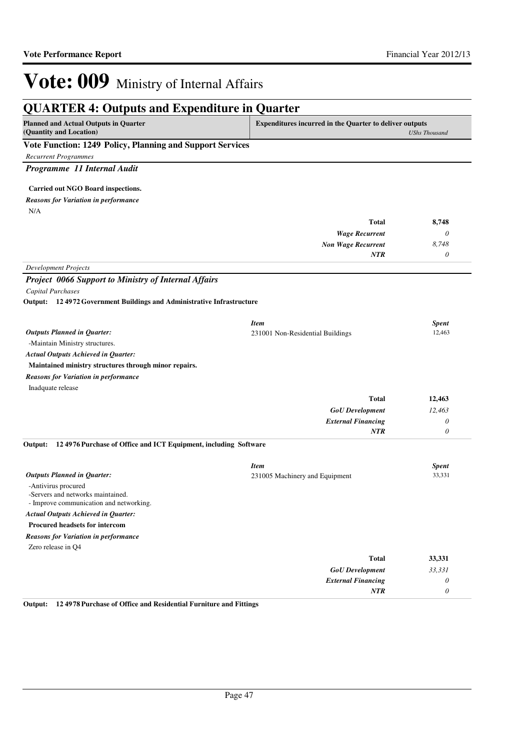# Vote: 009 Ministry of Internal Affairs

## QUARTER 4: Outputs and Expenditure in Quarter

| Planned and Actual Outputs in Quarter (Quantity and Location) | Expenditures incurred in the Quarter to deliver outputs *UShs Thousand* |
|---|---|

### Vote Function: 1249 Policy, Planning and Support Services

*Recurrent Programmes*

### *Programme 11 Internal Audit*

**Carried out NGO Board inspections.**

***Reasons for Variation in performance***

N/A

| | |
|---|---|
| **Total** | **8,748** |
| ***Wage Recurrent*** | *0* |
| ***Non Wage Recurrent*** | *8,748* |
| ***NTR*** | *0* |

*Development Projects*

### *Project 0066 Support to Ministry of Internal Affairs*

*Capital Purchases*

**Output: 12 4972 Government Buildings and Administrative Infrastructure**

| | ***Item*** | ***Spent*** |
|---|---|---|
| ***Outputs Planned in Quarter:*** | 231001 Non-Residential Buildings | 12,463 |

-Maintain Ministry structures.

***Actual Outputs Achieved in Quarter:***

**Maintained ministry structures through minor repairs.**

***Reasons for Variation in performance***

Inadquate release

| | |
|---|---|
| **Total** | **12,463** |
| ***GoU Development*** | *12,463* |
| ***External Financing*** | *0* |
| ***NTR*** | *0* |

**Output: 12 4976 Purchase of Office and ICT Equipment, including Software**

| | ***Item*** | ***Spent*** |
|---|---|---|
| ***Outputs Planned in Quarter:*** | 231005 Machinery and Equipment | 33,331 |

-Antivirus procured
-Servers and networks maintained.
- Improve communication and networking.

***Actual Outputs Achieved in Quarter:***

**Procured headsets for intercom**

***Reasons for Variation in performance***

Zero release in Q4

| | |
|---|---|
| **Total** | **33,331** |
| ***GoU Development*** | *33,331* |
| ***External Financing*** | *0* |
| ***NTR*** | *0* |

**Output: 12 4978 Purchase of Office and Residential Furniture and Fittings**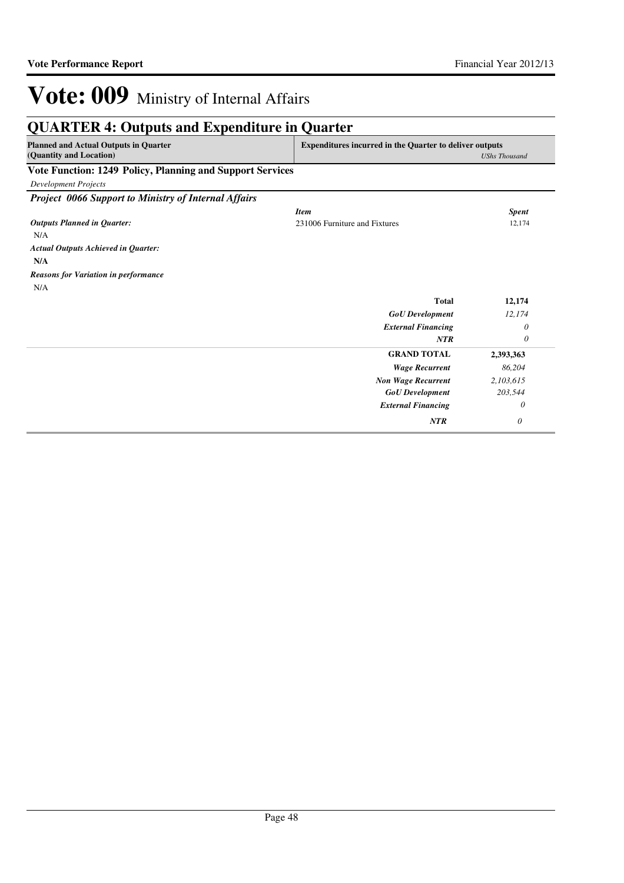# Vote: 009 Ministry of Internal Affairs

## QUARTER 4: Outputs and Expenditure in Quarter

| Planned and Actual Outputs in Quarter (Quantity and Location) | Expenditures incurred in the Quarter to deliver outputs | *UShs Thousand* |
|---|---|---|

### Vote Function: 1249 Policy, Planning and Support Services

*Development Projects*

#### *Project 0066 Support to Ministry of Internal Affairs*

| | *Item* | *Spent* |
|---|---|---|
| ***Outputs Planned in Quarter:*** | 231006 Furniture and Fixtures | 12,174 |
| N/A | | |
| ***Actual Outputs Achieved in Quarter:*** | | |
| **N/A** | | |
| ***Reasons for Variation in performance*** | | |
| N/A | | |
| | **Total** | **12,174** |
| | ***GoU Development*** | *12,174* |
| | ***External Financing*** | *0* |
| | ***NTR*** | *0* |
| | **GRAND TOTAL** | **2,393,363** |
| | ***Wage Recurrent*** | *86,204* |
| | ***Non Wage Recurrent*** | *2,103,615* |
| | ***GoU Development*** | *203,544* |
| | ***External Financing*** | *0* |
| | ***NTR*** | *0* |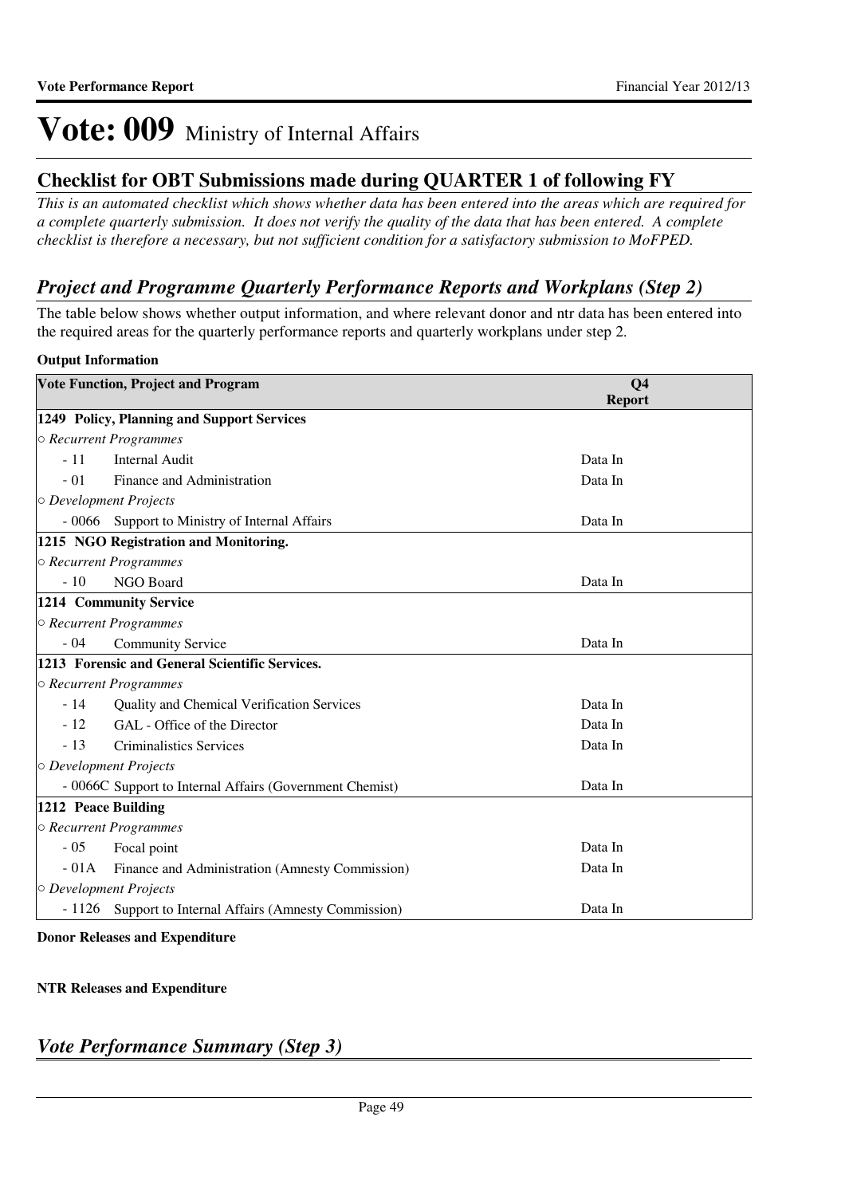# Vote: 009 Ministry of Internal Affairs

## Checklist for OBT Submissions made during QUARTER 1 of following FY

*This is an automated checklist which shows whether data has been entered into the areas which are required for a complete quarterly submission. It does not verify the quality of the data that has been entered. A complete checklist is therefore a necessary, but not sufficient condition for a satisfactory submission to MoFPED.*

### *Project and Programme Quarterly Performance Reports and Workplans (Step 2)*

The table below shows whether output information, and where relevant donor and ntr data has been entered into the required areas for the quarterly performance reports and quarterly workplans under step 2.

**Output Information**

| Vote Function, Project and Program | | Q4 Report |
|---|---|---|
| **1249 Policy, Planning and Support Services** | | |
| *○ Recurrent Programmes* | | |
| - 11 | Internal Audit | Data In |
| - 01 | Finance and Administration | Data In |
| *○ Development Projects* | | |
| - 0066 | Support to Ministry of Internal Affairs | Data In |
| **1215 NGO Registration and Monitoring.** | | |
| *○ Recurrent Programmes* | | |
| - 10 | NGO Board | Data In |
| **1214 Community Service** | | |
| *○ Recurrent Programmes* | | |
| - 04 | Community Service | Data In |
| **1213 Forensic and General Scientific Services.** | | |
| *○ Recurrent Programmes* | | |
| - 14 | Quality and Chemical Verification Services | Data In |
| - 12 | GAL - Office of the Director | Data In |
| - 13 | Criminalistics Services | Data In |
| *○ Development Projects* | | |
| - 0066C | Support to Internal Affairs (Government Chemist) | Data In |
| **1212 Peace Building** | | |
| *○ Recurrent Programmes* | | |
| - 05 | Focal point | Data In |
| - 01A | Finance and Administration (Amnesty Commission) | Data In |
| *○ Development Projects* | | |
| - 1126 | Support to Internal Affairs (Amnesty Commission) | Data In |

**Donor Releases and Expenditure**

**NTR Releases and Expenditure**

### *Vote Performance Summary (Step 3)*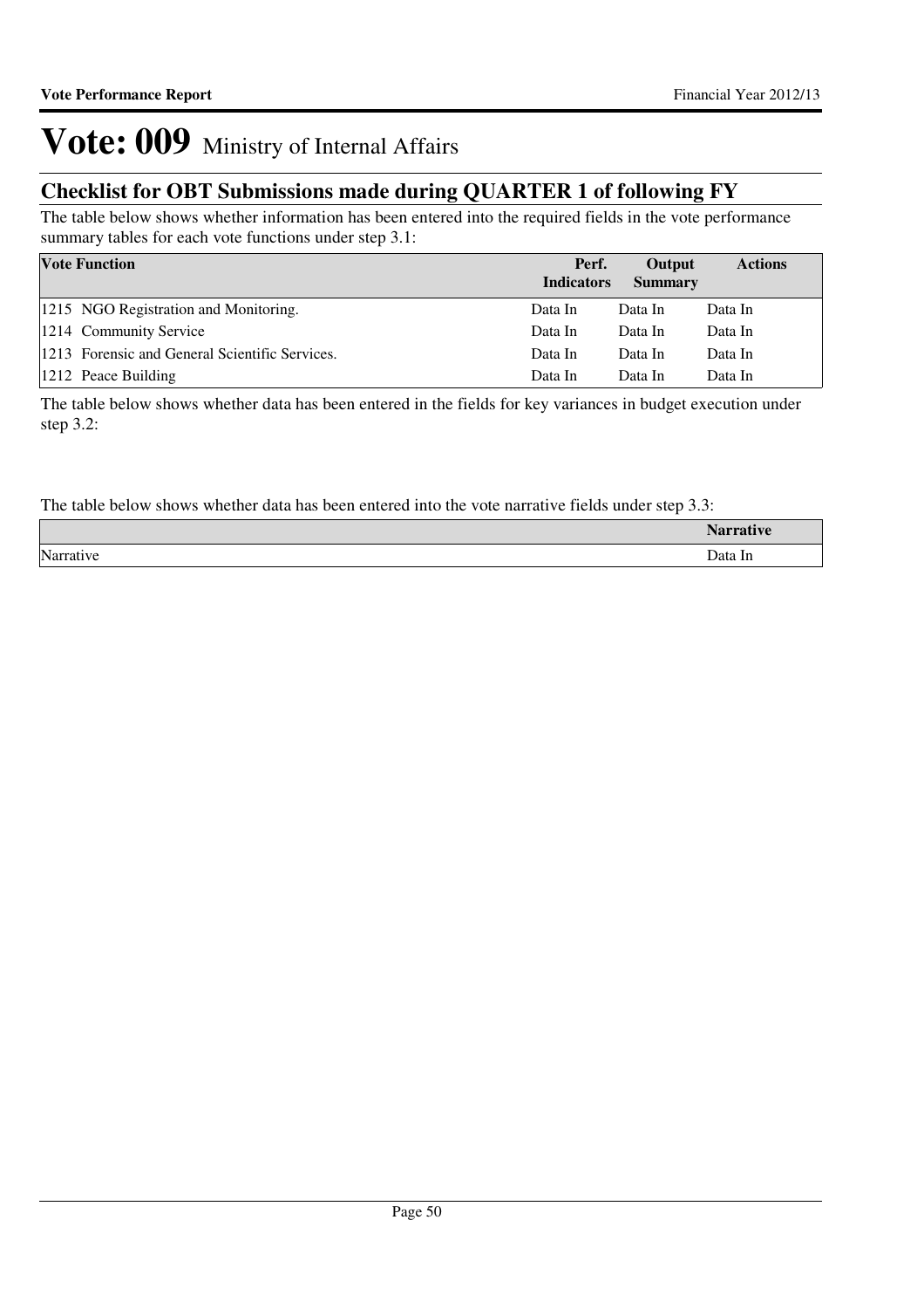# Vote: 009 Ministry of Internal Affairs

## Checklist for OBT Submissions made during QUARTER 1 of following FY

The table below shows whether information has been entered into the required fields in the vote performance summary tables for each vote functions under step 3.1:

| Vote Function | Perf. Indicators | Output Summary | Actions |
|---|---|---|---|
| 1215 NGO Registration and Monitoring. | Data In | Data In | Data In |
| 1214 Community Service | Data In | Data In | Data In |
| 1213 Forensic and General Scientific Services. | Data In | Data In | Data In |
| 1212 Peace Building | Data In | Data In | Data In |

The table below shows whether data has been entered in the fields for key variances in budget execution under step 3.2:

The table below shows whether data has been entered into the vote narrative fields under step 3.3:

| | Narrative |
|---|---|
| Narrative | Data In |